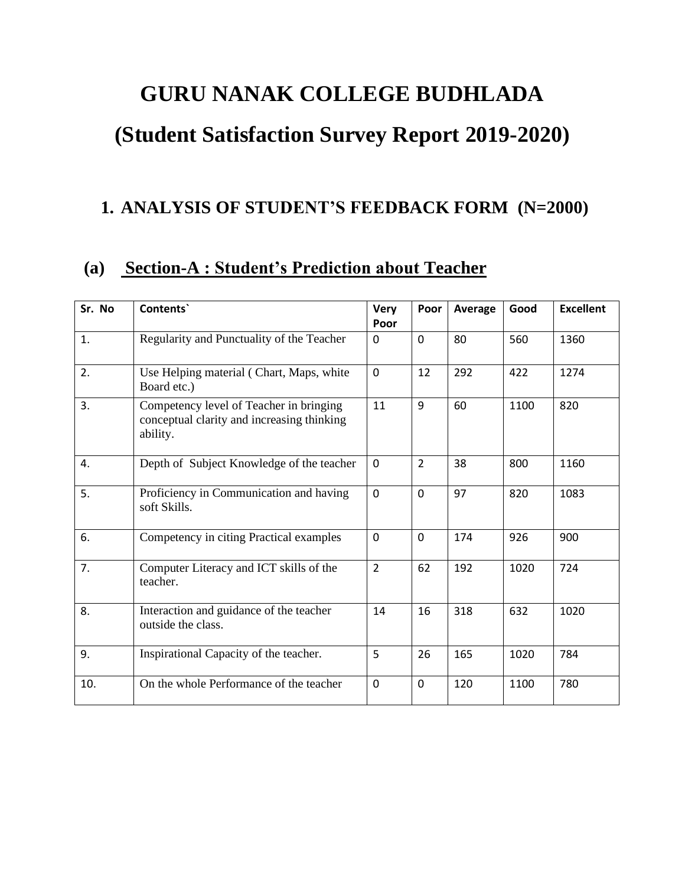# GURU NANAK COLLEGE BUDHLADA

# (Student Satisfaction Survey Report 2019-2020)

## 1. ANALYSIS OF STUDENT'S FEEDBACK FORM (N=2000)

### (a) Section-A : Student's Prediction about Teacher

| Sr. No | Contents` | Very Poor | Poor | Average | Good | Excellent |
|---|---|---|---|---|---|---|
| 1. | Regularity and Punctuality of the Teacher | 0 | 0 | 80 | 560 | 1360 |
| 2. | Use Helping material ( Chart, Maps, white Board etc.) | 0 | 12 | 292 | 422 | 1274 |
| 3. | Competency level of Teacher in bringing conceptual clarity and increasing thinking ability. | 11 | 9 | 60 | 1100 | 820 |
| 4. | Depth of Subject Knowledge of the teacher | 0 | 2 | 38 | 800 | 1160 |
| 5. | Proficiency in Communication and having soft Skills. | 0 | 0 | 97 | 820 | 1083 |
| 6. | Competency in citing Practical examples | 0 | 0 | 174 | 926 | 900 |
| 7. | Computer Literacy and ICT skills of the teacher. | 2 | 62 | 192 | 1020 | 724 |
| 8. | Interaction and guidance of the teacher outside the class. | 14 | 16 | 318 | 632 | 1020 |
| 9. | Inspirational Capacity of the teacher. | 5 | 26 | 165 | 1020 | 784 |
| 10. | On the whole Performance of the teacher | 0 | 0 | 120 | 1100 | 780 |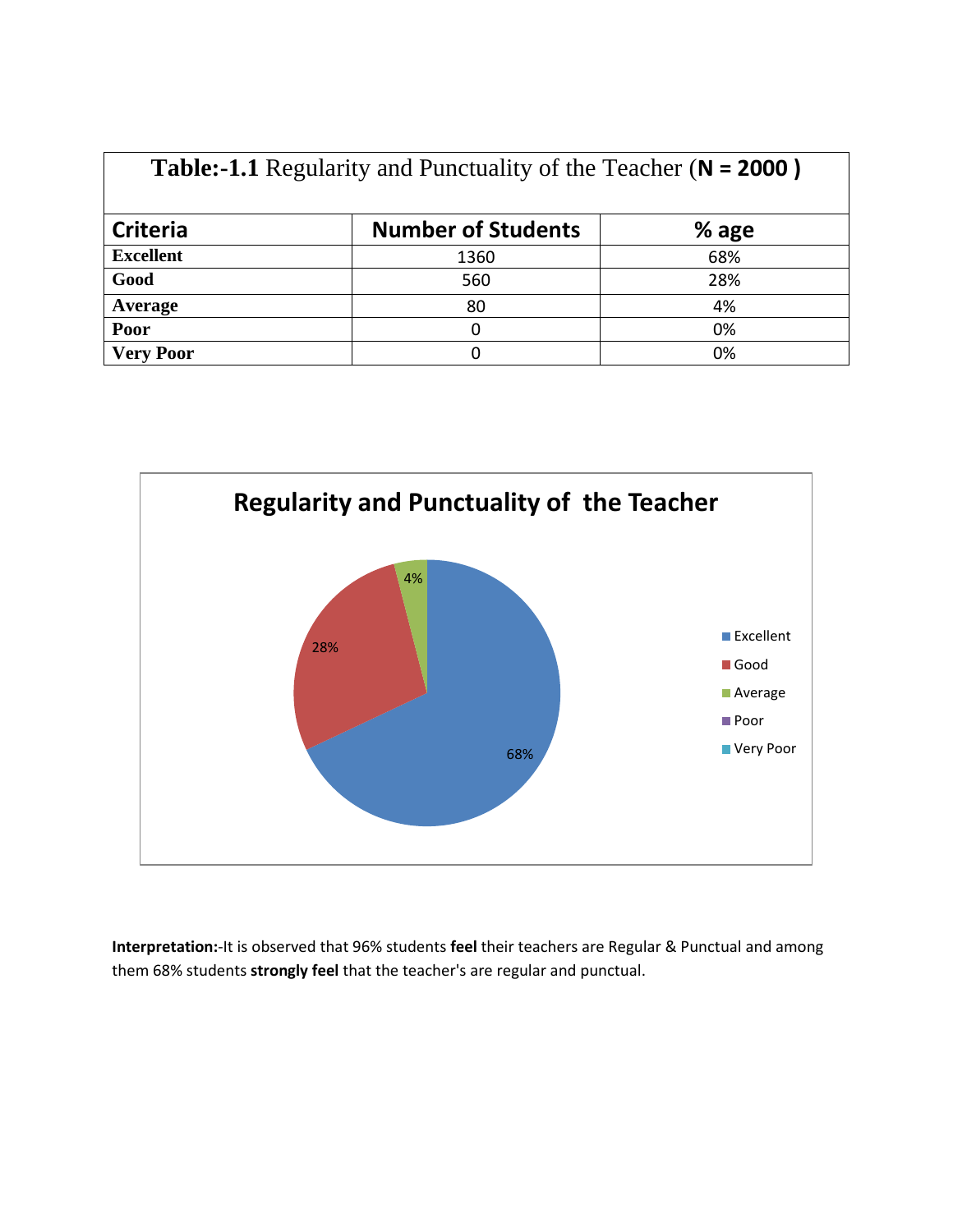**Table:-1.1** Regularity and Punctuality of the Teacher (**N = 2000 )**

| Criteria | Number of Students | % age |
|---|---|---|
| **Excellent** | 1360 | 68% |
| **Good** | 560 | 28% |
| **Average** | 80 | 4% |
| **Poor** | 0 | 0% |
| **Very Poor** | 0 | 0% |

**Interpretation:**-It is observed that 96% students **feel** their teachers are Regular & Punctual and among them 68% students **strongly feel** that the teacher's are regular and punctual.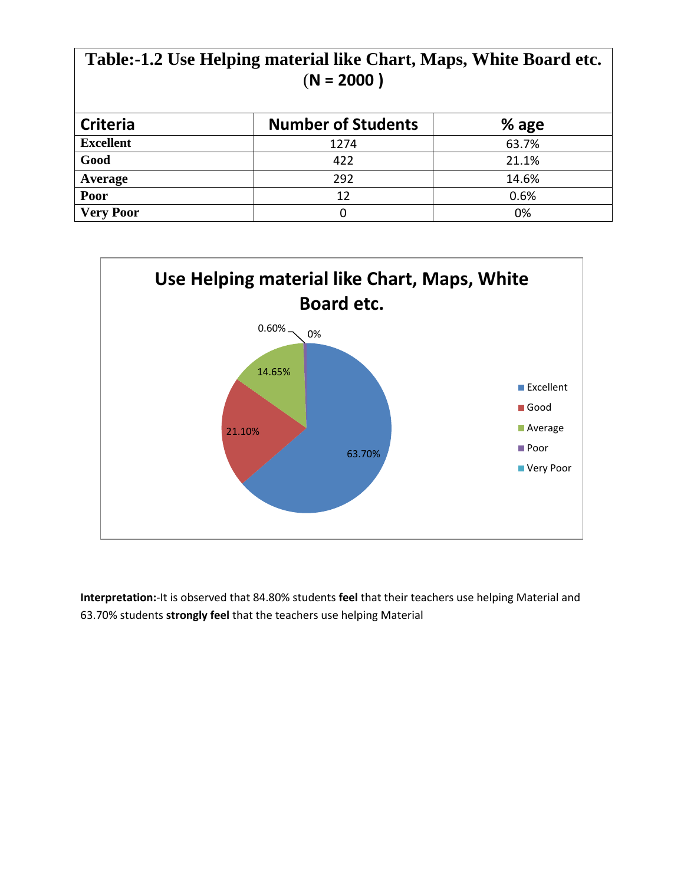**Table:-1.2 Use Helping material like Chart, Maps, White Board etc. (N = 2000 )**

| Criteria | Number of Students | % age |
|---|---|---|
| **Excellent** | 1274 | 63.7% |
| **Good** | 422 | 21.1% |
| **Average** | 292 | 14.6% |
| **Poor** | 12 | 0.6% |
| **Very Poor** | 0 | 0% |

**Interpretation:**-It is observed that 84.80% students **feel** that their teachers use helping Material and 63.70% students **strongly feel** that the teachers use helping Material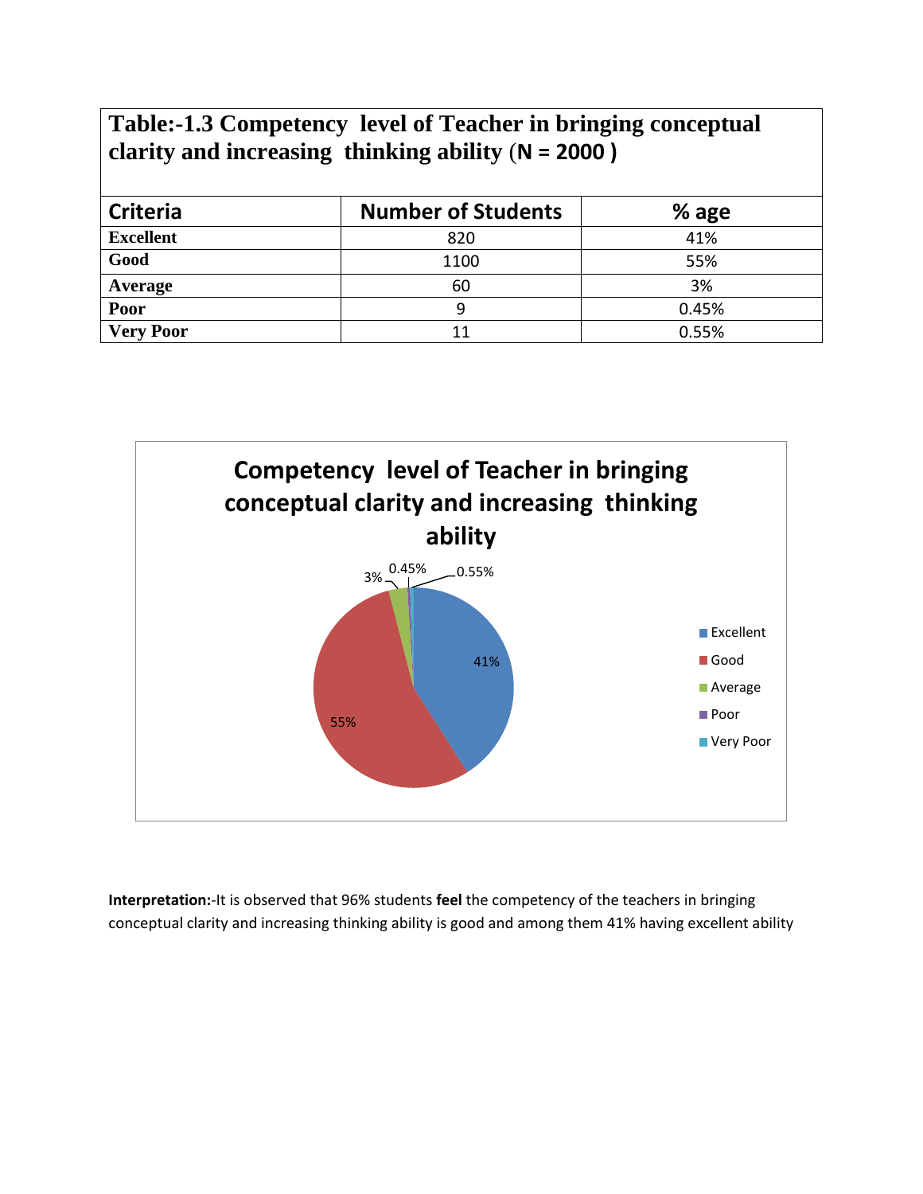**Table:-1.3 Competency level of Teacher in bringing conceptual clarity and increasing thinking ability (N = 2000 )**

| Criteria | Number of Students | % age |
|---|---|---|
| **Excellent** | 820 | 41% |
| **Good** | 1100 | 55% |
| **Average** | 60 | 3% |
| **Poor** | 9 | 0.45% |
| **Very Poor** | 11 | 0.55% |

**Interpretation:**-It is observed that 96% students **feel** the competency of the teachers in bringing conceptual clarity and increasing thinking ability is good and among them 41% having excellent ability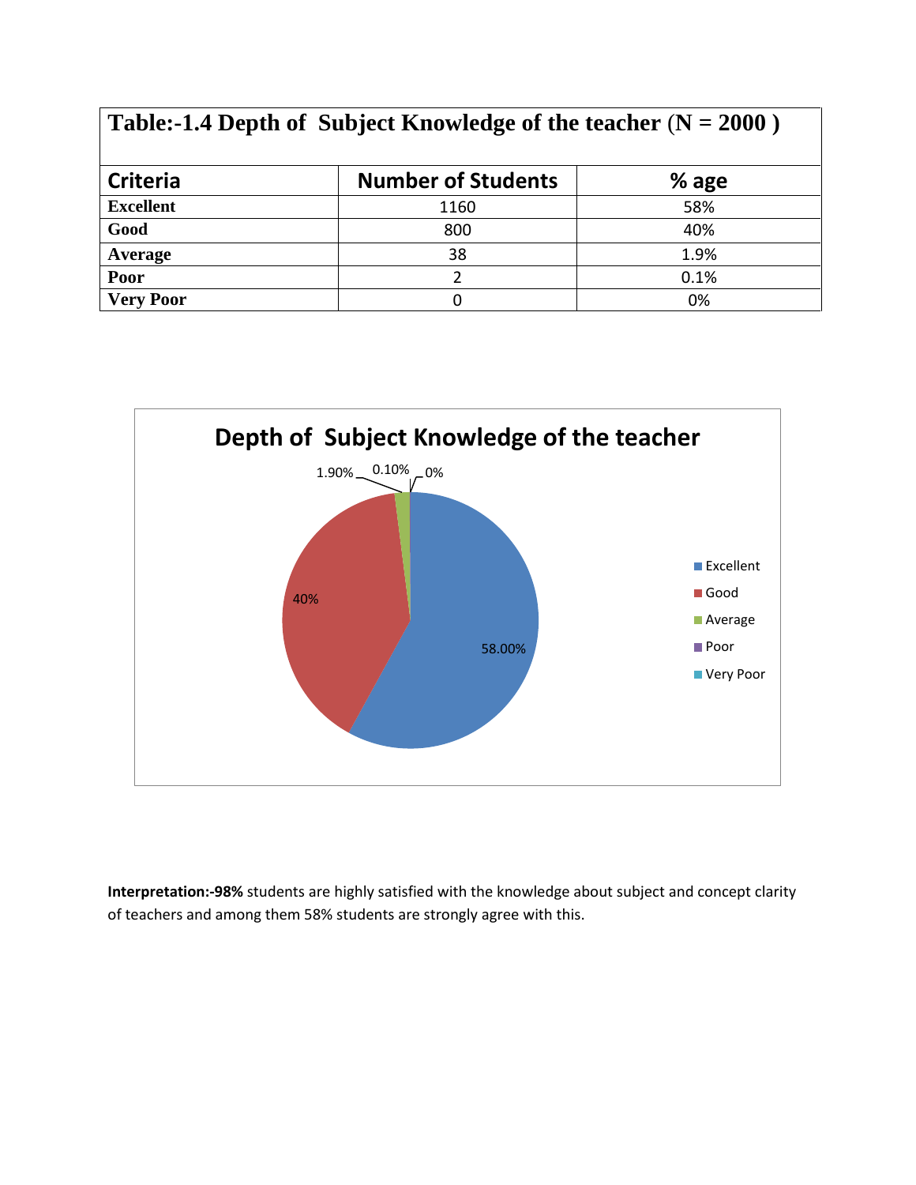**Table:-1.4 Depth of Subject Knowledge of the teacher (N = 2000 )**

| Criteria | Number of Students | % age |
|---|---|---|
| **Excellent** | 1160 | 58% |
| **Good** | 800 | 40% |
| **Average** | 38 | 1.9% |
| **Poor** | 2 | 0.1% |
| **Very Poor** | 0 | 0% |

**Interpretation:-98%** students are highly satisfied with the knowledge about subject and concept clarity of teachers and among them 58% students are strongly agree with this.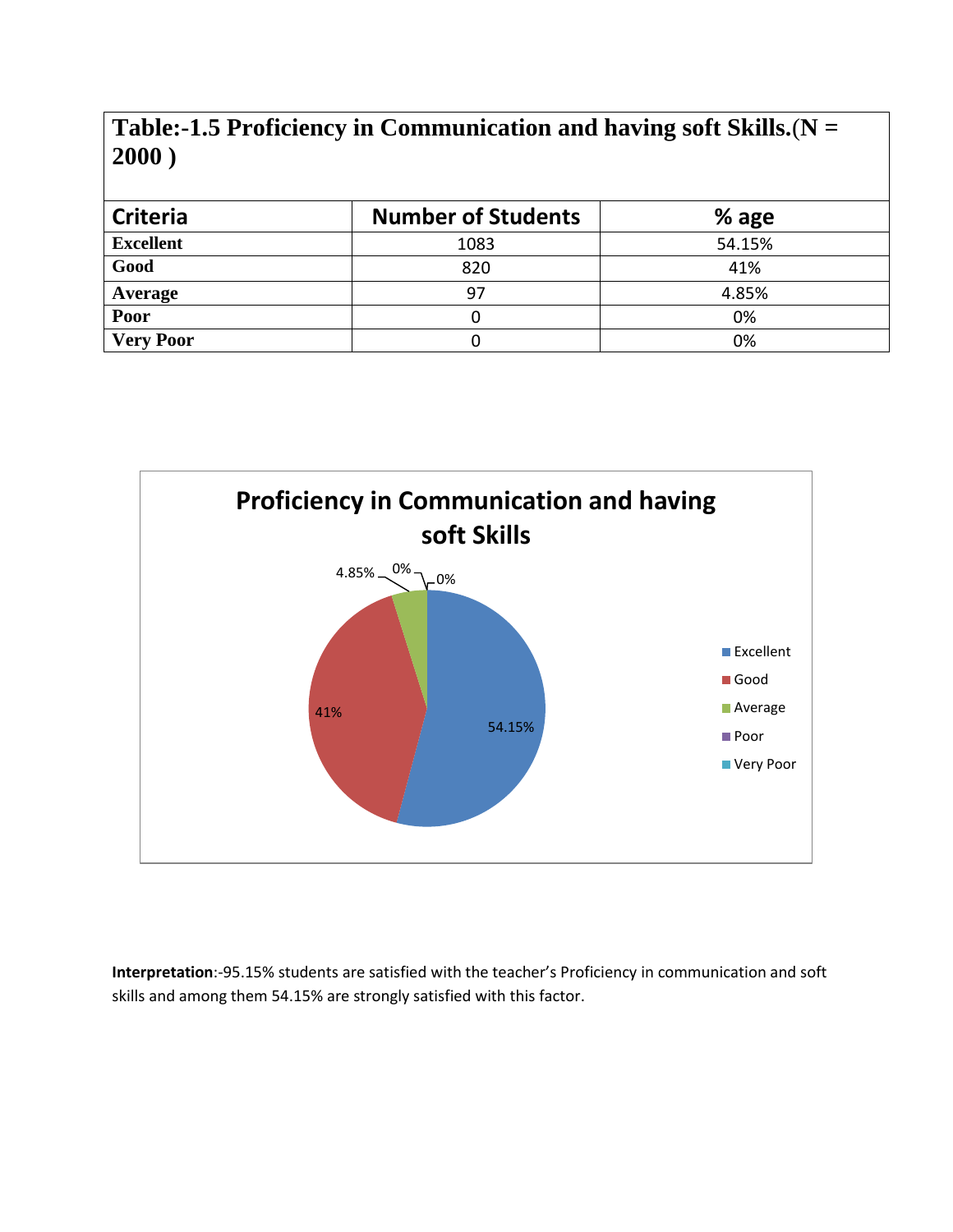**Table:-1.5 Proficiency in Communication and having soft Skills.(N = 2000 )**

| Criteria | Number of Students | % age |
|---|---|---|
| Excellent | 1083 | 54.15% |
| Good | 820 | 41% |
| Average | 97 | 4.85% |
| Poor | 0 | 0% |
| Very Poor | 0 | 0% |

**Interpretation**:-95.15% students are satisfied with the teacher's Proficiency in communication and soft skills and among them 54.15% are strongly satisfied with this factor.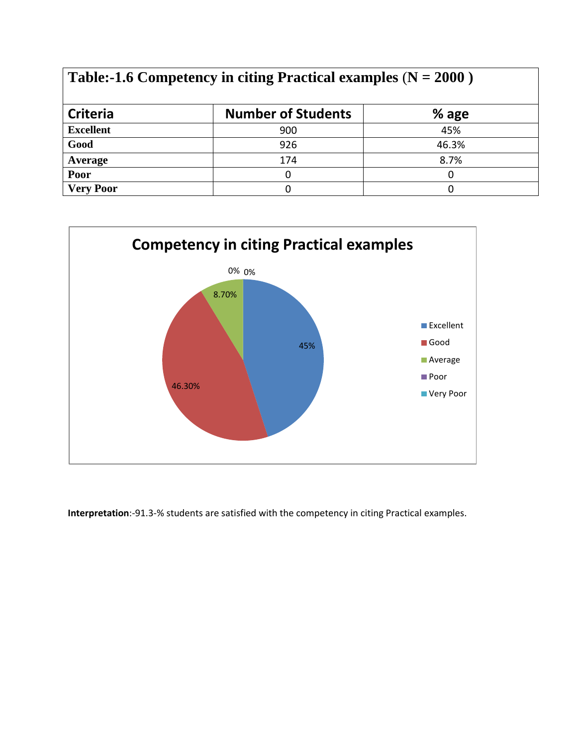| Table:-1.6 Competency in citing Practical examples (N = 2000 ) | | |
|---|---|---|
| **Criteria** | **Number of Students** | **% age** |
| **Excellent** | 900 | 45% |
| **Good** | 926 | 46.3% |
| **Average** | 174 | 8.7% |
| **Poor** | 0 | 0 |
| **Very Poor** | 0 | 0 |

**Competency in citing Practical examples**

| Criteria | % |
|---|---|
| Excellent | 45% |
| Good | 46.30% |
| Average | 8.70% |
| Poor | 0% |
| Very Poor | 0% |

**Interpretation**:-91.3-% students are satisfied with the competency in citing Practical examples.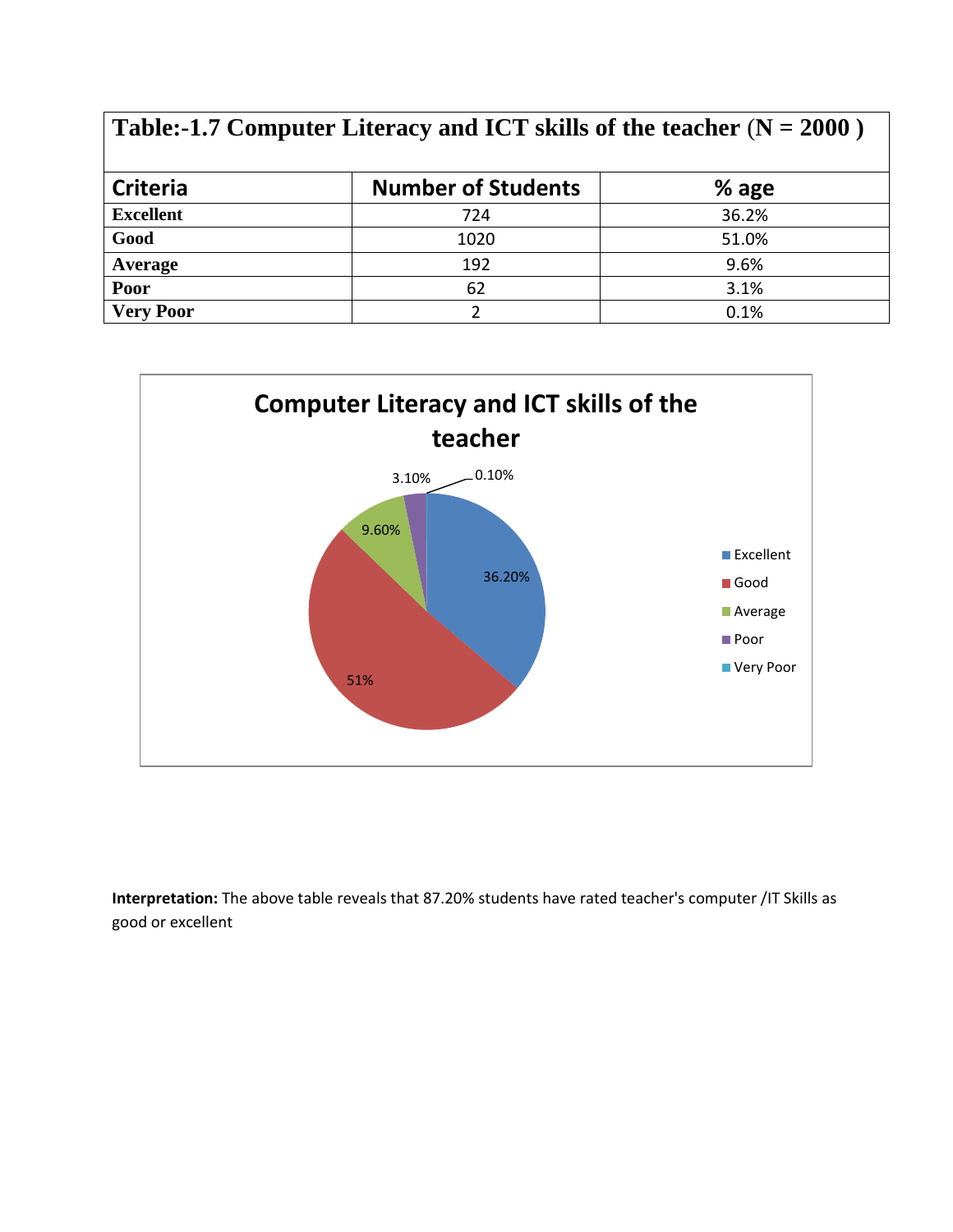**Table:-1.7 Computer Literacy and ICT skills of the teacher (N = 2000 )**

| Criteria | Number of Students | % age |
| --- | --- | --- |
| **Excellent** | 724 | 36.2% |
| **Good** | 1020 | 51.0% |
| **Average** | 192 | 9.6% |
| **Poor** | 62 | 3.1% |
| **Very Poor** | 2 | 0.1% |

**Interpretation:** The above table reveals that 87.20% students have rated teacher's computer /IT Skills as good or excellent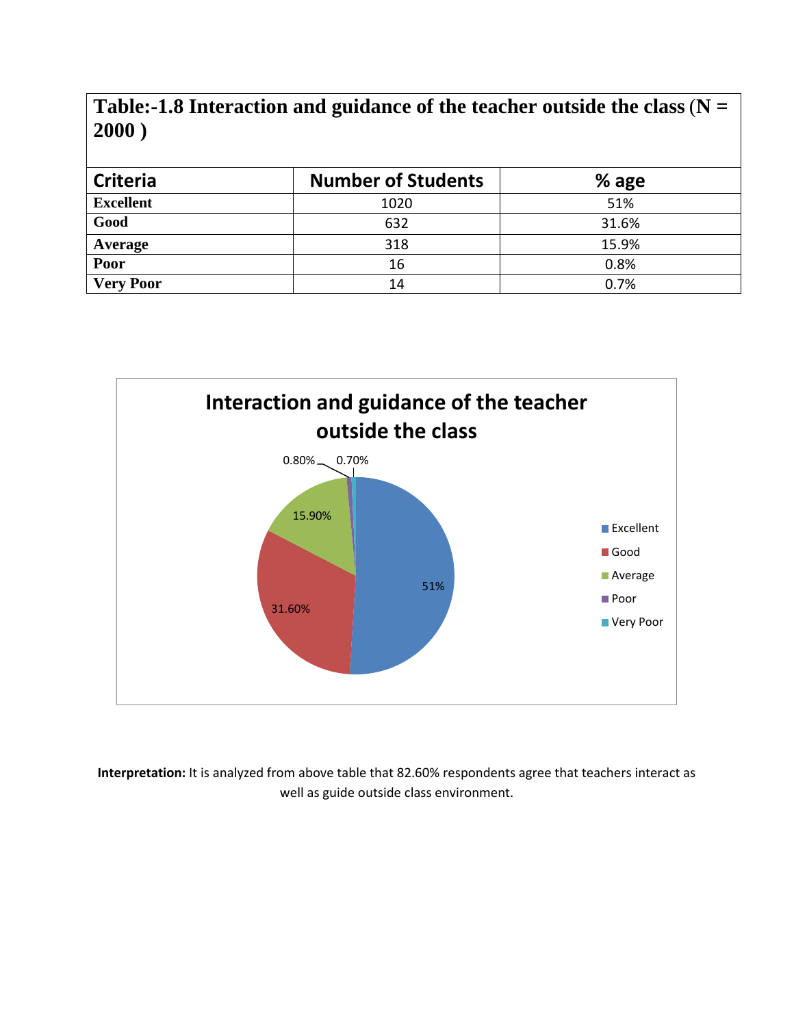**Table:-1.8 Interaction and guidance of the teacher outside the class (N = 2000 )**

| Criteria | Number of Students | % age |
|---|---|---|
| **Excellent** | 1020 | 51% |
| **Good** | 632 | 31.6% |
| **Average** | 318 | 15.9% |
| **Poor** | 16 | 0.8% |
| **Very Poor** | 14 | 0.7% |

**Interpretation:** It is analyzed from above table that 82.60% respondents agree that teachers interact as well as guide outside class environment.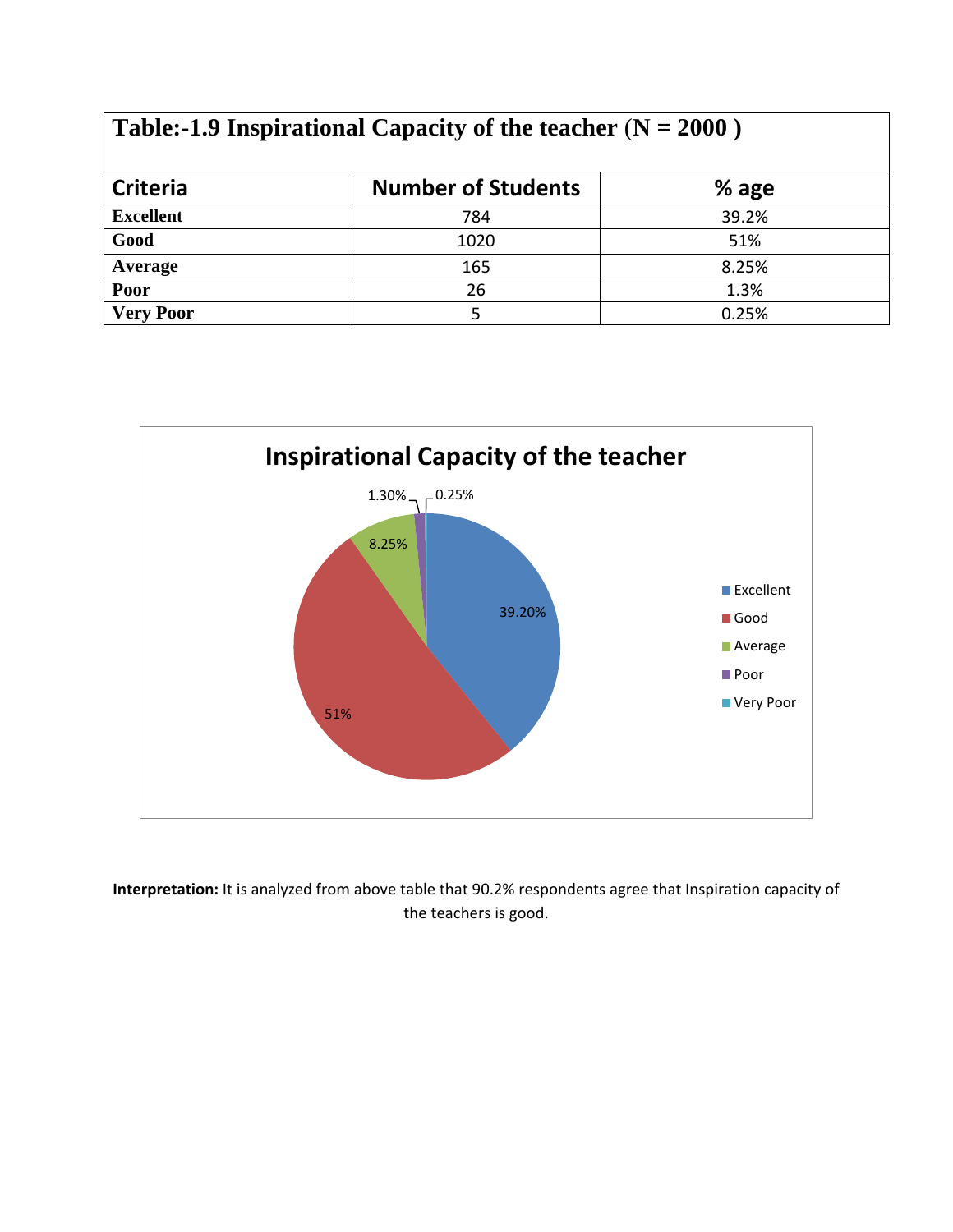| Table:-1.9 Inspirational Capacity of the teacher (N = 2000 ) | | |
|---|---|---|
| **Criteria** | **Number of Students** | **% age** |
| **Excellent** | 784 | 39.2% |
| **Good** | 1020 | 51% |
| **Average** | 165 | 8.25% |
| **Poor** | 26 | 1.3% |
| **Very Poor** | 5 | 0.25% |

**Interpretation:** It is analyzed from above table that 90.2% respondents agree that Inspiration capacity of the teachers is good.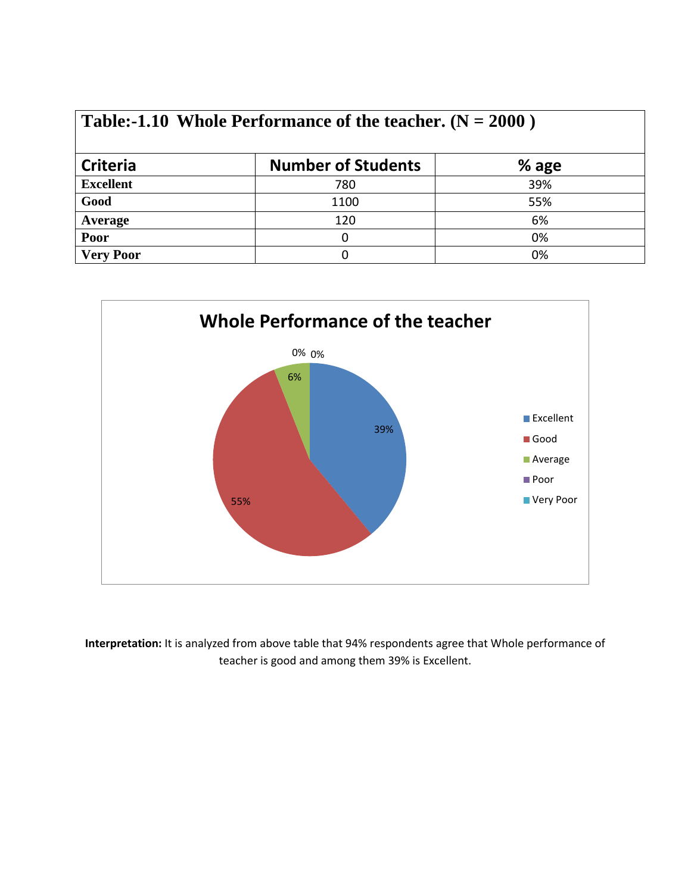**Table:-1.10 Whole Performance of the teacher. (N = 2000 )**

| Criteria | Number of Students | % age |
|---|---|---|
| Excellent | 780 | 39% |
| Good | 1100 | 55% |
| Average | 120 | 6% |
| Poor | 0 | 0% |
| Very Poor | 0 | 0% |

**Interpretation:** It is analyzed from above table that 94% respondents agree that Whole performance of teacher is good and among them 39% is Excellent.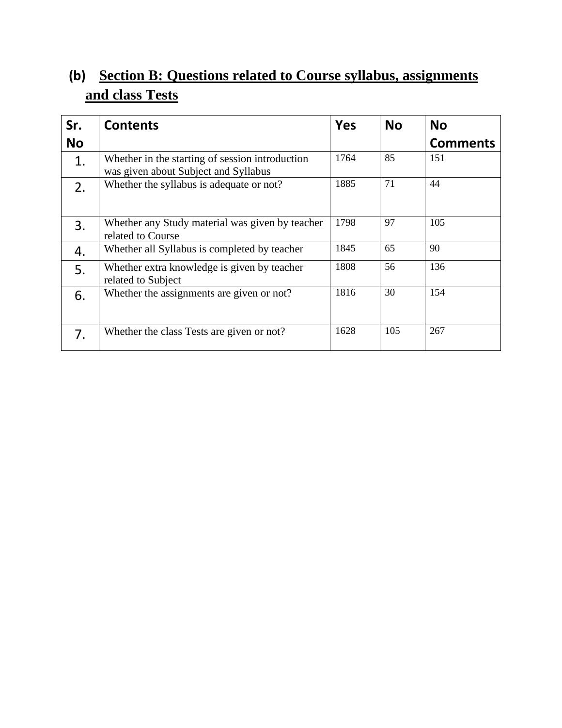## (b) Section B: Questions related to Course syllabus, assignments and class Tests

| Sr. No | Contents | Yes | No | No Comments |
|---|---|---|---|---|
| 1. | Whether in the starting of session introduction was given about Subject and Syllabus | 1764 | 85 | 151 |
| 2. | Whether the syllabus is adequate or not? | 1885 | 71 | 44 |
| 3. | Whether any Study material was given by teacher related to Course | 1798 | 97 | 105 |
| 4. | Whether all Syllabus is completed by teacher | 1845 | 65 | 90 |
| 5. | Whether extra knowledge is given by teacher related to Subject | 1808 | 56 | 136 |
| 6. | Whether the assignments are given or not? | 1816 | 30 | 154 |
| 7. | Whether the class Tests are given or not? | 1628 | 105 | 267 |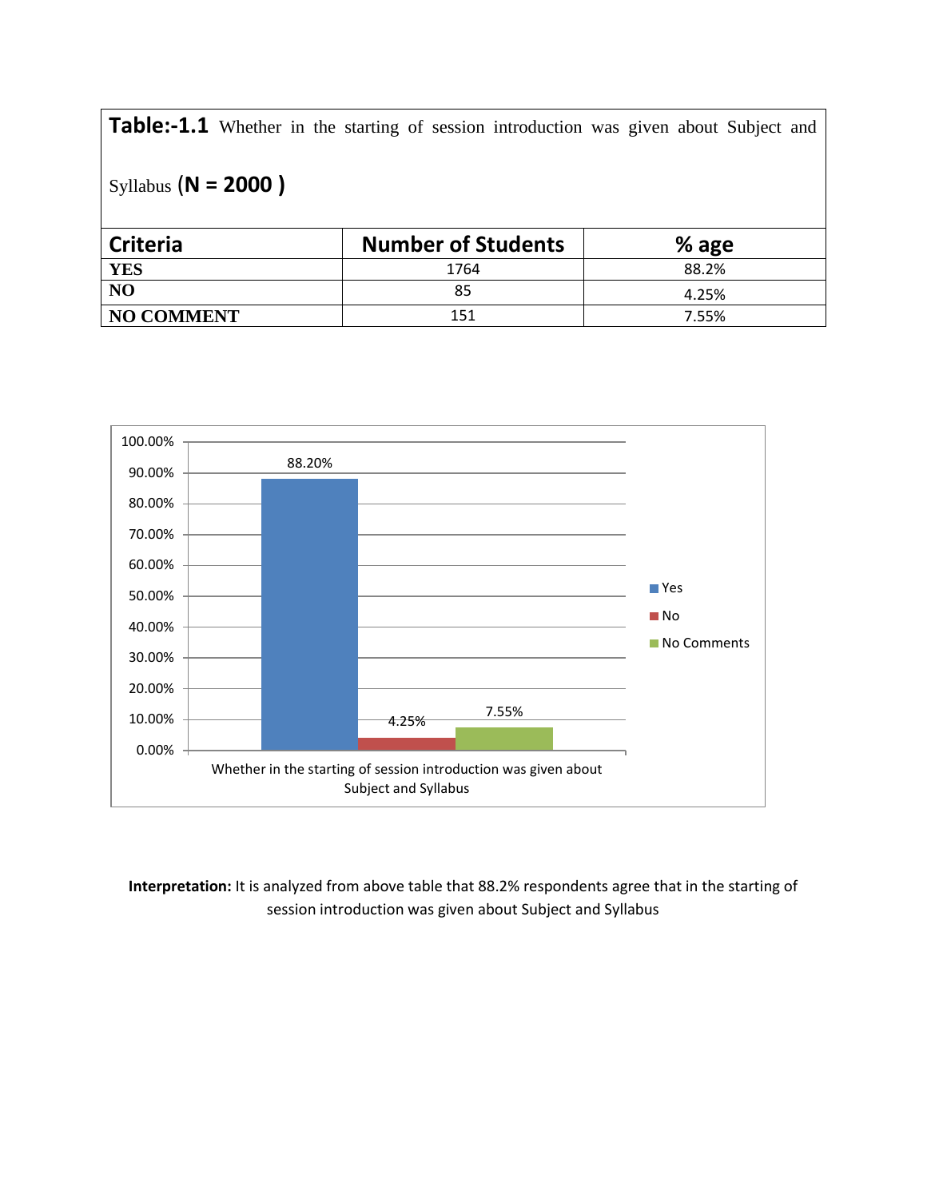**Table:-1.1** Whether in the starting of session introduction was given about Subject and Syllabus **(N = 2000 )**

| Criteria | Number of Students | % age |
|---|---|---|
| **YES** | 1764 | 88.2% |
| **NO** | 85 | 4.25% |
| **NO COMMENT** | 151 | 7.55% |

**Interpretation:** It is analyzed from above table that 88.2% respondents agree that in the starting of session introduction was given about Subject and Syllabus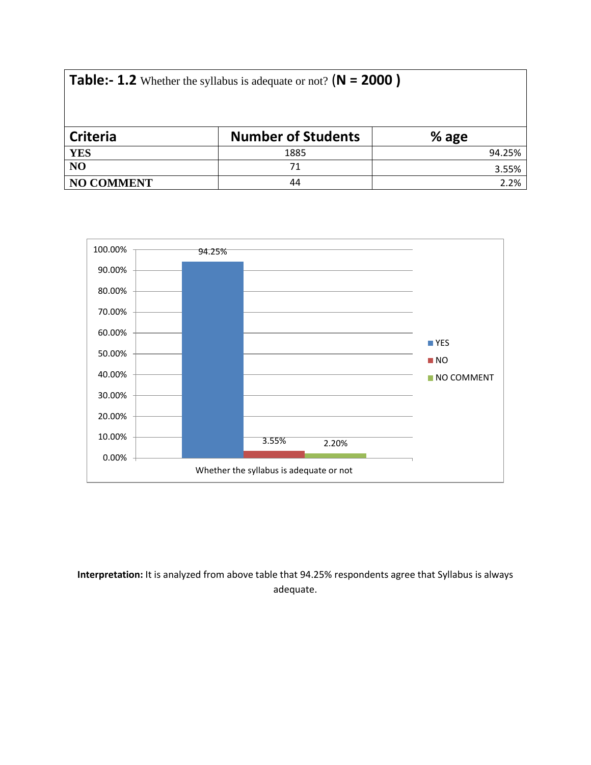**Table:- 1.2** Whether the syllabus is adequate or not? **(N = 2000 )**

| Criteria | Number of Students | % age |
|---|---|---|
| **YES** | 1885 | 94.25% |
| **NO** | 71 | 3.55% |
| **NO COMMENT** | 44 | 2.2% |

**Interpretation:** It is analyzed from above table that 94.25% respondents agree that Syllabus is always adequate.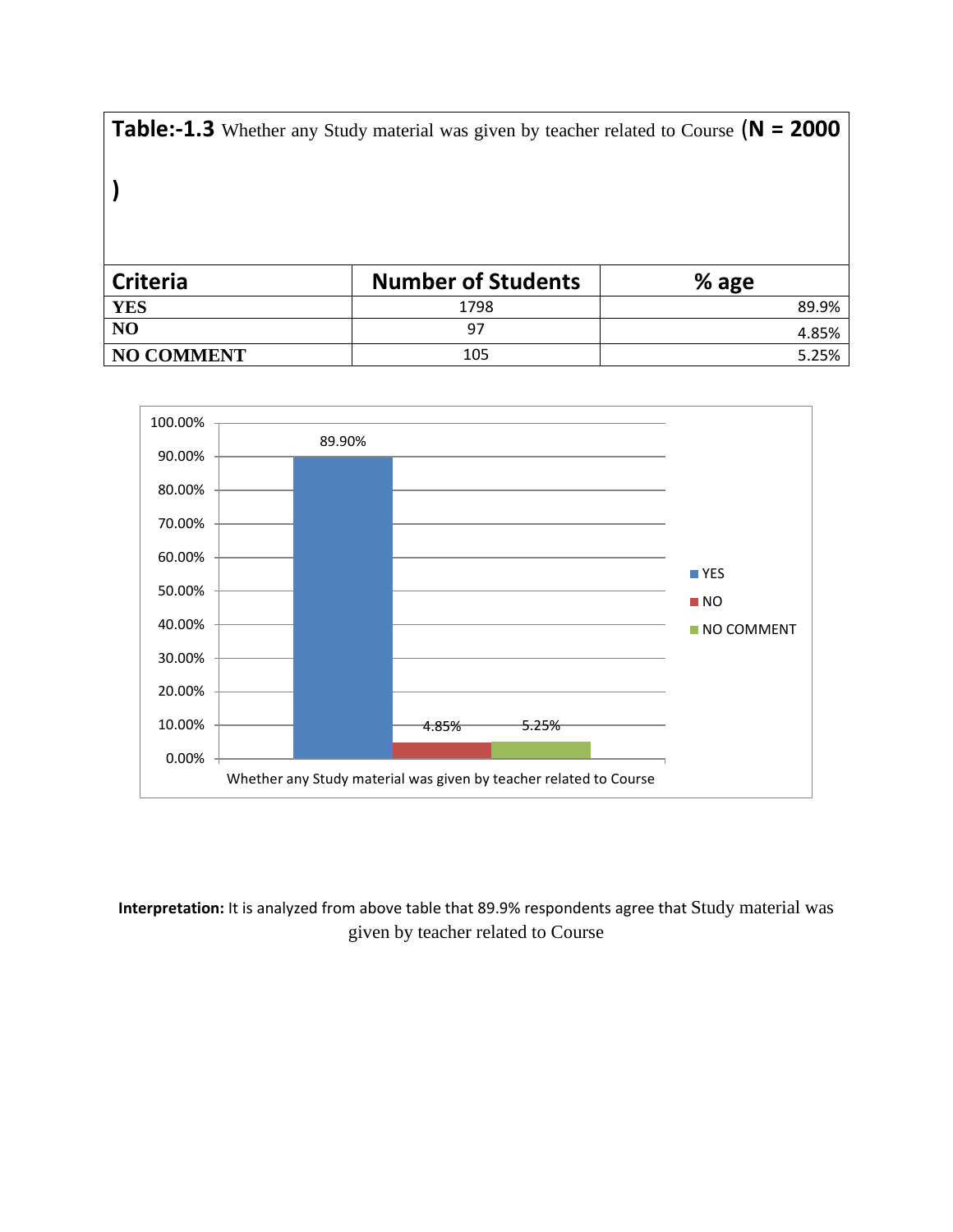**Table:-1.3** Whether any Study material was given by teacher related to Course **(N = 2000 )**

| Criteria | Number of Students | % age |
|---|---|---|
| **YES** | 1798 | 89.9% |
| **NO** | 97 | 4.85% |
| **NO COMMENT** | 105 | 5.25% |

**Interpretation:** It is analyzed from above table that 89.9% respondents agree that Study material was given by teacher related to Course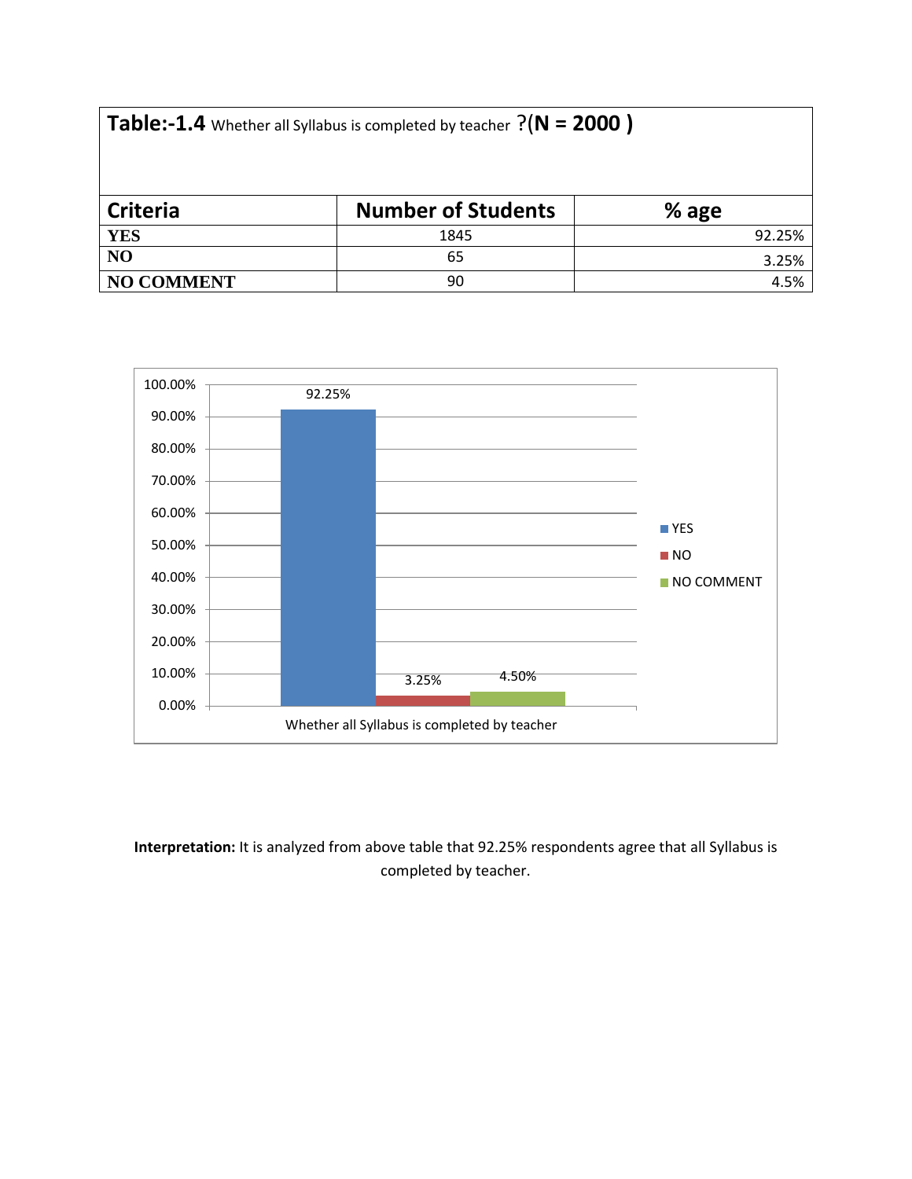**Table:-1.4** Whether all Syllabus is completed by teacher ?**(N = 2000 )**

| Criteria | Number of Students | % age |
|---|---|---|
| **YES** | 1845 | 92.25% |
| **NO** | 65 | 3.25% |
| **NO COMMENT** | 90 | 4.5% |

**Interpretation:** It is analyzed from above table that 92.25% respondents agree that all Syllabus is completed by teacher.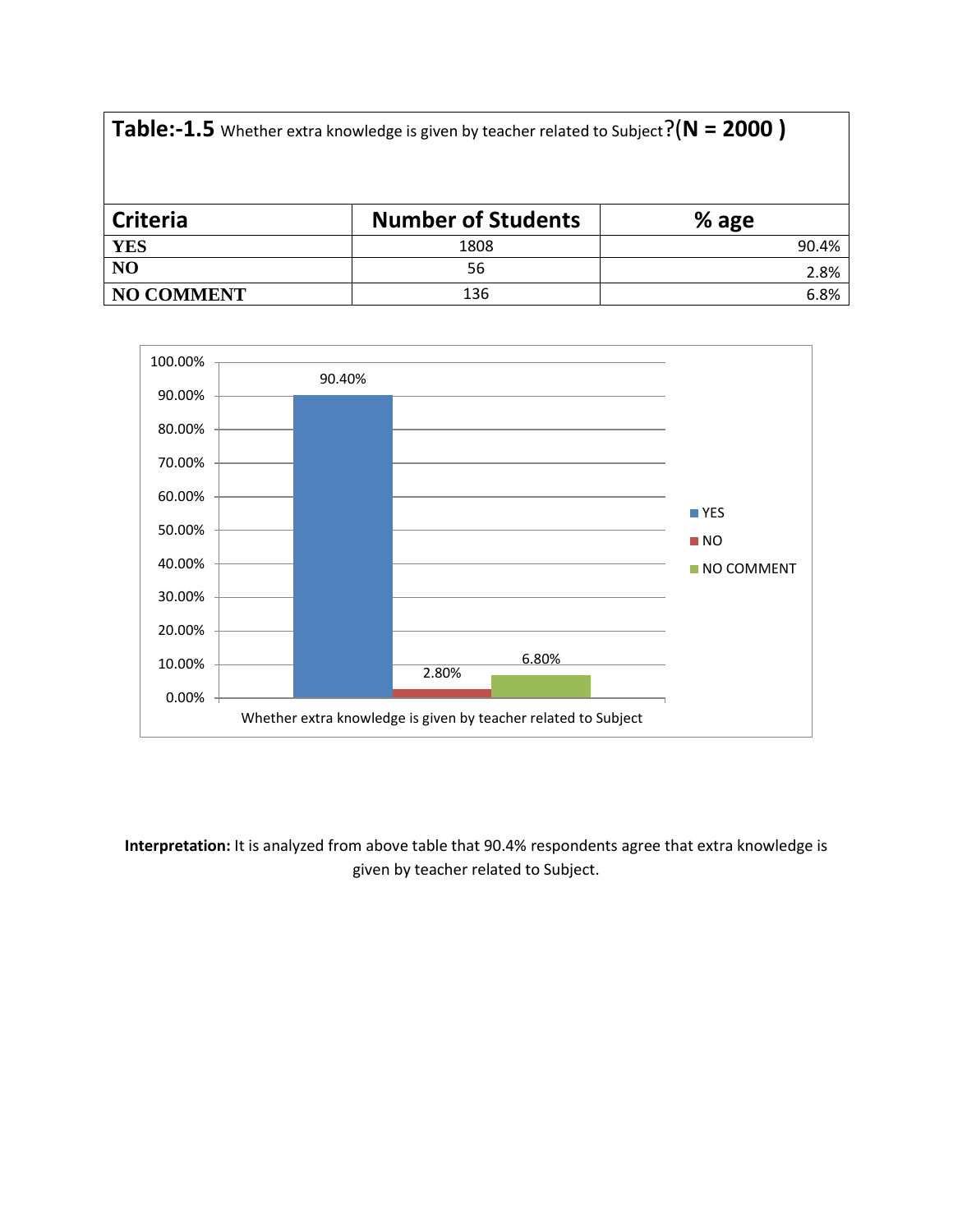| **Table:-1.5** Whether extra knowledge is given by teacher related to Subject?(**N = 2000 )** | | |
|---|---|---|
| **Criteria** | **Number of Students** | **% age** |
| **YES** | 1808 | 90.4% |
| **NO** | 56 | 2.8% |
| **NO COMMENT** | 136 | 6.8% |

**Interpretation:** It is analyzed from above table that 90.4% respondents agree that extra knowledge is given by teacher related to Subject.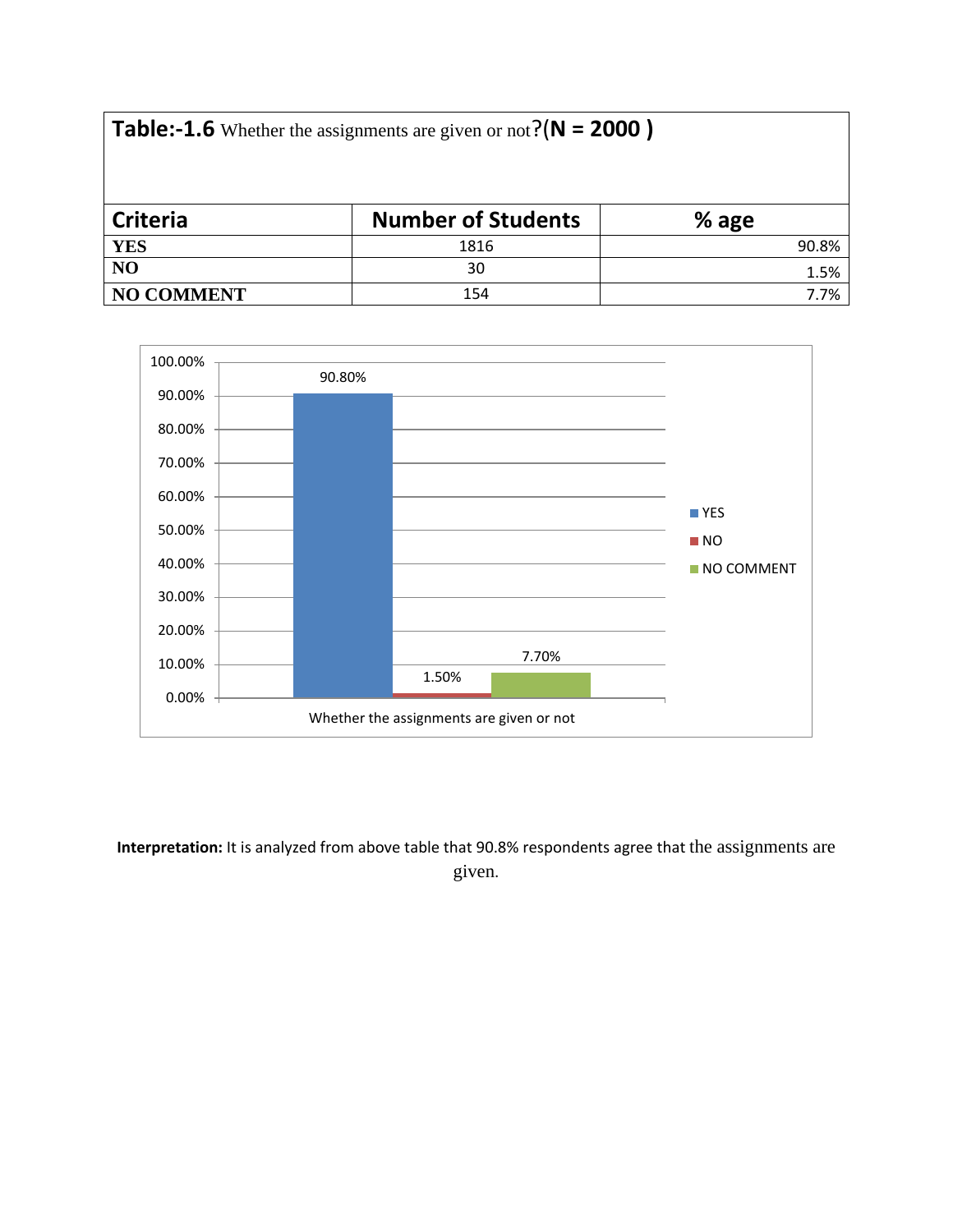| **Table:-1.6** Whether the assignments are given or not?(**N = 2000** ) | | |
|---|---|---|
| **Criteria** | **Number of Students** | **% age** |
| **YES** | 1816 | 90.8% |
| **NO** | 30 | 1.5% |
| **NO COMMENT** | 154 | 7.7% |

**Interpretation:** It is analyzed from above table that 90.8% respondents agree that the assignments are given.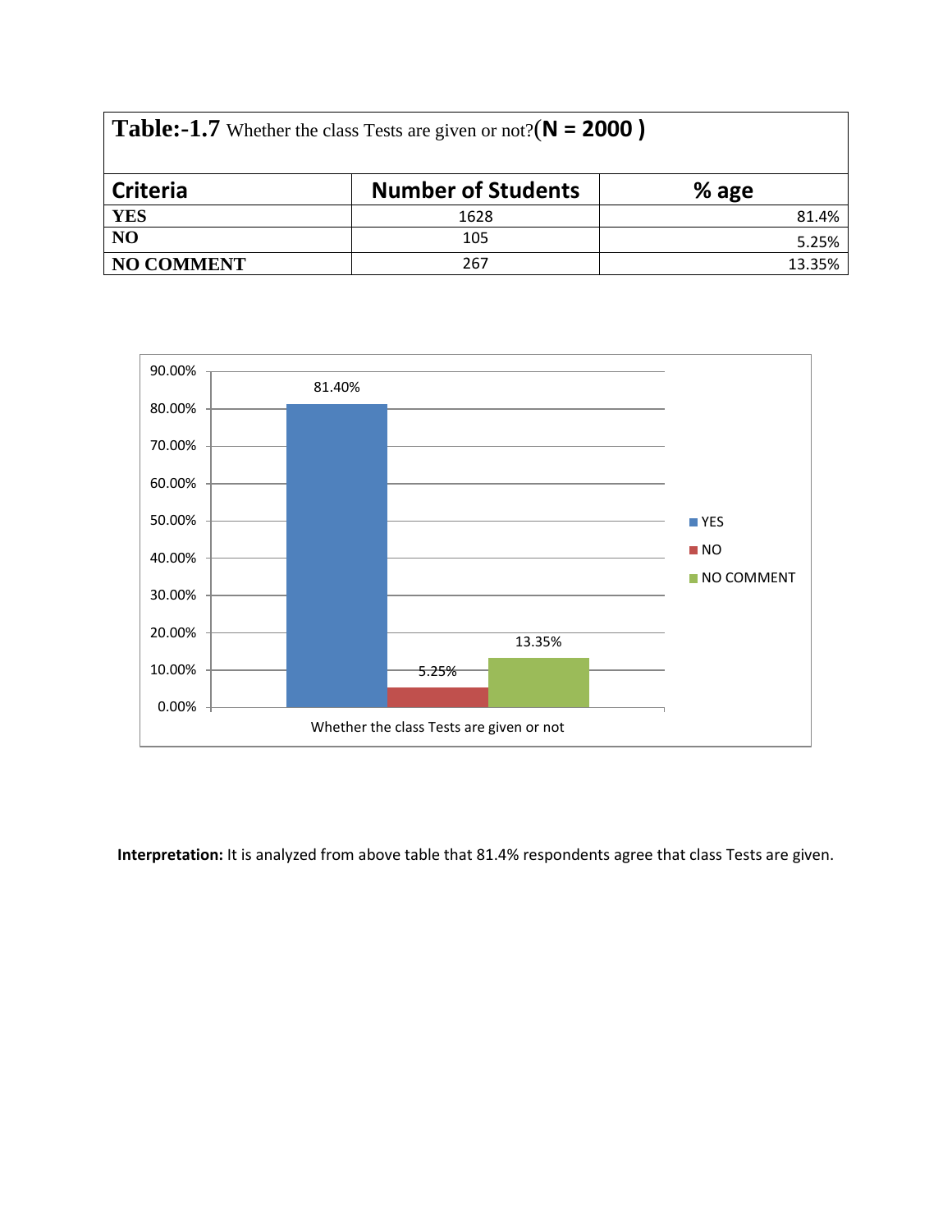**Table:-1.7** Whether the class Tests are given or not?**(N = 2000 )**

| Criteria | Number of Students | % age |
|---|---|---|
| **YES** | 1628 | 81.4% |
| **NO** | 105 | 5.25% |
| **NO COMMENT** | 267 | 13.35% |

**Interpretation:** It is analyzed from above table that 81.4% respondents agree that class Tests are given.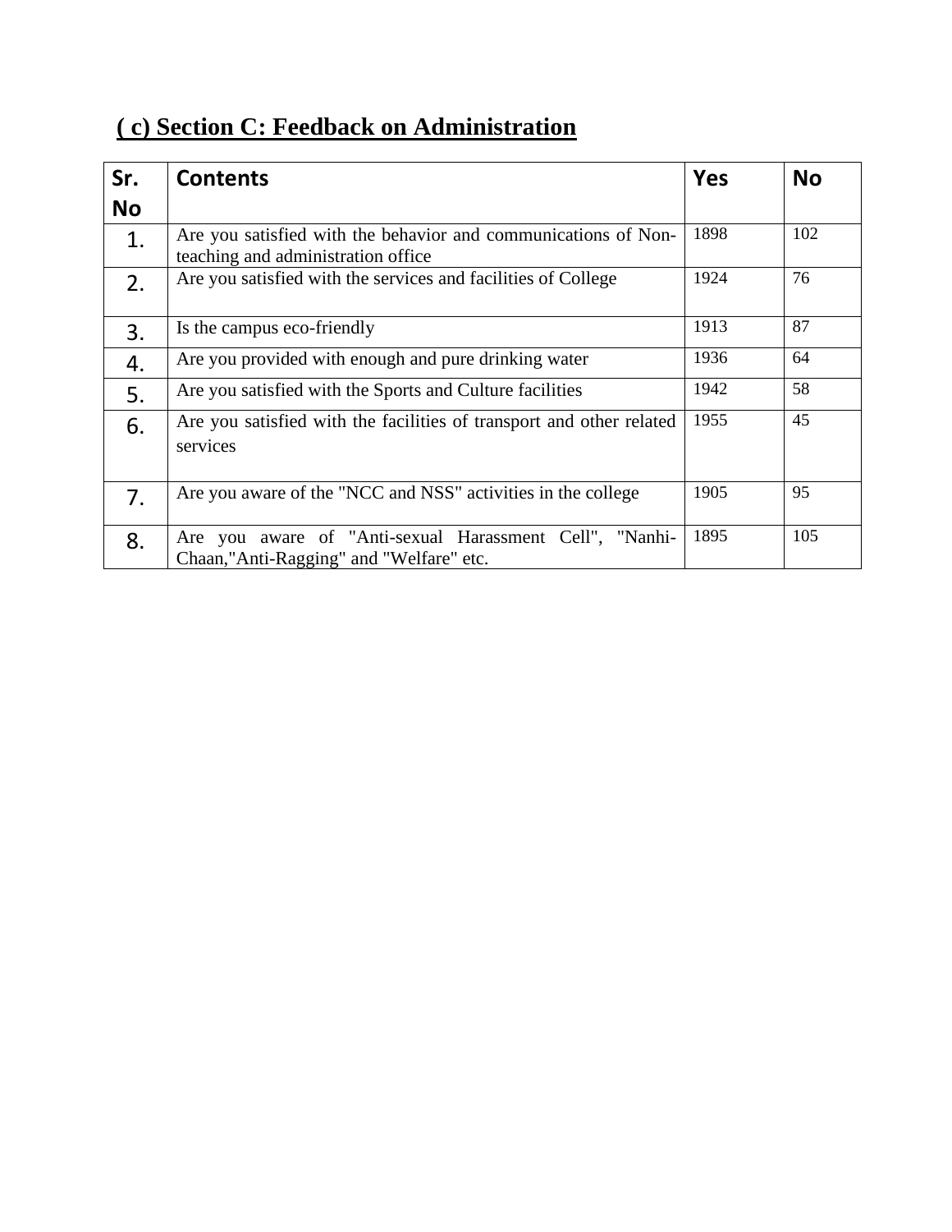## ( c) Section C: Feedback on Administration

| Sr. No | Contents | Yes | No |
|---|---|---|---|
| 1. | Are you satisfied with the behavior and communications of Non-teaching and administration office | 1898 | 102 |
| 2. | Are you satisfied with the services and facilities of College | 1924 | 76 |
| 3. | Is the campus eco-friendly | 1913 | 87 |
| 4. | Are you provided with enough and pure drinking water | 1936 | 64 |
| 5. | Are you satisfied with the Sports and Culture facilities | 1942 | 58 |
| 6. | Are you satisfied with the facilities of transport and other related services | 1955 | 45 |
| 7. | Are you aware of the "NCC and NSS" activities in the college | 1905 | 95 |
| 8. | Are you aware of "Anti-sexual Harassment Cell", "Nanhi-Chaan,"Anti-Ragging" and "Welfare" etc. | 1895 | 105 |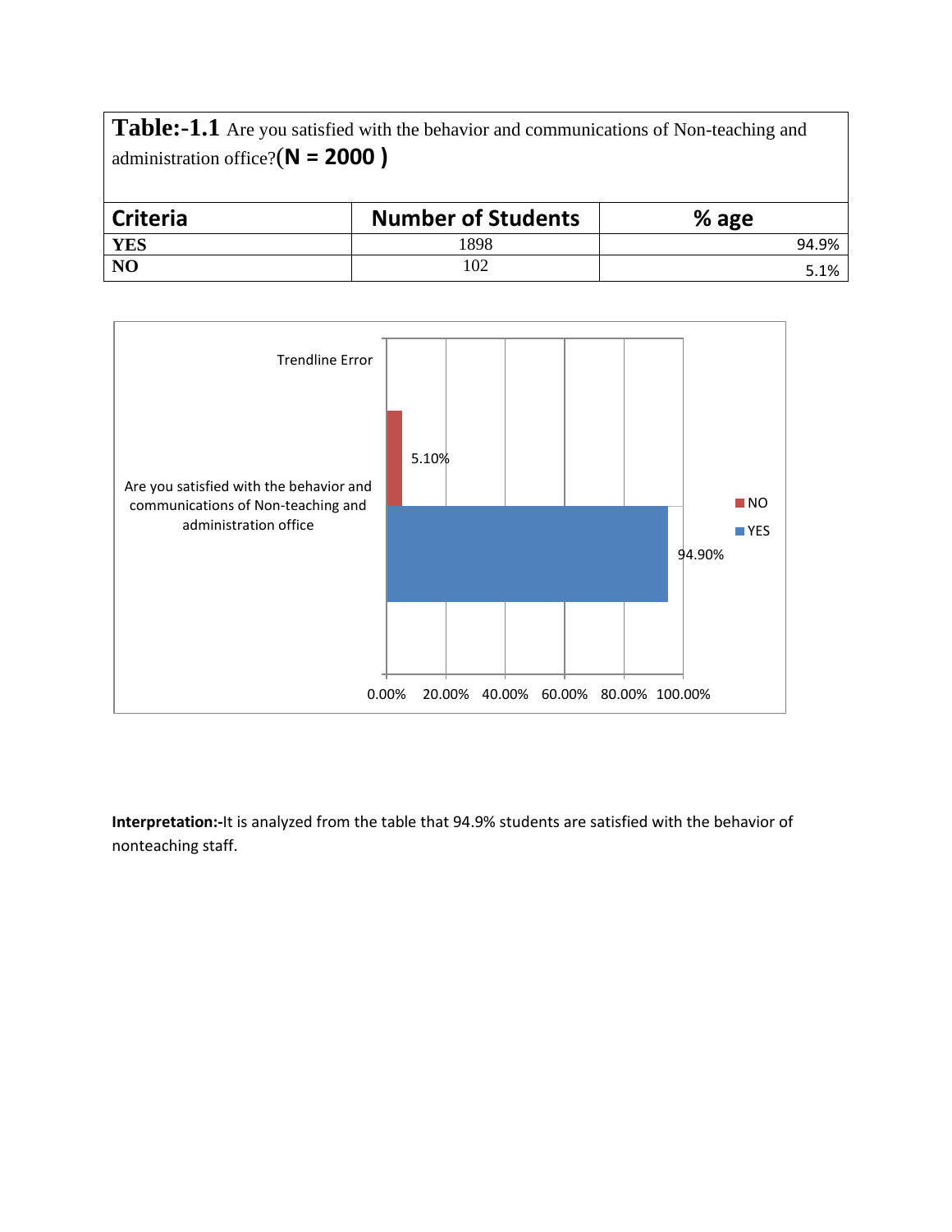**Table:-1.1** Are you satisfied with the behavior and communications of Non-teaching and administration office?**(N = 2000 )**

| Criteria | Number of Students | % age |
|---|---|---|
| **YES** | 1898 | 94.9% |
| **NO** | 102 | 5.1% |

**Interpretation:-**It is analyzed from the table that 94.9% students are satisfied with the behavior of nonteaching staff.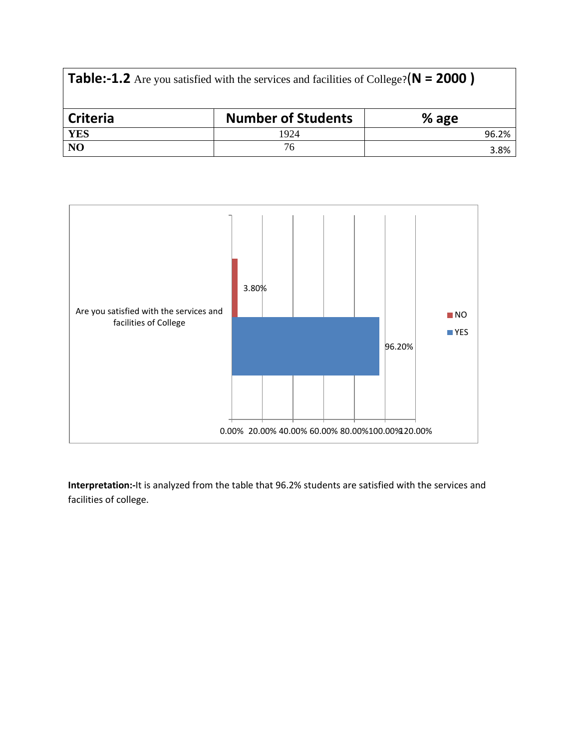**Table:-1.2** Are you satisfied with the services and facilities of College?**(N = 2000 )**

| Criteria | Number of Students | % age |
|---|---|---|
| **YES** | 1924 | 96.2% |
| **NO** | 76 | 3.8% |

**Interpretation:-**It is analyzed from the table that 96.2% students are satisfied with the services and facilities of college.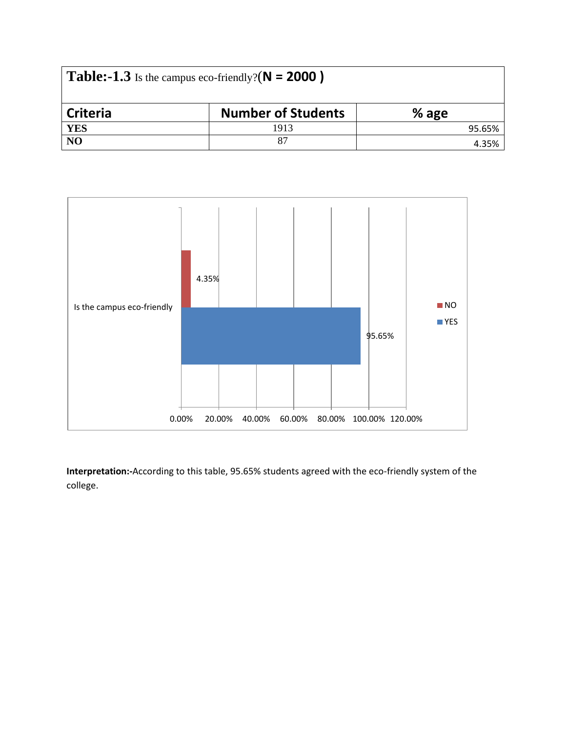| **Table:-1.3** Is the campus eco-friendly?**(N = 2000 )** | | |
|---|---|---|
| **Criteria** | **Number of Students** | **% age** |
| **YES** | 1913 | 95.65% |
| **NO** | 87 | 4.35% |

**Interpretation:-**According to this table, 95.65% students agreed with the eco-friendly system of the college.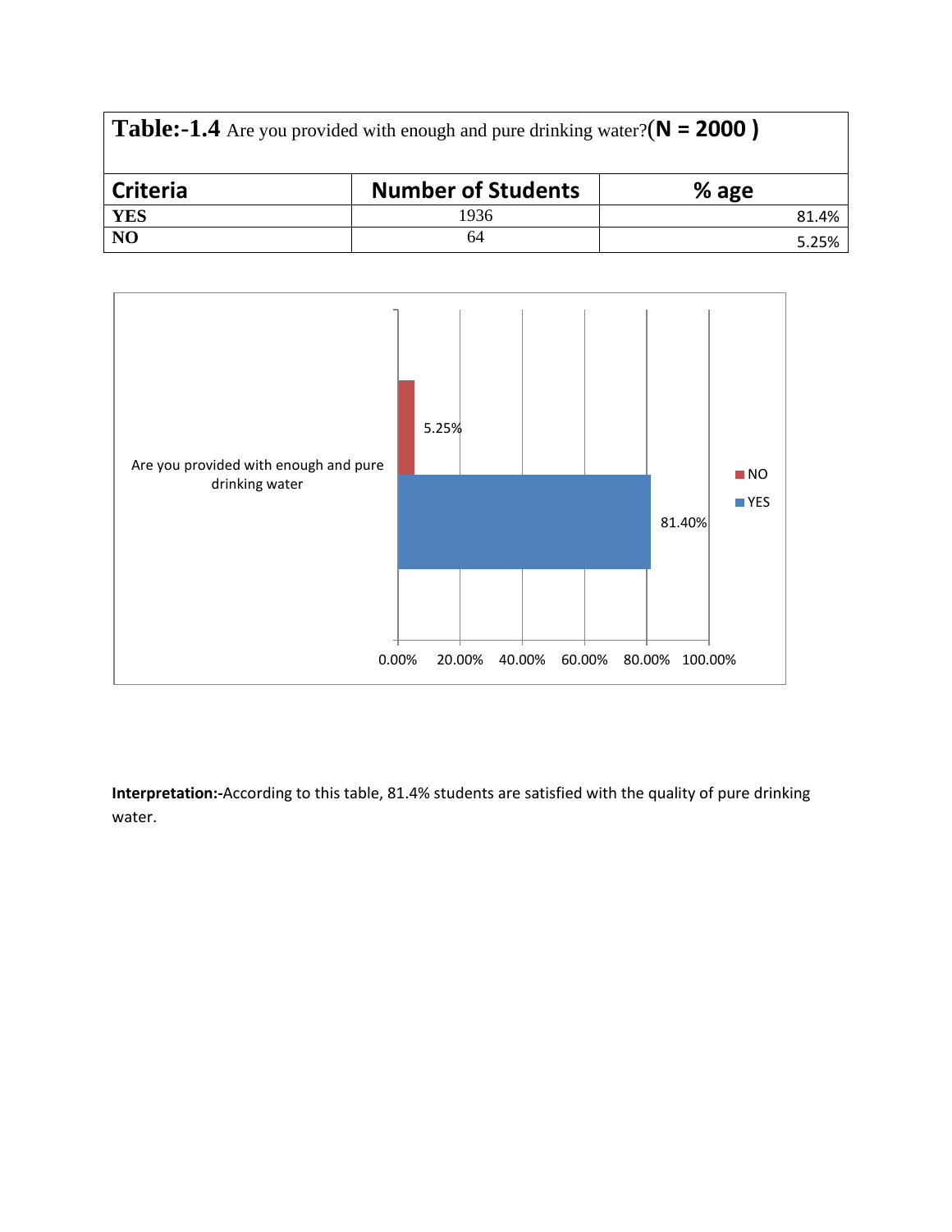| **Table:-1.4** Are you provided with enough and pure drinking water?(**N = 2000 )** | | |
|---|---|---|
| **Criteria** | **Number of Students** | **% age** |
| **YES** | 1936 | 81.4% |
| **NO** | 64 | 5.25% |

**Interpretation:-**According to this table, 81.4% students are satisfied with the quality of pure drinking water.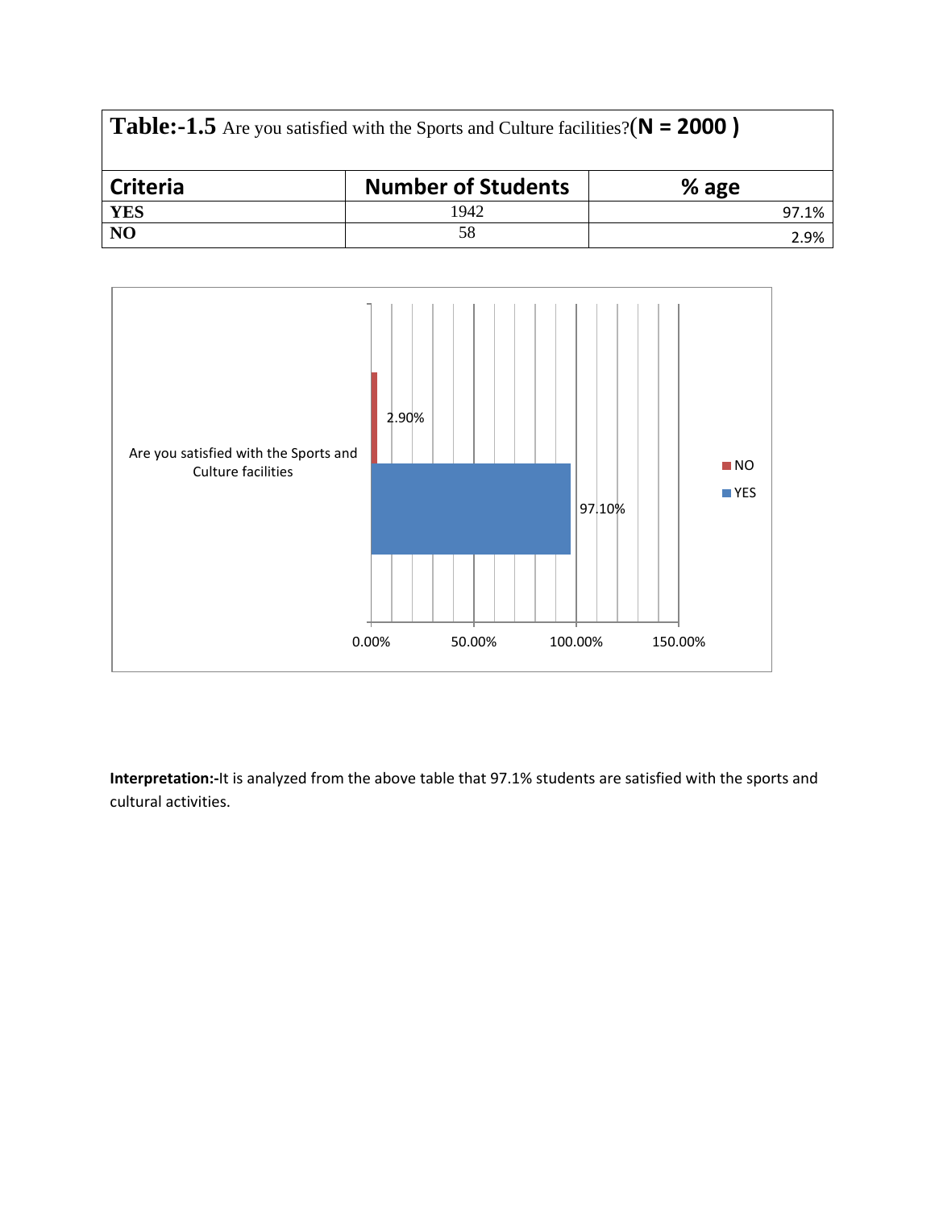| **Table:-1.5** Are you satisfied with the Sports and Culture facilities?**(N = 2000 )** | | |
|---|---|---|
| **Criteria** | **Number of Students** | **% age** |
| **YES** | 1942 | 97.1% |
| **NO** | 58 | 2.9% |

**Interpretation:-**It is analyzed from the above table that 97.1% students are satisfied with the sports and cultural activities.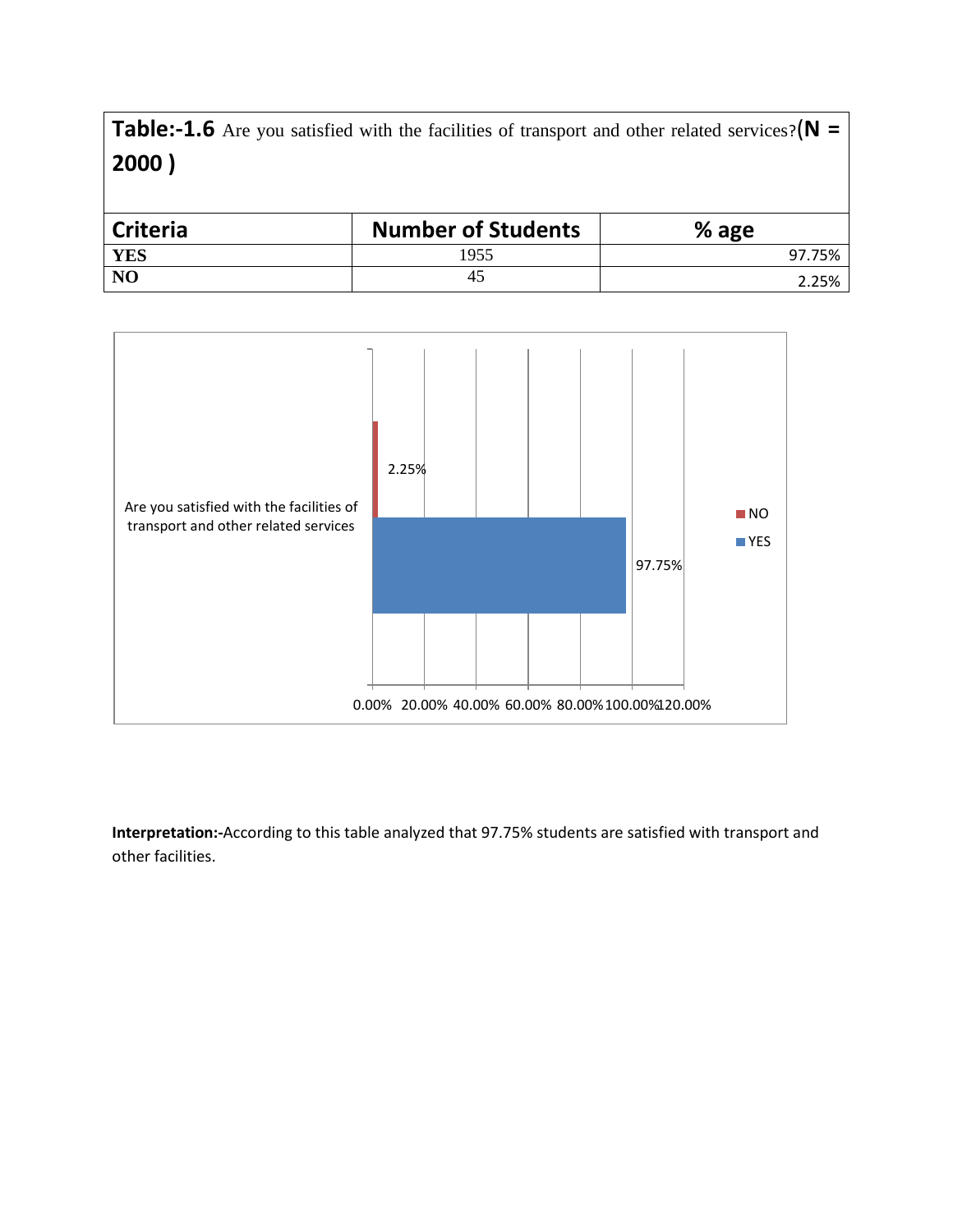**Table:-1.6** Are you satisfied with the facilities of transport and other related services?**(N = 2000 )**

| Criteria | Number of Students | % age |
|---|---|---|
| **YES** | 1955 | 97.75% |
| **NO** | 45 | 2.25% |

**Interpretation:-**According to this table analyzed that 97.75% students are satisfied with transport and other facilities.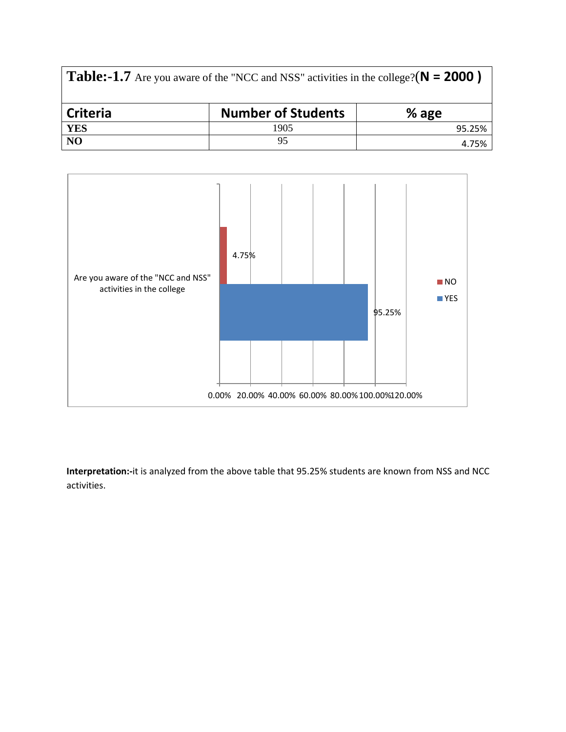| **Table:-1.7** Are you aware of the "NCC and NSS" activities in the college?**(N = 2000 )** | | |
|---|---|---|
| **Criteria** | **Number of Students** | **% age** |
| **YES** | 1905 | 95.25% |
| **NO** | 95 | 4.75% |

**Interpretation:-**it is analyzed from the above table that 95.25% students are known from NSS and NCC activities.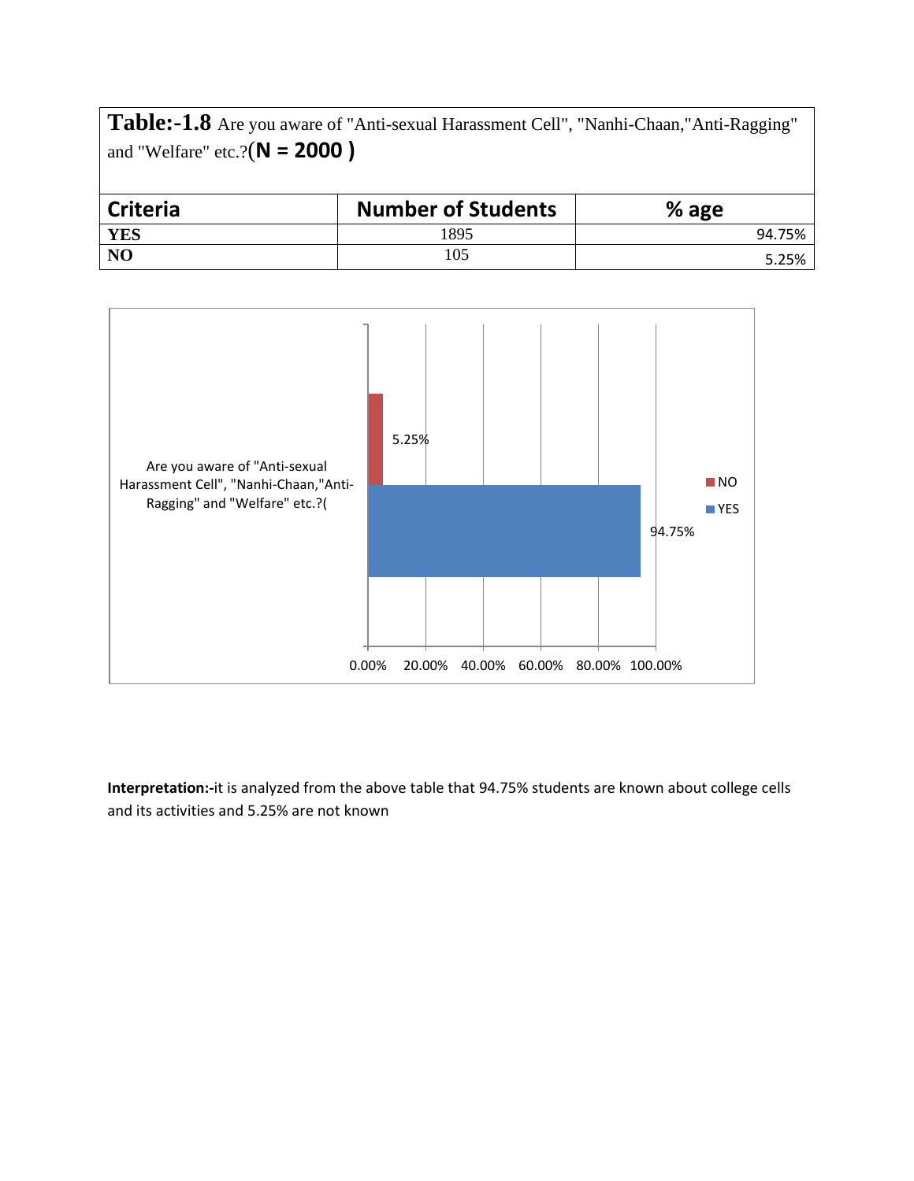**Table:-1.8** Are you aware of "Anti-sexual Harassment Cell", "Nanhi-Chaan,"Anti-Ragging" and "Welfare" etc.?**(N = 2000 )**

| Criteria | Number of Students | % age |
|---|---|---|
| **YES** | 1895 | 94.75% |
| **NO** | 105 | 5.25% |

**Interpretation:-**it is analyzed from the above table that 94.75% students are known about college cells and its activities and 5.25% are not known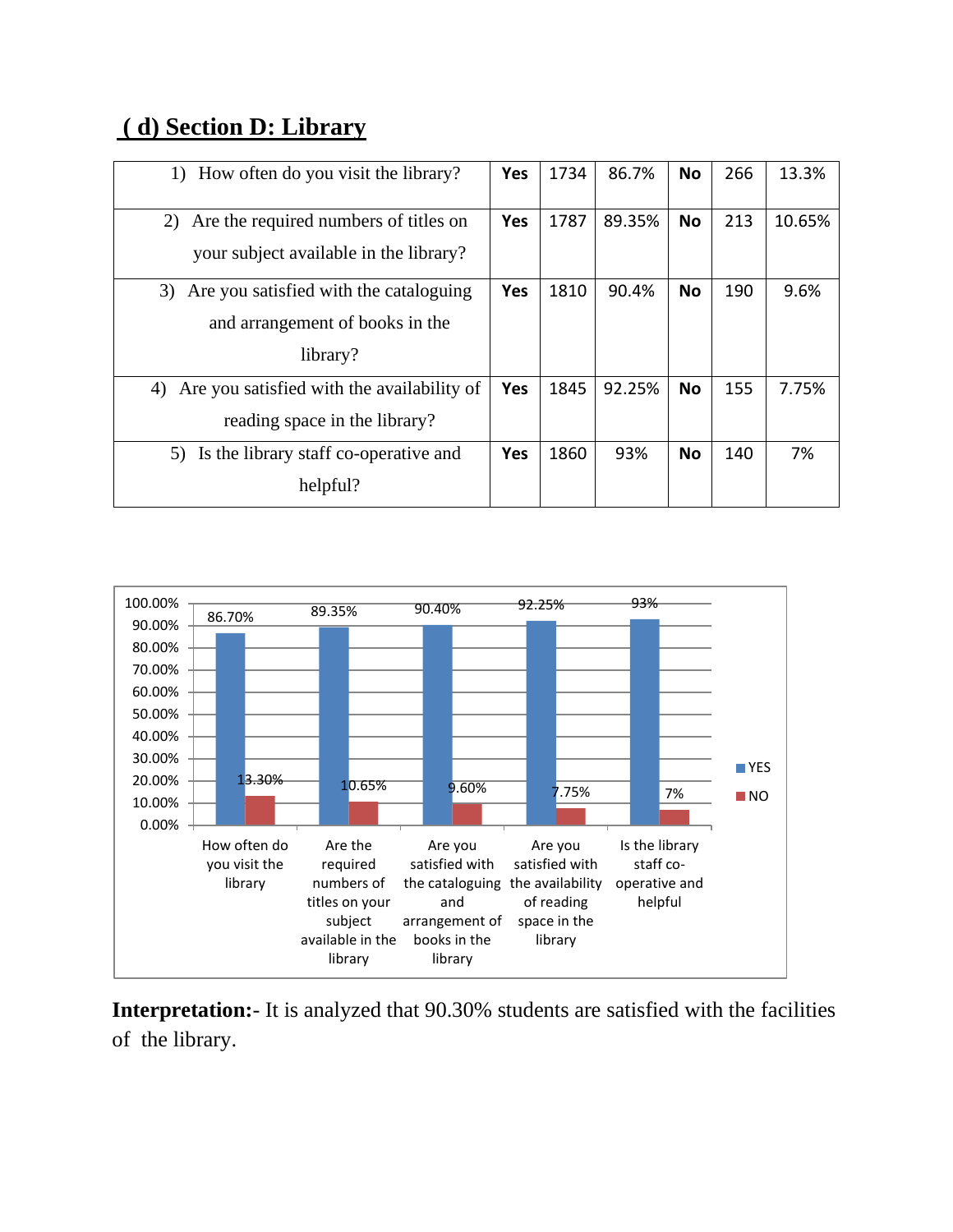## ( d) Section D: Library

| Question | | | | | | |
|---|---|---|---|---|---|---|
| 1) How often do you visit the library? | **Yes** | 1734 | 86.7% | **No** | 266 | 13.3% |
| 2) Are the required numbers of titles on your subject available in the library? | **Yes** | 1787 | 89.35% | **No** | 213 | 10.65% |
| 3) Are you satisfied with the cataloguing and arrangement of books in the library? | **Yes** | 1810 | 90.4% | **No** | 190 | 9.6% |
| 4) Are you satisfied with the availability of reading space in the library? | **Yes** | 1845 | 92.25% | **No** | 155 | 7.75% |
| 5) Is the library staff co-operative and helpful? | **Yes** | 1860 | 93% | **No** | 140 | 7% |

| Question | YES | NO |
|---|---|---|
| How often do you visit the library | 86.70% | 13.30% |
| Are the required numbers of titles on your subject available in the library | 89.35% | 10.65% |
| Are you satisfied with the cataloguing and arrangement of books in the library | 90.40% | 9.60% |
| Are you satisfied with the availability of reading space in the library | 92.25% | 7.75% |
| Is the library staff co-operative and helpful | 93% | 7% |

**Interpretation:-** It is analyzed that 90.30% students are satisfied with the facilities of the library.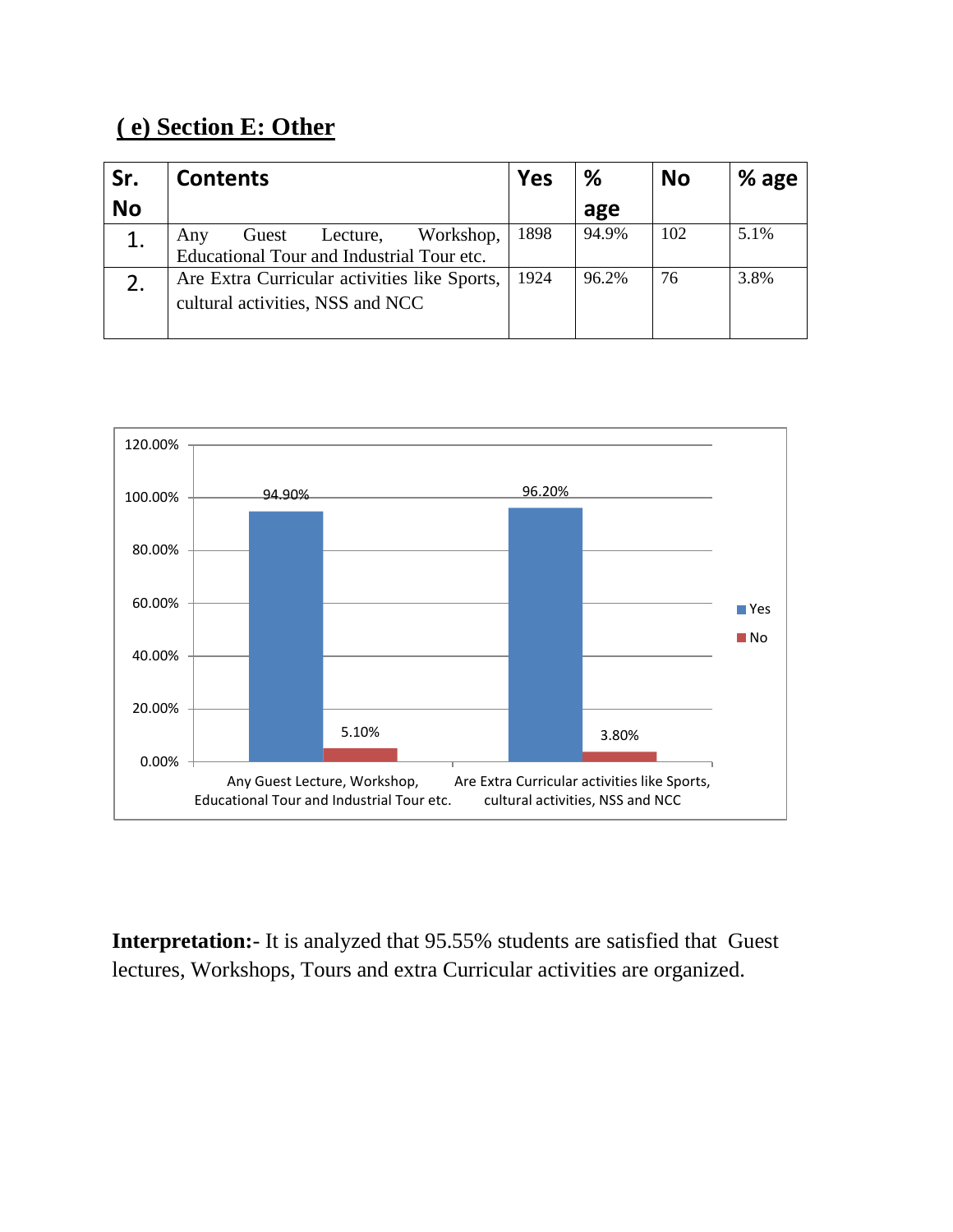## ( e) Section E: Other

| Sr. No | Contents | Yes | % age | No | % age |
|---|---|---|---|---|---|
| 1. | Any Guest Lecture, Workshop, Educational Tour and Industrial Tour etc. | 1898 | 94.9% | 102 | 5.1% |
| 2. | Are Extra Curricular activities like Sports, cultural activities, NSS and NCC | 1924 | 96.2% | 76 | 3.8% |

**Interpretation:**- It is analyzed that 95.55% students are satisfied that Guest lectures, Workshops, Tours and extra Curricular activities are organized.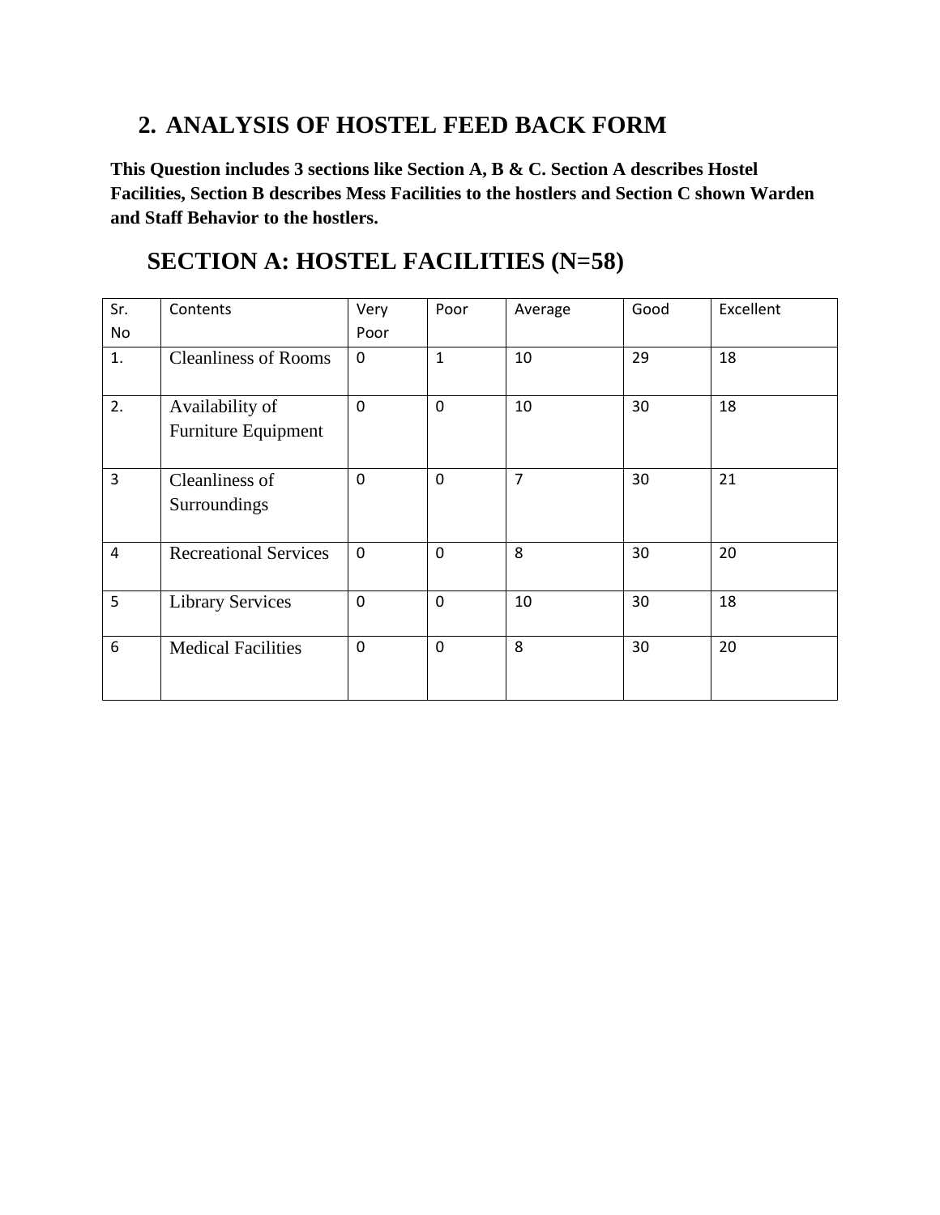## 2. ANALYSIS OF HOSTEL FEED BACK FORM

**This Question includes 3 sections like Section A, B & C. Section A describes Hostel Facilities, Section B describes Mess Facilities to the hostlers and Section C shown Warden and Staff Behavior to the hostlers.**

## SECTION A: HOSTEL FACILITIES (N=58)

| Sr. No | Contents | Very Poor | Poor | Average | Good | Excellent |
|---|---|---|---|---|---|---|
| 1. | Cleanliness of Rooms | 0 | 1 | 10 | 29 | 18 |
| 2. | Availability of Furniture Equipment | 0 | 0 | 10 | 30 | 18 |
| 3 | Cleanliness of Surroundings | 0 | 0 | 7 | 30 | 21 |
| 4 | Recreational Services | 0 | 0 | 8 | 30 | 20 |
| 5 | Library Services | 0 | 0 | 10 | 30 | 18 |
| 6 | Medical Facilities | 0 | 0 | 8 | 30 | 20 |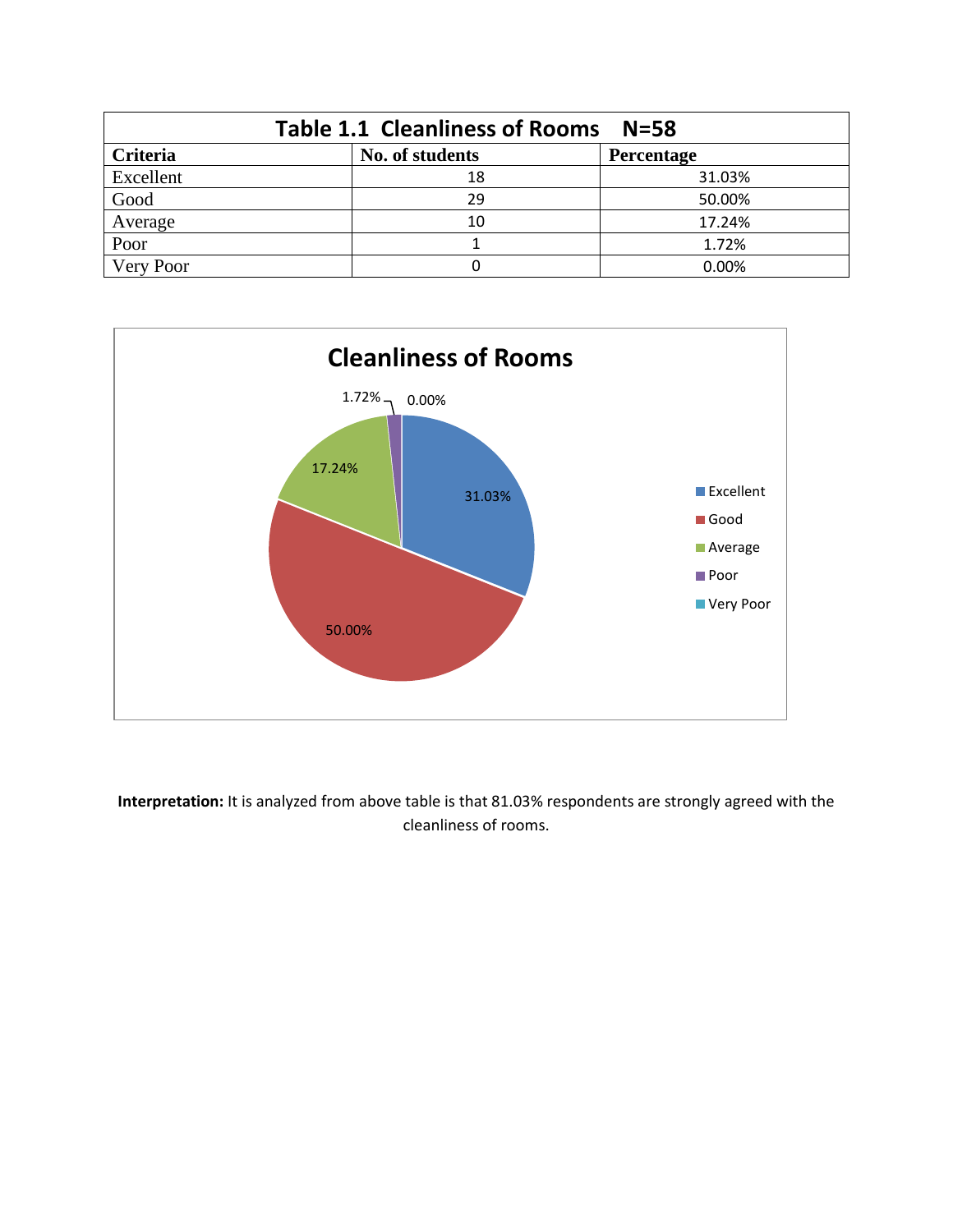**Table 1.1 Cleanliness of Rooms N=58**

| Criteria | No. of students | Percentage |
|---|---|---|
| Excellent | 18 | 31.03% |
| Good | 29 | 50.00% |
| Average | 10 | 17.24% |
| Poor | 1 | 1.72% |
| Very Poor | 0 | 0.00% |

**Interpretation:** It is analyzed from above table is that 81.03% respondents are strongly agreed with the cleanliness of rooms.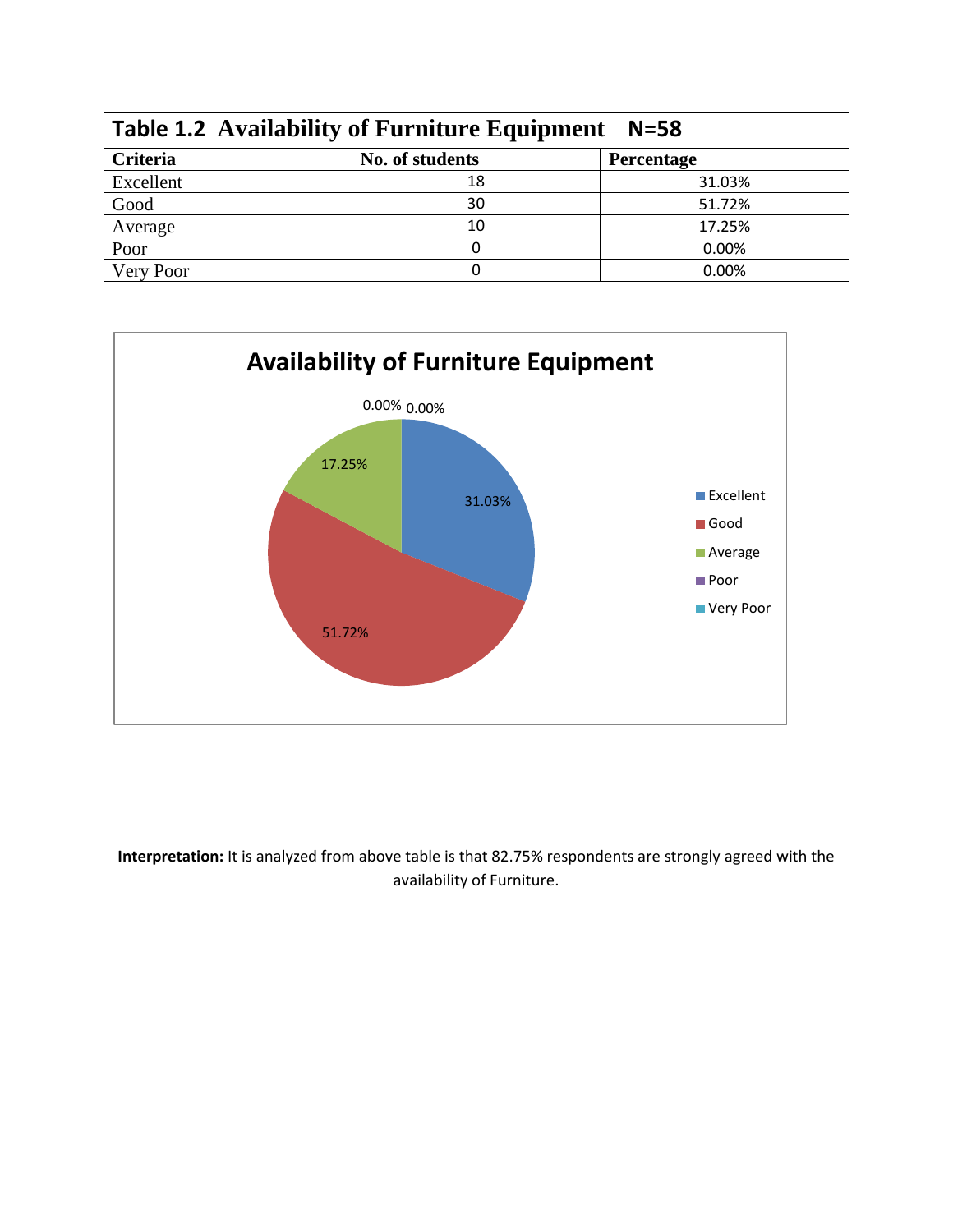| Table 1.2 Availability of Furniture Equipment N=58 | | |
|---|---|---|
| **Criteria** | **No. of students** | **Percentage** |
| Excellent | 18 | 31.03% |
| Good | 30 | 51.72% |
| Average | 10 | 17.25% |
| Poor | 0 | 0.00% |
| Very Poor | 0 | 0.00% |

**Interpretation:** It is analyzed from above table is that 82.75% respondents are strongly agreed with the availability of Furniture.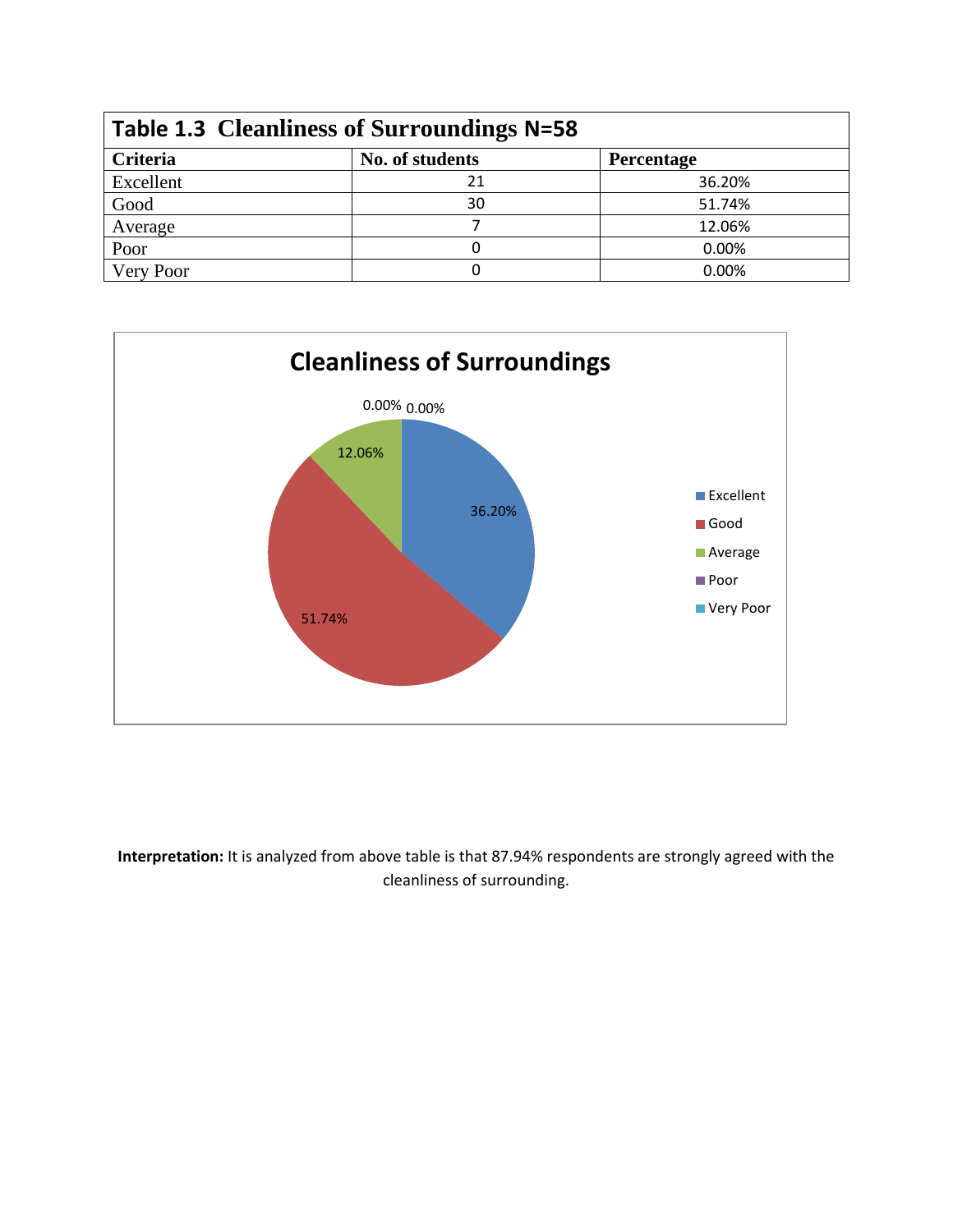**Table 1.3 Cleanliness of Surroundings N=58**

| Criteria | No. of students | Percentage |
|---|---|---|
| Excellent | 21 | 36.20% |
| Good | 30 | 51.74% |
| Average | 7 | 12.06% |
| Poor | 0 | 0.00% |
| Very Poor | 0 | 0.00% |

**Cleanliness of Surroundings**

| Criteria | Percentage |
|---|---|
| Excellent | 36.20% |
| Good | 51.74% |
| Average | 12.06% |
| Poor | 0.00% |
| Very Poor | 0.00% |

**Interpretation:** It is analyzed from above table is that 87.94% respondents are strongly agreed with the cleanliness of surrounding.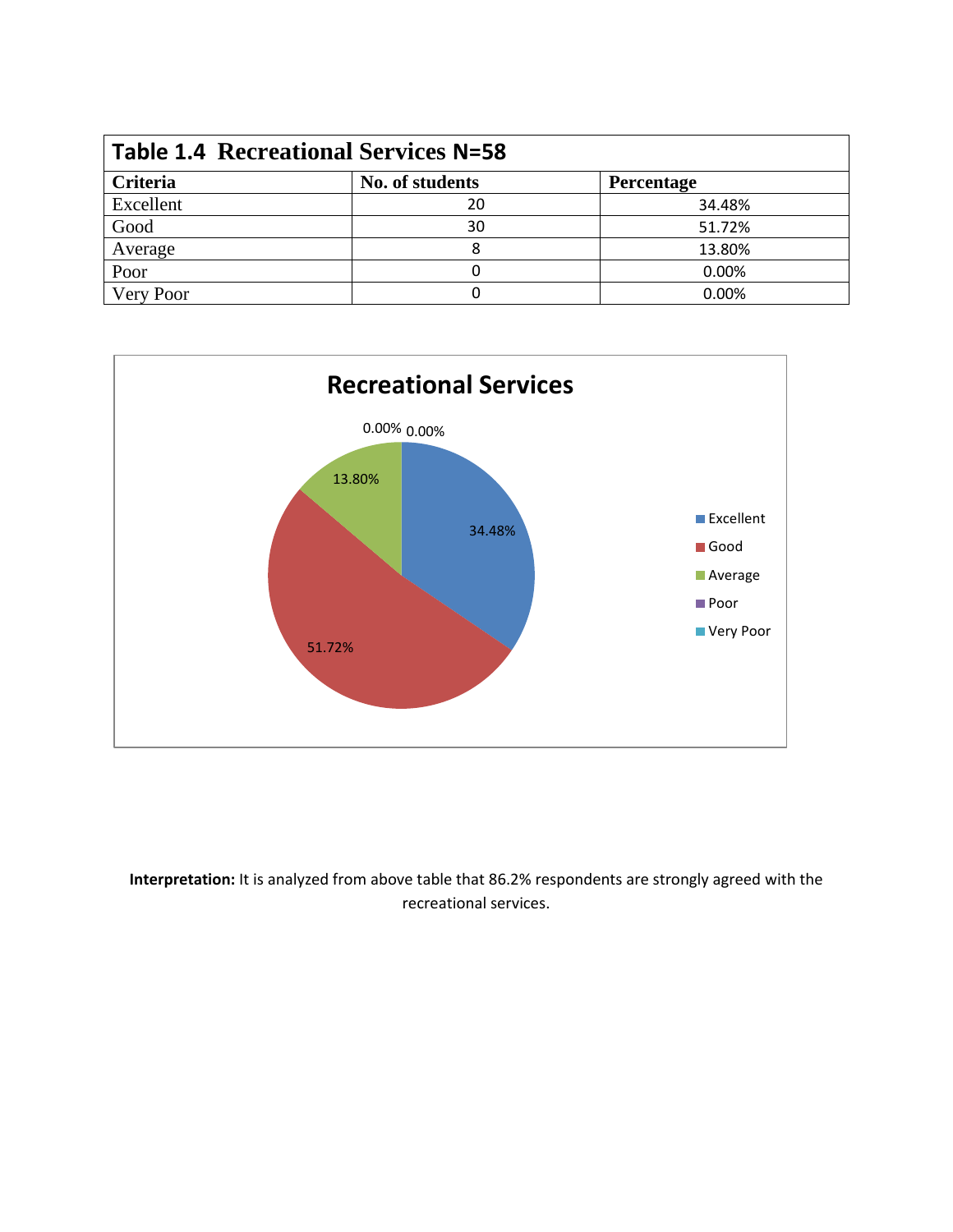| Table 1.4 Recreational Services N=58 | | |
|---|---|---|
| **Criteria** | **No. of students** | **Percentage** |
| Excellent | 20 | 34.48% |
| Good | 30 | 51.72% |
| Average | 8 | 13.80% |
| Poor | 0 | 0.00% |
| Very Poor | 0 | 0.00% |

**Interpretation:** It is analyzed from above table that 86.2% respondents are strongly agreed with the recreational services.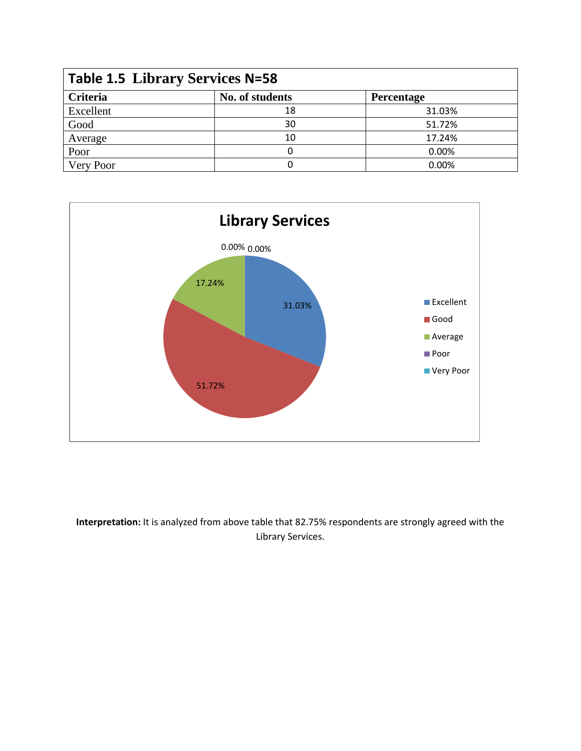| Table 1.5 Library Services N=58 | | |
|---|---|---|
| **Criteria** | **No. of students** | **Percentage** |
| Excellent | 18 | 31.03% |
| Good | 30 | 51.72% |
| Average | 10 | 17.24% |
| Poor | 0 | 0.00% |
| Very Poor | 0 | 0.00% |

**Interpretation:** It is analyzed from above table that 82.75% respondents are strongly agreed with the Library Services.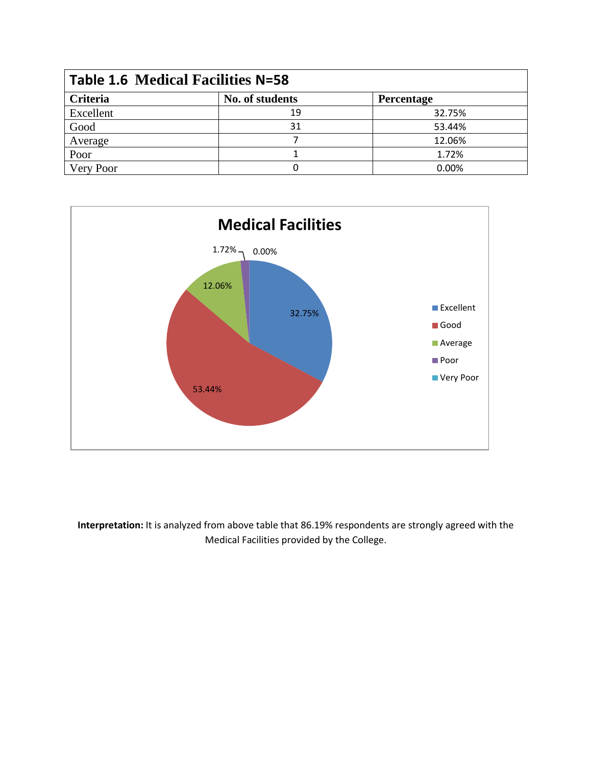| Table 1.6 Medical Facilities N=58 | | |
|---|---|---|
| **Criteria** | **No. of students** | **Percentage** |
| Excellent | 19 | 32.75% |
| Good | 31 | 53.44% |
| Average | 7 | 12.06% |
| Poor | 1 | 1.72% |
| Very Poor | 0 | 0.00% |

**Interpretation:** It is analyzed from above table that 86.19% respondents are strongly agreed with the Medical Facilities provided by the College.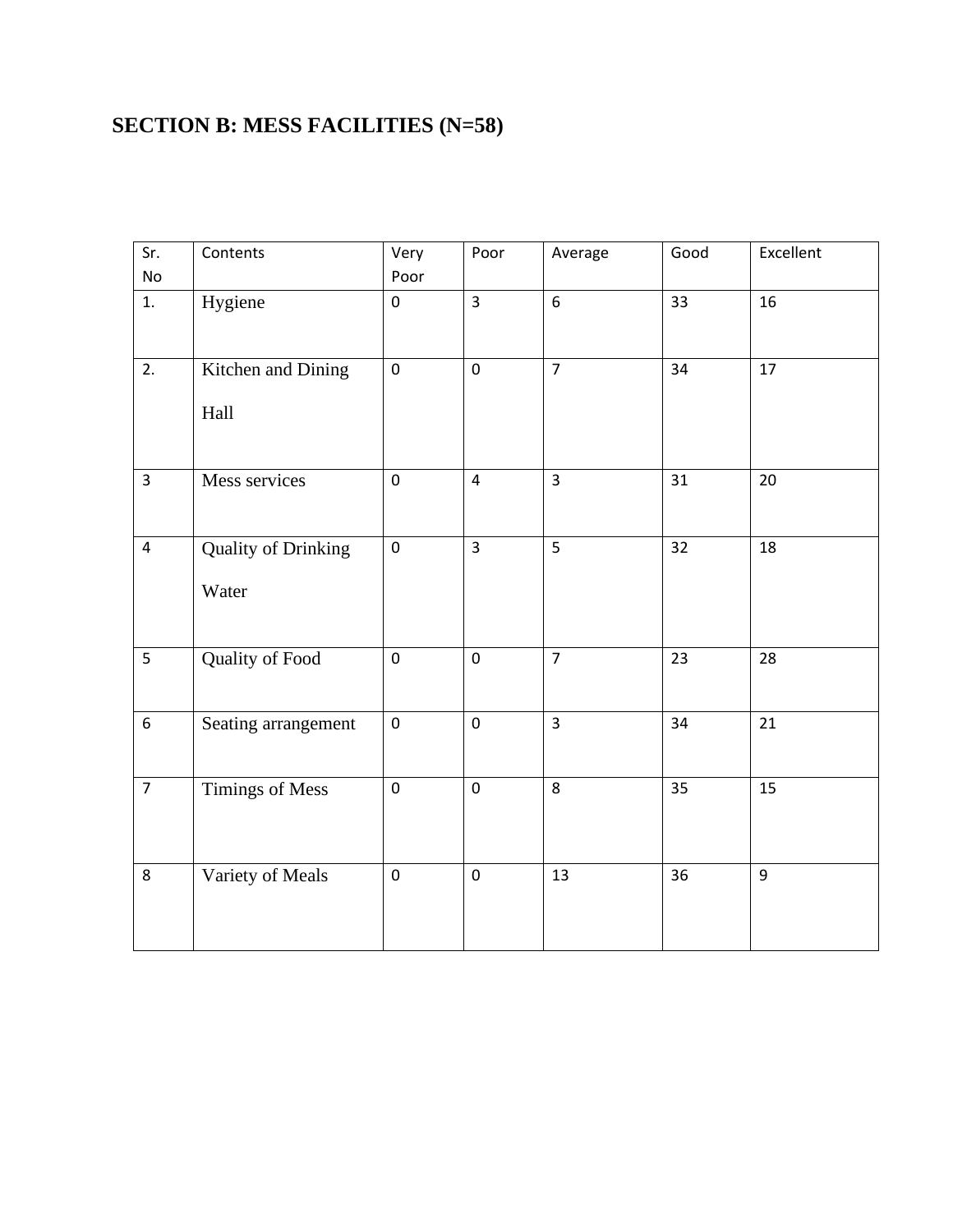## SECTION B: MESS FACILITIES (N=58)

| Sr. No | Contents | Very Poor | Poor | Average | Good | Excellent |
|---|---|---|---|---|---|---|
| 1. | Hygiene | 0 | 3 | 6 | 33 | 16 |
| 2. | Kitchen and Dining Hall | 0 | 0 | 7 | 34 | 17 |
| 3 | Mess services | 0 | 4 | 3 | 31 | 20 |
| 4 | Quality of Drinking Water | 0 | 3 | 5 | 32 | 18 |
| 5 | Quality of Food | 0 | 0 | 7 | 23 | 28 |
| 6 | Seating arrangement | 0 | 0 | 3 | 34 | 21 |
| 7 | Timings of Mess | 0 | 0 | 8 | 35 | 15 |
| 8 | Variety of Meals | 0 | 0 | 13 | 36 | 9 |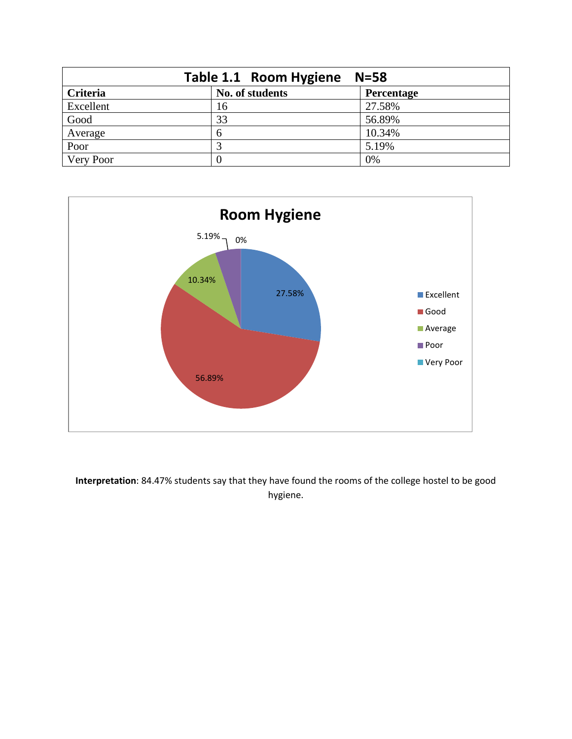| Table 1.1 Room Hygiene N=58 | | |
|---|---|---|
| **Criteria** | **No. of students** | **Percentage** |
| Excellent | 16 | 27.58% |
| Good | 33 | 56.89% |
| Average | 6 | 10.34% |
| Poor | 3 | 5.19% |
| Very Poor | 0 | 0% |

**Room Hygiene**

- Excellent: 27.58%
- Good: 56.89%
- Average: 10.34%
- Poor: 5.19%
- Very Poor: 0%

**Interpretation**: 84.47% students say that they have found the rooms of the college hostel to be good hygiene.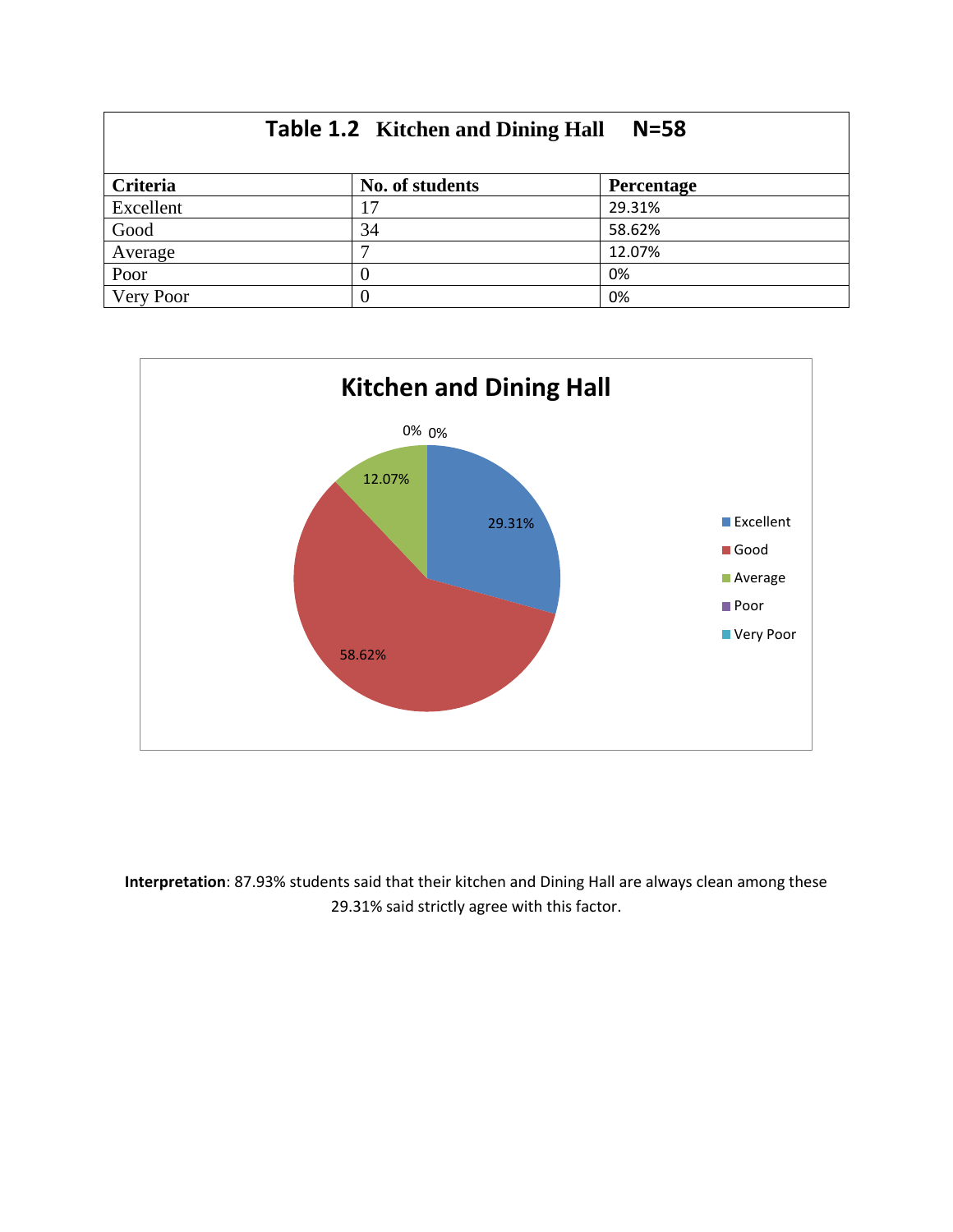**Table 1.2 Kitchen and Dining Hall N=58**

| Criteria | No. of students | Percentage |
|---|---|---|
| Excellent | 17 | 29.31% |
| Good | 34 | 58.62% |
| Average | 7 | 12.07% |
| Poor | 0 | 0% |
| Very Poor | 0 | 0% |

**Interpretation**: 87.93% students said that their kitchen and Dining Hall are always clean among these 29.31% said strictly agree with this factor.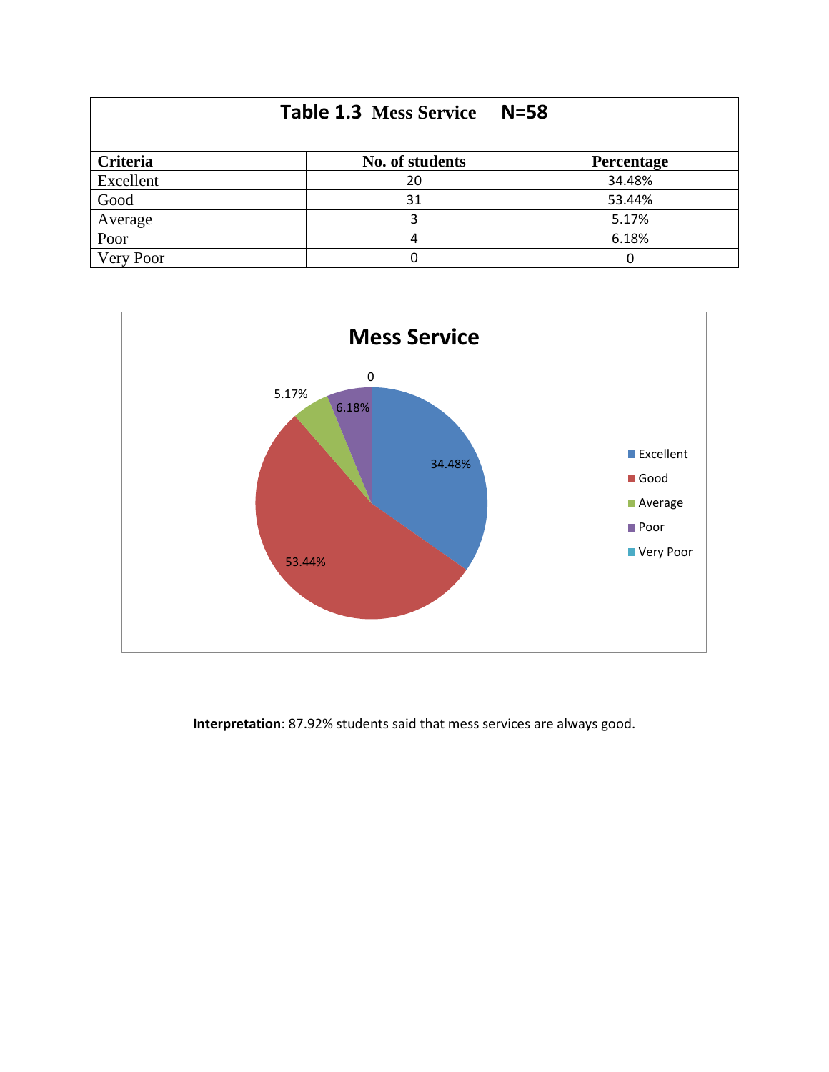| Table 1.3 Mess Service N=58 | | |
|---|---|---|
| **Criteria** | **No. of students** | **Percentage** |
| Excellent | 20 | 34.48% |
| Good | 31 | 53.44% |
| Average | 3 | 5.17% |
| Poor | 4 | 6.18% |
| Very Poor | 0 | 0 |

**Interpretation**: 87.92% students said that mess services are always good.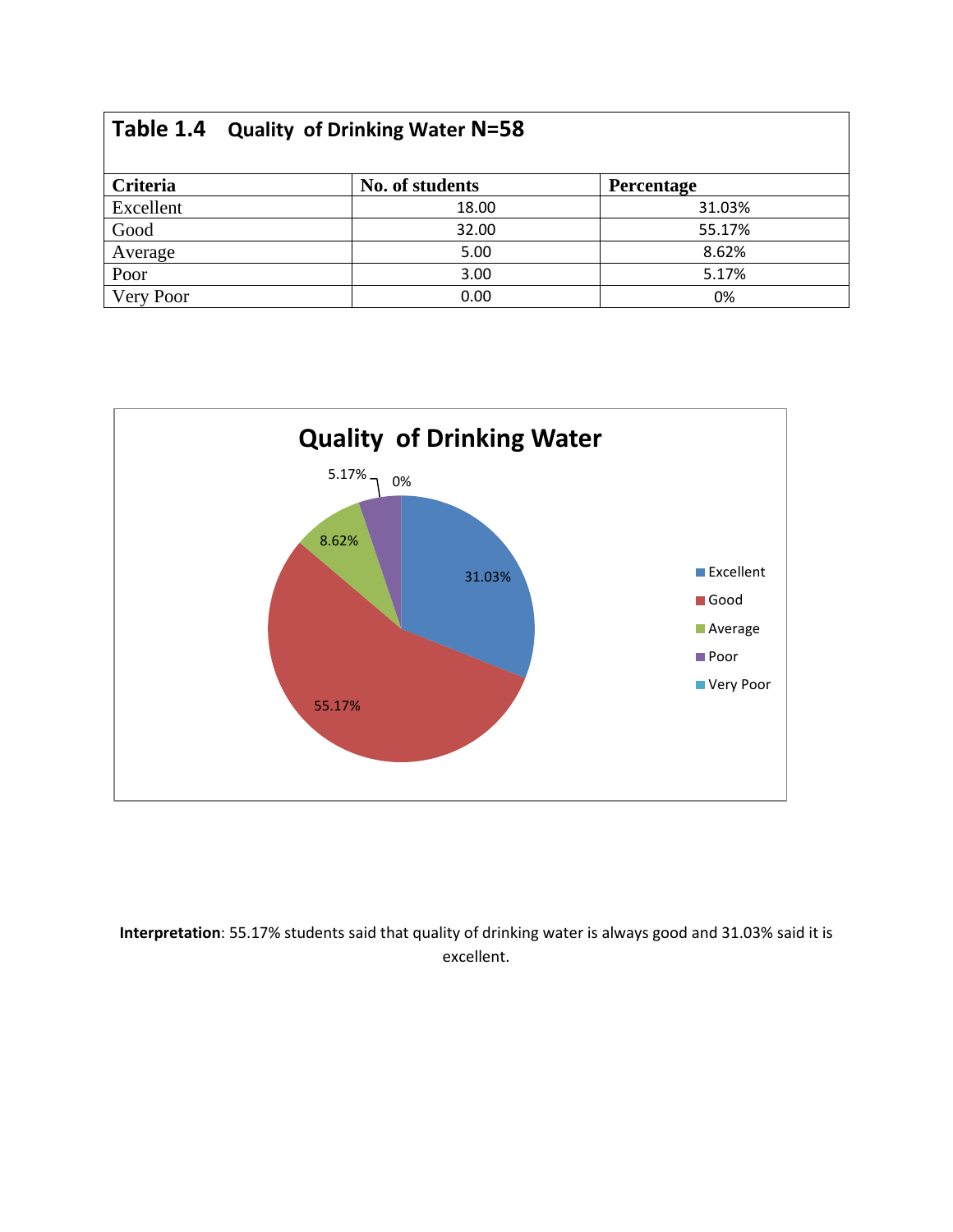**Table 1.4 Quality of Drinking Water N=58**

| Criteria | No. of students | Percentage |
|---|---|---|
| Excellent | 18.00 | 31.03% |
| Good | 32.00 | 55.17% |
| Average | 5.00 | 8.62% |
| Poor | 3.00 | 5.17% |
| Very Poor | 0.00 | 0% |

**Quality of Drinking Water**

**Interpretation**: 55.17% students said that quality of drinking water is always good and 31.03% said it is excellent.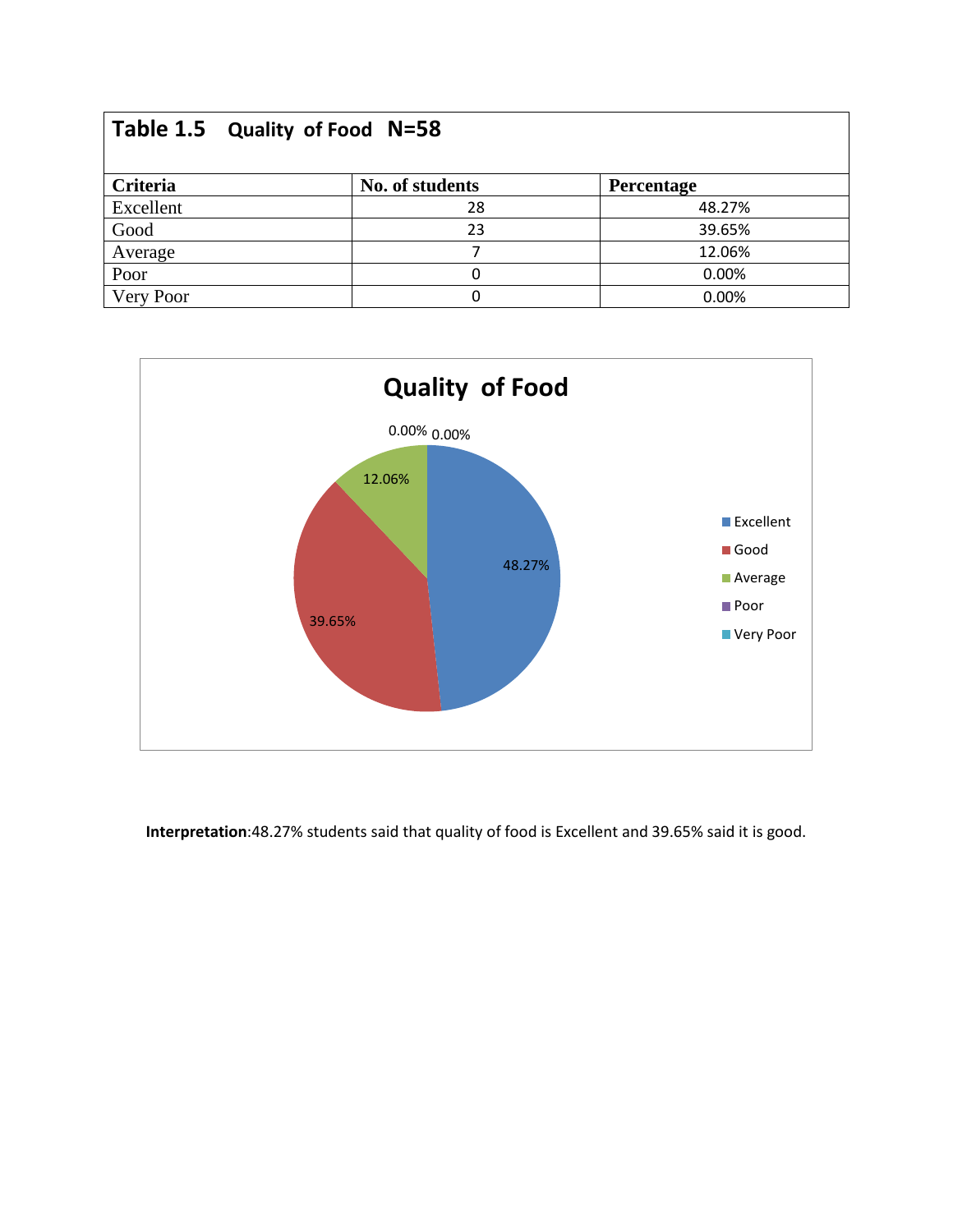**Table 1.5 Quality of Food N=58**

| Criteria | No. of students | Percentage |
|---|---|---|
| Excellent | 28 | 48.27% |
| Good | 23 | 39.65% |
| Average | 7 | 12.06% |
| Poor | 0 | 0.00% |
| Very Poor | 0 | 0.00% |

**Interpretation**:48.27% students said that quality of food is Excellent and 39.65% said it is good.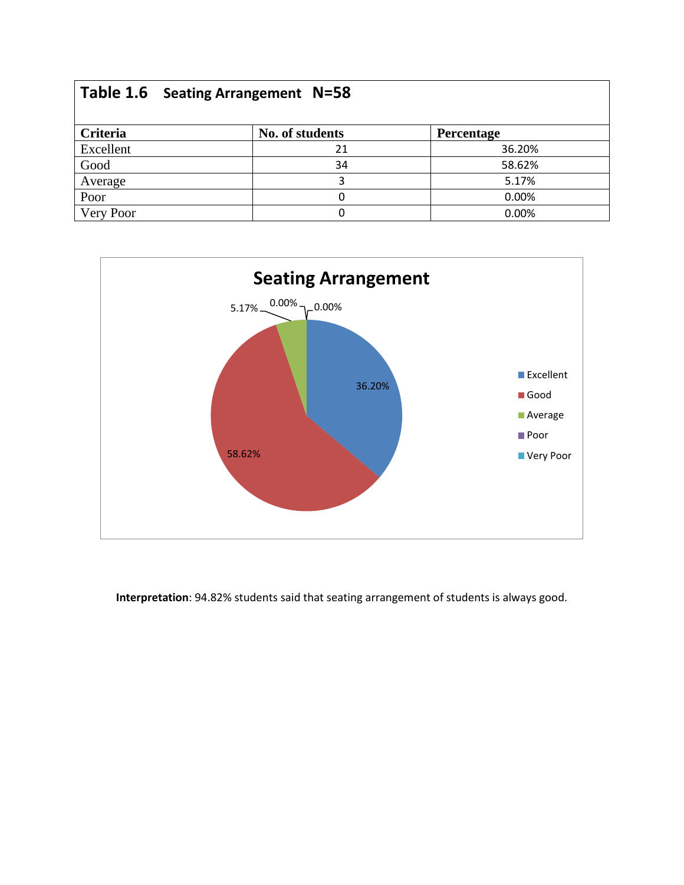| Table 1.6 Seating Arrangement N=58 | | |
|---|---|---|
| **Criteria** | **No. of students** | **Percentage** |
| Excellent | 21 | 36.20% |
| Good | 34 | 58.62% |
| Average | 3 | 5.17% |
| Poor | 0 | 0.00% |
| Very Poor | 0 | 0.00% |

**Interpretation**: 94.82% students said that seating arrangement of students is always good.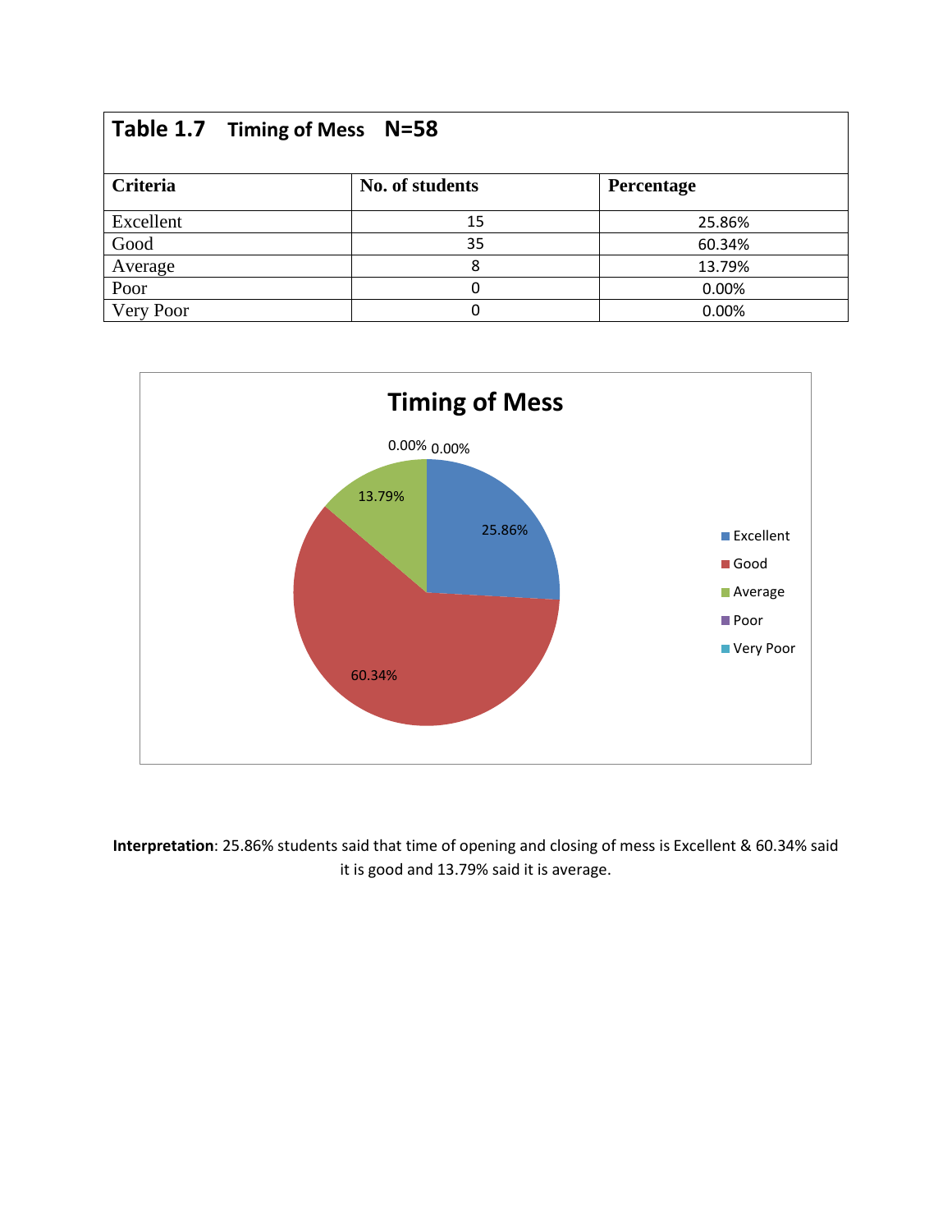**Table 1.7 Timing of Mess N=58**

| Criteria | No. of students | Percentage |
|---|---|---|
| Excellent | 15 | 25.86% |
| Good | 35 | 60.34% |
| Average | 8 | 13.79% |
| Poor | 0 | 0.00% |
| Very Poor | 0 | 0.00% |

**Interpretation**: 25.86% students said that time of opening and closing of mess is Excellent & 60.34% said it is good and 13.79% said it is average.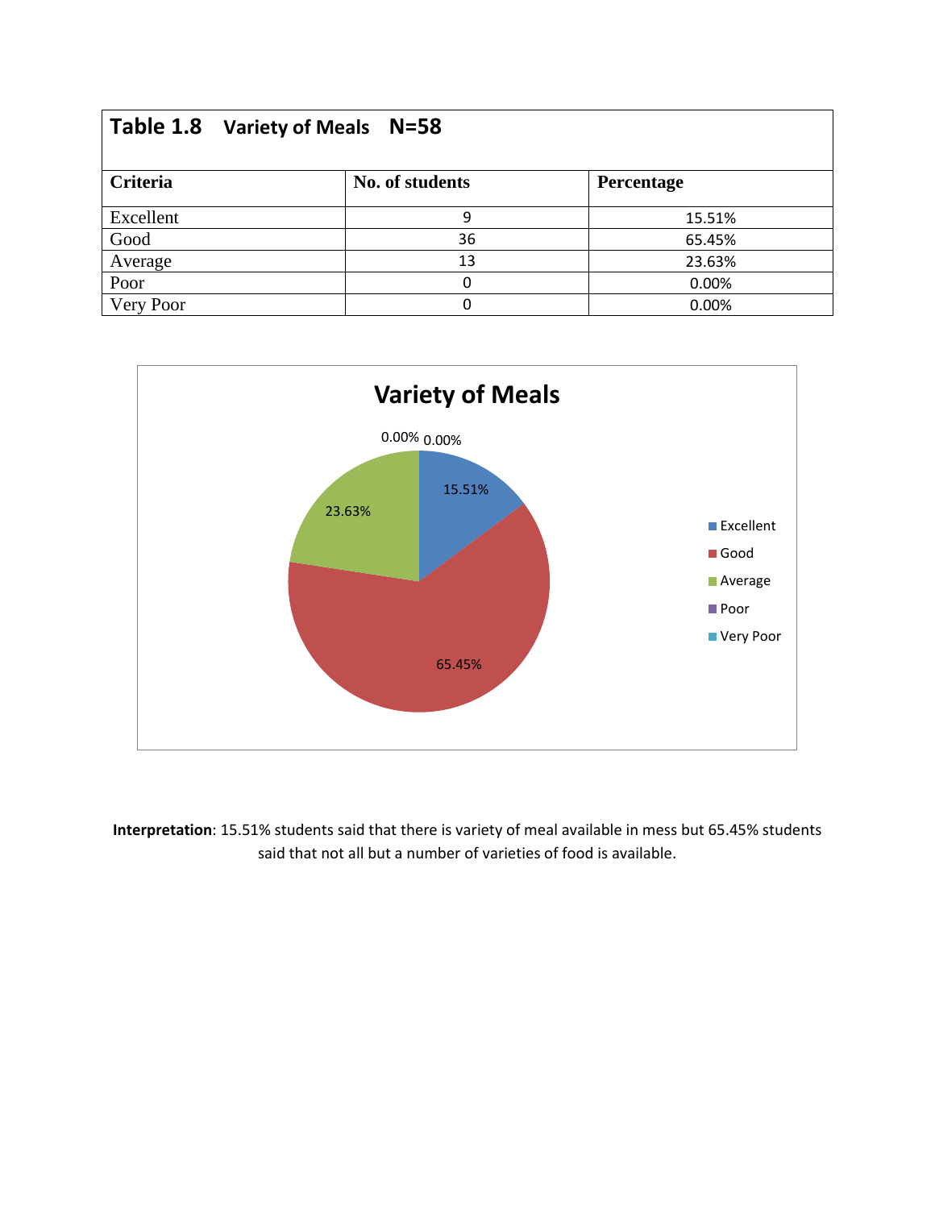**Table 1.8 Variety of Meals N=58**

| Criteria | No. of students | Percentage |
|---|---|---|
| Excellent | 9 | 15.51% |
| Good | 36 | 65.45% |
| Average | 13 | 23.63% |
| Poor | 0 | 0.00% |
| Very Poor | 0 | 0.00% |

**Interpretation**: 15.51% students said that there is variety of meal available in mess but 65.45% students said that not all but a number of varieties of food is available.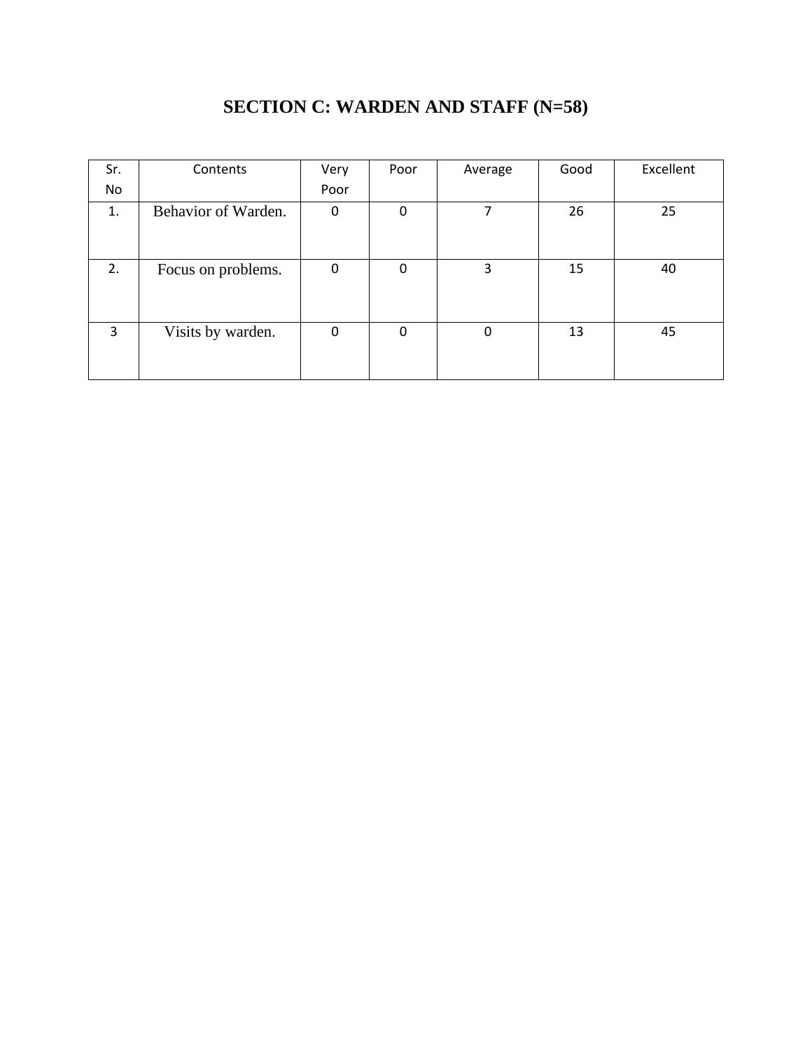## SECTION C: WARDEN AND STAFF (N=58)

| Sr. No | Contents | Very Poor | Poor | Average | Good | Excellent |
|---|---|---|---|---|---|---|
| 1. | Behavior of Warden. | 0 | 0 | 7 | 26 | 25 |
| 2. | Focus on problems. | 0 | 0 | 3 | 15 | 40 |
| 3 | Visits by warden. | 0 | 0 | 0 | 13 | 45 |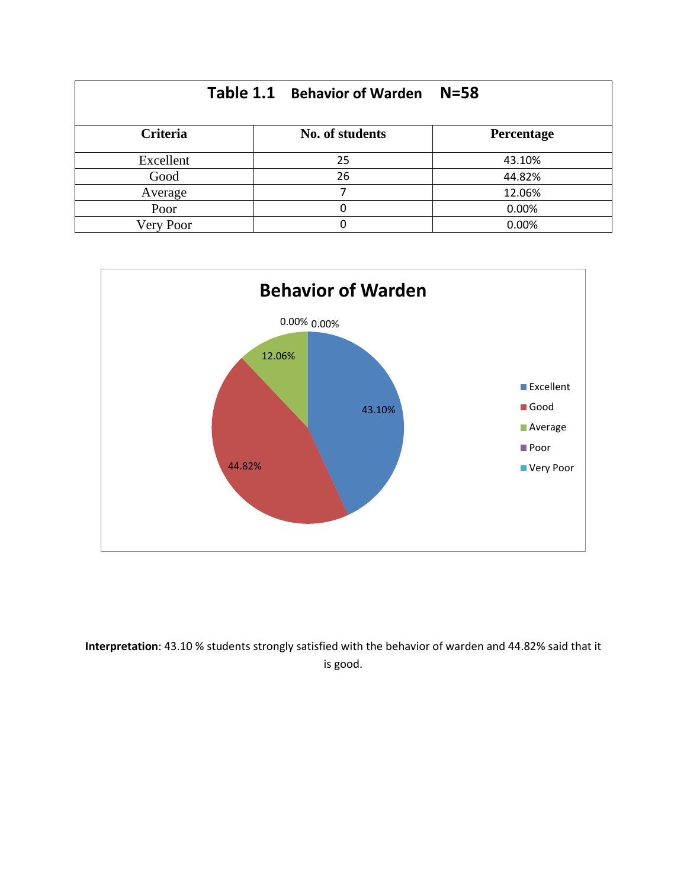| Table 1.1 Behavior of Warden N=58 | | |
|---|---|---|
| **Criteria** | **No. of students** | **Percentage** |
| Excellent | 25 | 43.10% |
| Good | 26 | 44.82% |
| Average | 7 | 12.06% |
| Poor | 0 | 0.00% |
| Very Poor | 0 | 0.00% |

**Interpretation**: 43.10 % students strongly satisfied with the behavior of warden and 44.82% said that it is good.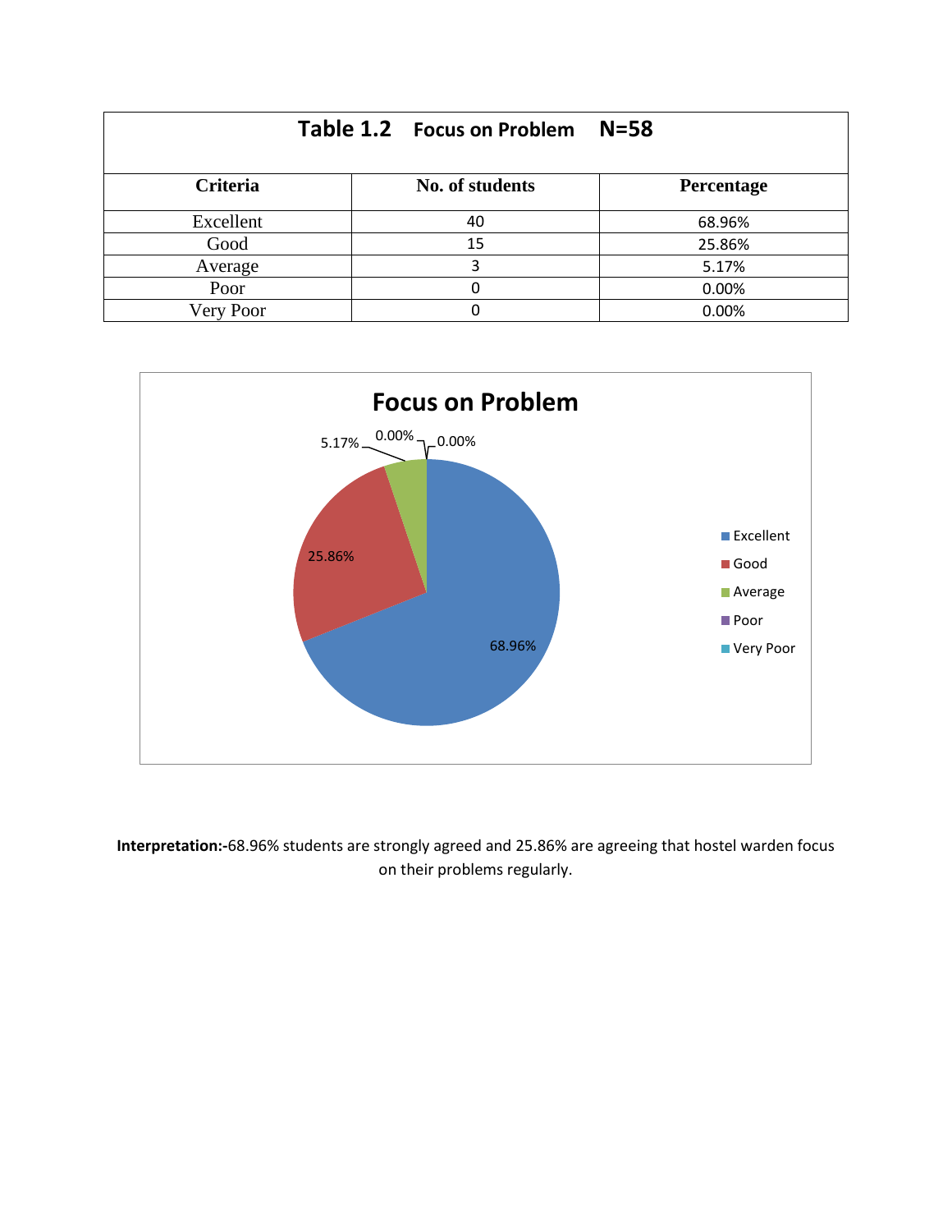| Table 1.2 Focus on Problem N=58 | | |
|---|---|---|
| **Criteria** | **No. of students** | **Percentage** |
| Excellent | 40 | 68.96% |
| Good | 15 | 25.86% |
| Average | 3 | 5.17% |
| Poor | 0 | 0.00% |
| Very Poor | 0 | 0.00% |

**Interpretation:-**68.96% students are strongly agreed and 25.86% are agreeing that hostel warden focus on their problems regularly.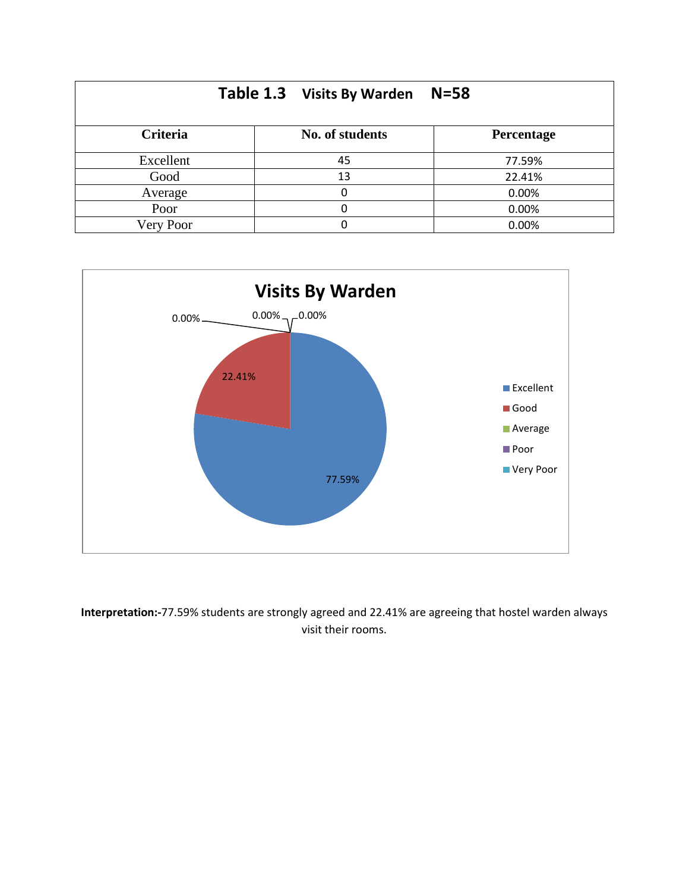| Table 1.3 Visits By Warden N=58 | | |
|---|---|---|
| **Criteria** | **No. of students** | **Percentage** |
| Excellent | 45 | 77.59% |
| Good | 13 | 22.41% |
| Average | 0 | 0.00% |
| Poor | 0 | 0.00% |
| Very Poor | 0 | 0.00% |

**Interpretation:-**77.59% students are strongly agreed and 22.41% are agreeing that hostel warden always visit their rooms.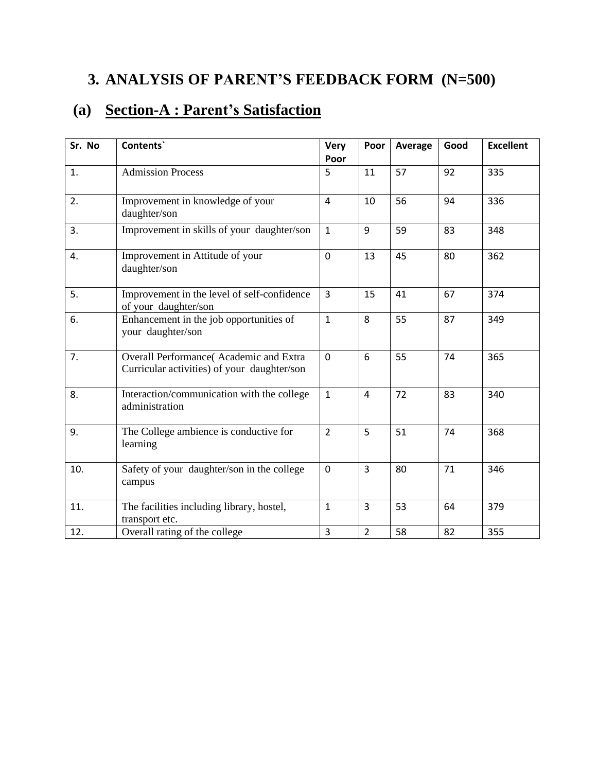## 3. ANALYSIS OF PARENT'S FEEDBACK FORM (N=500)

### (a) Section-A : Parent's Satisfaction

| Sr. No | Contents` | Very Poor | Poor | Average | Good | Excellent |
|---|---|---|---|---|---|---|
| 1. | Admission Process | 5 | 11 | 57 | 92 | 335 |
| 2. | Improvement in knowledge of your daughter/son | 4 | 10 | 56 | 94 | 336 |
| 3. | Improvement in skills of your daughter/son | 1 | 9 | 59 | 83 | 348 |
| 4. | Improvement in Attitude of your daughter/son | 0 | 13 | 45 | 80 | 362 |
| 5. | Improvement in the level of self-confidence of your daughter/son | 3 | 15 | 41 | 67 | 374 |
| 6. | Enhancement in the job opportunities of your daughter/son | 1 | 8 | 55 | 87 | 349 |
| 7. | Overall Performance( Academic and Extra Curricular activities) of your daughter/son | 0 | 6 | 55 | 74 | 365 |
| 8. | Interaction/communication with the college administration | 1 | 4 | 72 | 83 | 340 |
| 9. | The College ambience is conductive for learning | 2 | 5 | 51 | 74 | 368 |
| 10. | Safety of your daughter/son in the college campus | 0 | 3 | 80 | 71 | 346 |
| 11. | The facilities including library, hostel, transport etc. | 1 | 3 | 53 | 64 | 379 |
| 12. | Overall rating of the college | 3 | 2 | 58 | 82 | 355 |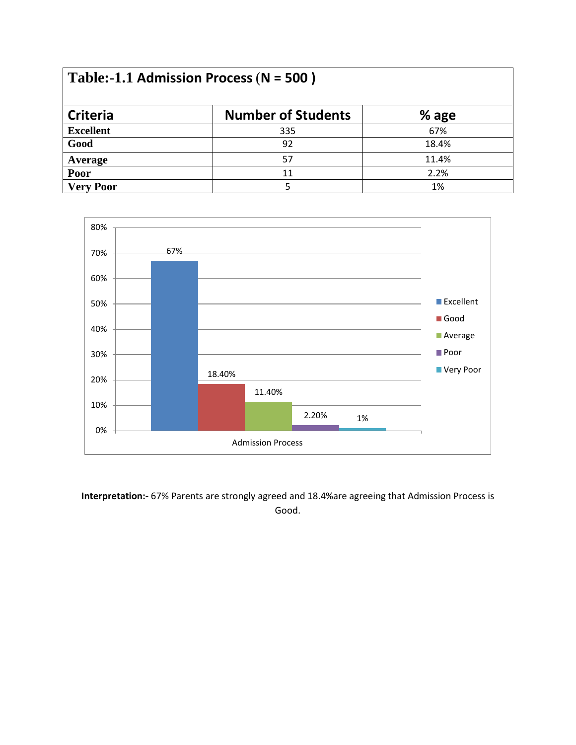| Table:-1.1 Admission Process (N = 500 ) | | |
|---|---|---|
| **Criteria** | **Number of Students** | **% age** |
| **Excellent** | 335 | 67% |
| **Good** | 92 | 18.4% |
| **Average** | 57 | 11.4% |
| **Poor** | 11 | 2.2% |
| **Very Poor** | 5 | 1% |

**Interpretation:-** 67% Parents are strongly agreed and 18.4%are agreeing that Admission Process is Good.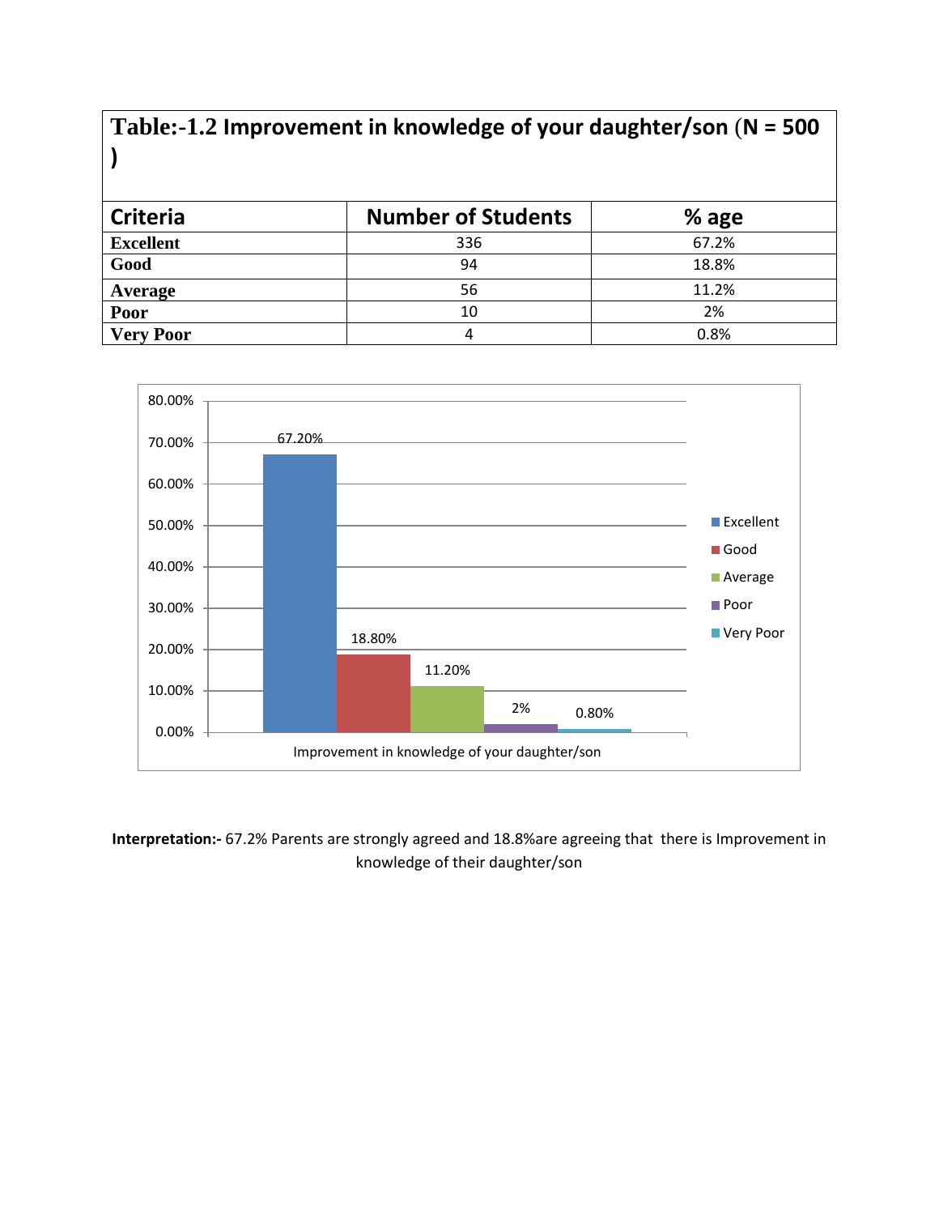**Table:-1.2 Improvement in knowledge of your daughter/son (N = 500 )**

| Criteria | Number of Students | % age |
|---|---|---|
| **Excellent** | 336 | 67.2% |
| **Good** | 94 | 18.8% |
| **Average** | 56 | 11.2% |
| **Poor** | 10 | 2% |
| **Very Poor** | 4 | 0.8% |

**Interpretation:-** 67.2% Parents are strongly agreed and 18.8%are agreeing that there is Improvement in knowledge of their daughter/son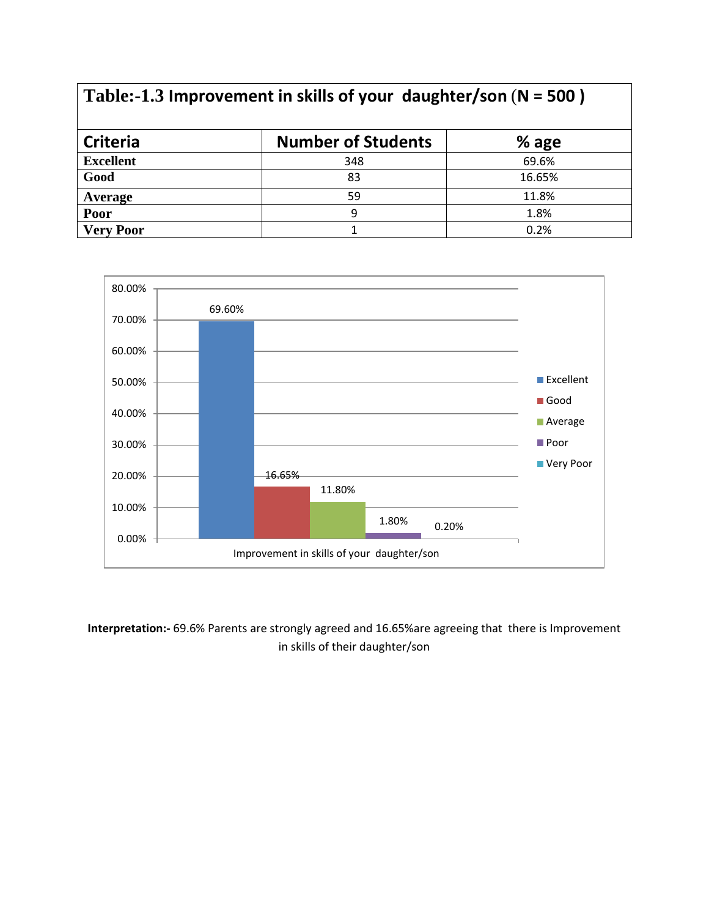| Table:-1.3 Improvement in skills of your daughter/son (N = 500 ) | | |
|---|---|---|
| **Criteria** | **Number of Students** | **% age** |
| **Excellent** | 348 | 69.6% |
| **Good** | 83 | 16.65% |
| **Average** | 59 | 11.8% |
| **Poor** | 9 | 1.8% |
| **Very Poor** | 1 | 0.2% |

**Interpretation:-** 69.6% Parents are strongly agreed and 16.65%are agreeing that there is Improvement in skills of their daughter/son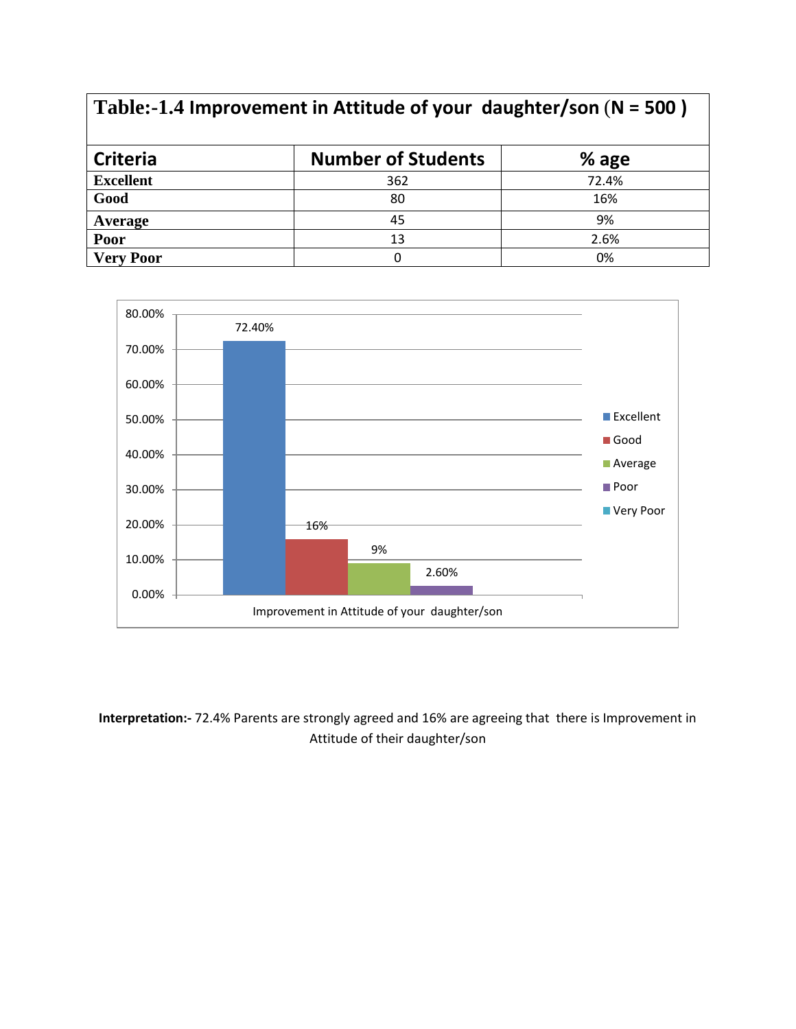**Table:-1.4 Improvement in Attitude of your daughter/son (N = 500 )**

| Criteria | Number of Students | % age |
|---|---|---|
| **Excellent** | 362 | 72.4% |
| **Good** | 80 | 16% |
| **Average** | 45 | 9% |
| **Poor** | 13 | 2.6% |
| **Very Poor** | 0 | 0% |

**Interpretation:-** 72.4% Parents are strongly agreed and 16% are agreeing that there is Improvement in Attitude of their daughter/son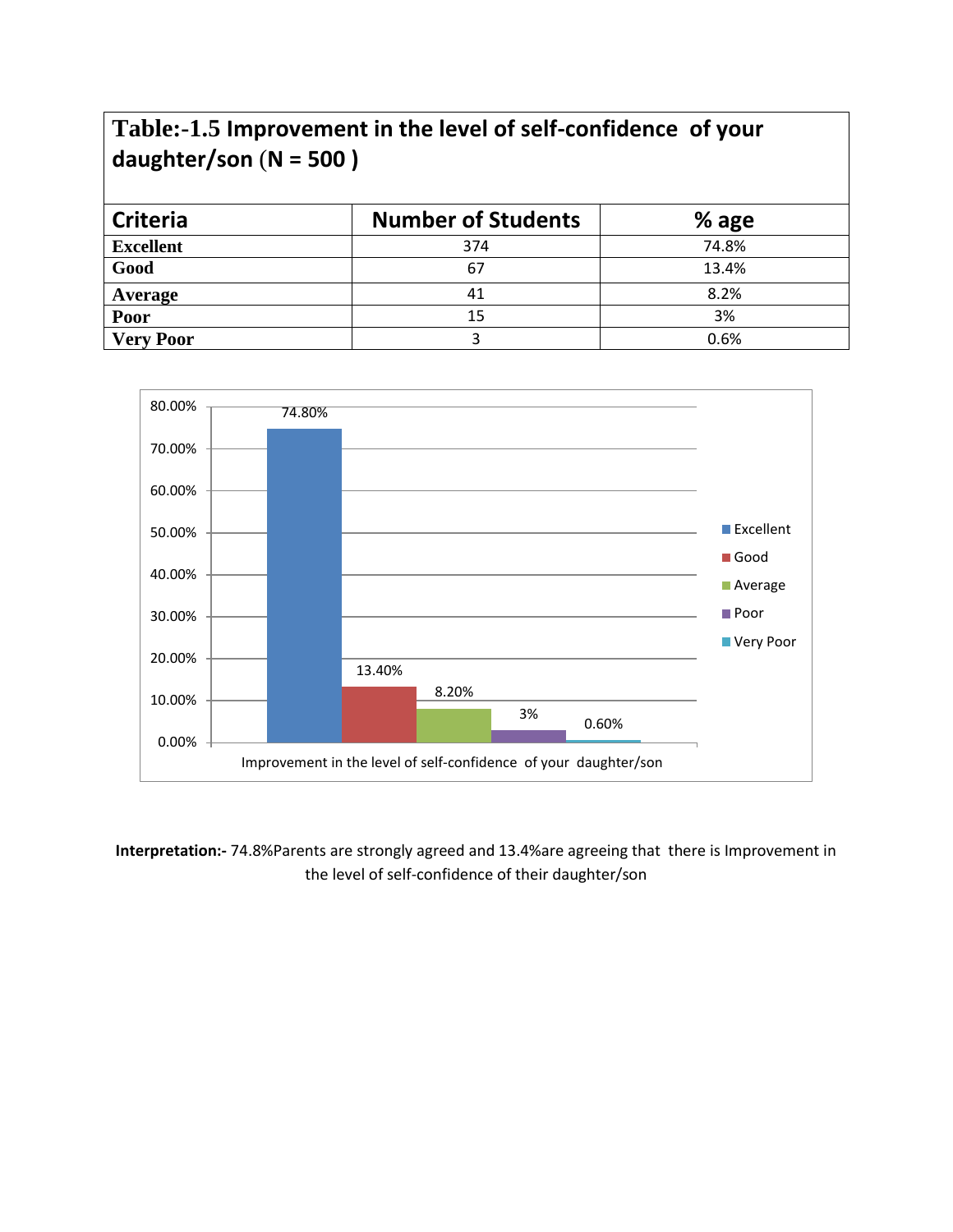| **Table:-1.5 Improvement in the level of self-confidence of your daughter/son (N = 500 )** | | |
|---|---|---|
| **Criteria** | **Number of Students** | **% age** |
| **Excellent** | 374 | 74.8% |
| **Good** | 67 | 13.4% |
| **Average** | 41 | 8.2% |
| **Poor** | 15 | 3% |
| **Very Poor** | 3 | 0.6% |

**Interpretation:-** 74.8%Parents are strongly agreed and 13.4%are agreeing that there is Improvement in the level of self-confidence of their daughter/son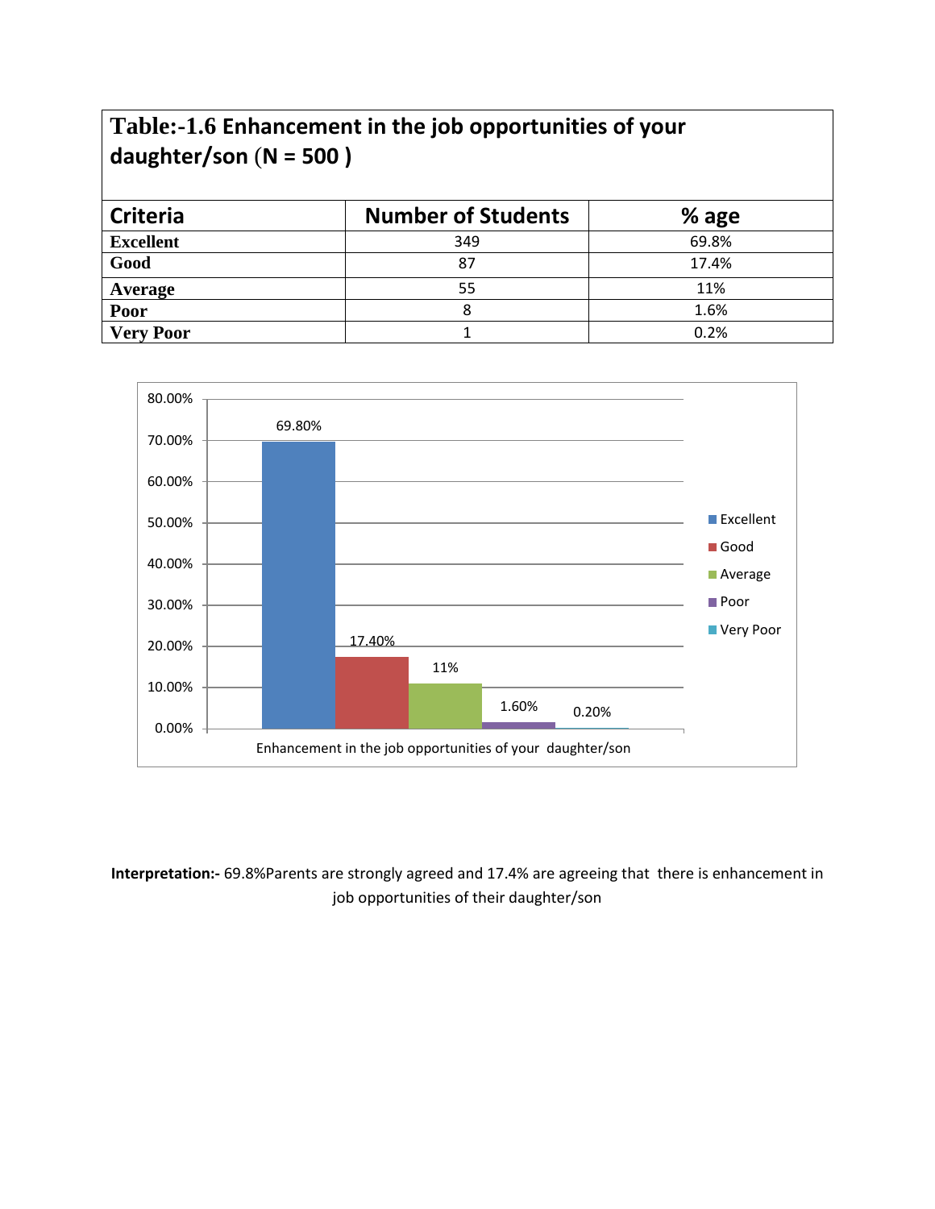## Table:-1.6 Enhancement in the job opportunities of your daughter/son (N = 500 )

| Criteria | Number of Students | % age |
|---|---|---|
| **Excellent** | 349 | 69.8% |
| **Good** | 87 | 17.4% |
| **Average** | 55 | 11% |
| **Poor** | 8 | 1.6% |
| **Very Poor** | 1 | 0.2% |

**Interpretation:-** 69.8%Parents are strongly agreed and 17.4% are agreeing that there is enhancement in job opportunities of their daughter/son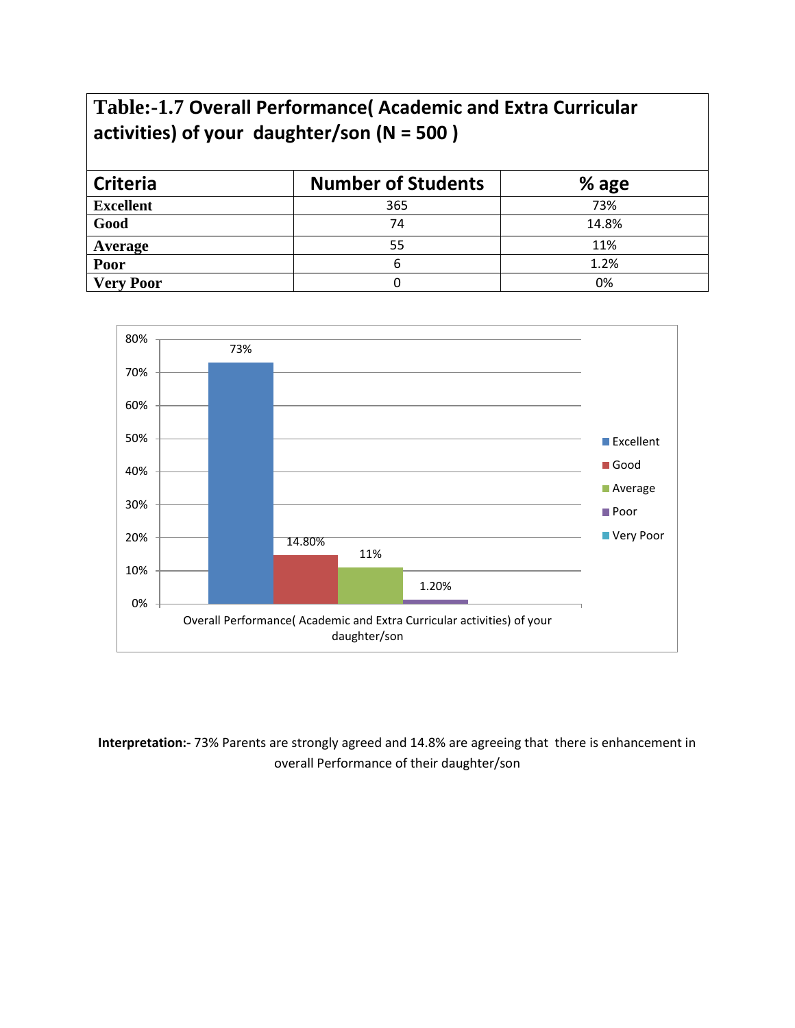## Table:-1.7 Overall Performance( Academic and Extra Curricular activities) of your daughter/son (N = 500 )

| Criteria | Number of Students | % age |
|---|---|---|
| **Excellent** | 365 | 73% |
| **Good** | 74 | 14.8% |
| **Average** | 55 | 11% |
| **Poor** | 6 | 1.2% |
| **Very Poor** | 0 | 0% |

**Interpretation:-** 73% Parents are strongly agreed and 14.8% are agreeing that there is enhancement in overall Performance of their daughter/son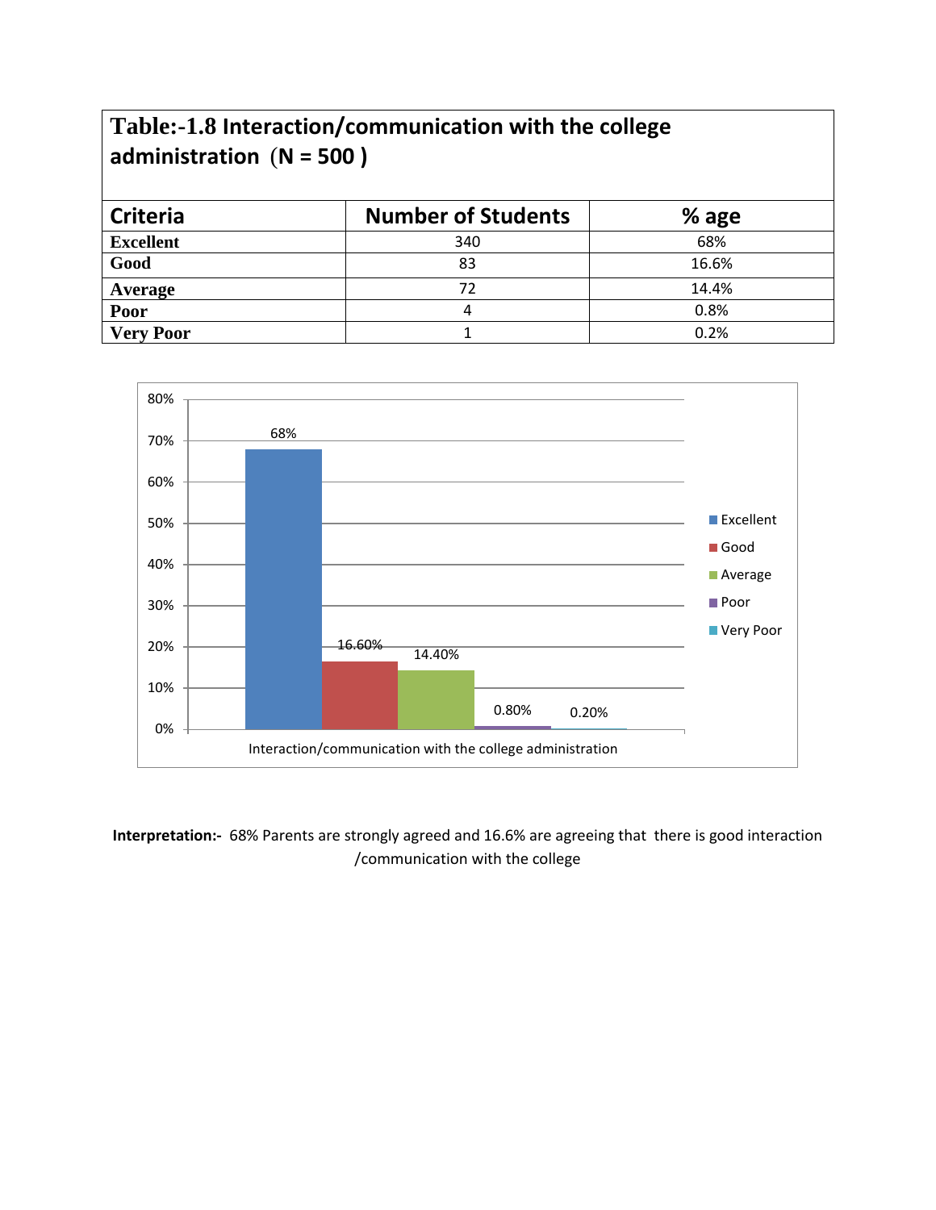**Table:-1.8 Interaction/communication with the college administration (N = 500 )**

| Criteria | Number of Students | % age |
|---|---|---|
| **Excellent** | 340 | 68% |
| **Good** | 83 | 16.6% |
| **Average** | 72 | 14.4% |
| **Poor** | 4 | 0.8% |
| **Very Poor** | 1 | 0.2% |

**Interpretation:-** 68% Parents are strongly agreed and 16.6% are agreeing that there is good interaction /communication with the college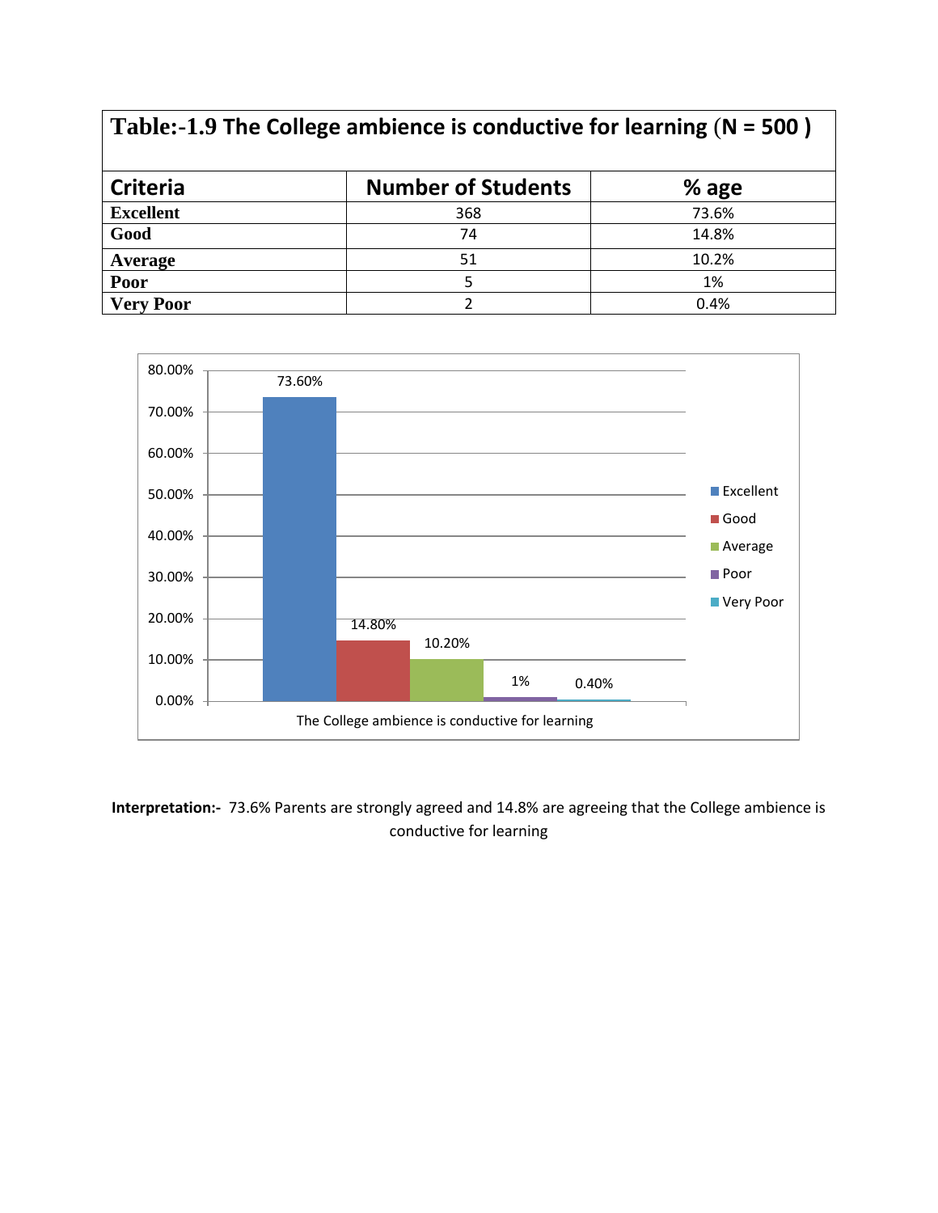**Table:-1.9 The College ambience is conductive for learning (N = 500 )**

| Criteria | Number of Students | % age |
|---|---|---|
| **Excellent** | 368 | 73.6% |
| **Good** | 74 | 14.8% |
| **Average** | 51 | 10.2% |
| **Poor** | 5 | 1% |
| **Very Poor** | 2 | 0.4% |

**Interpretation:-** 73.6% Parents are strongly agreed and 14.8% are agreeing that the College ambience is conductive for learning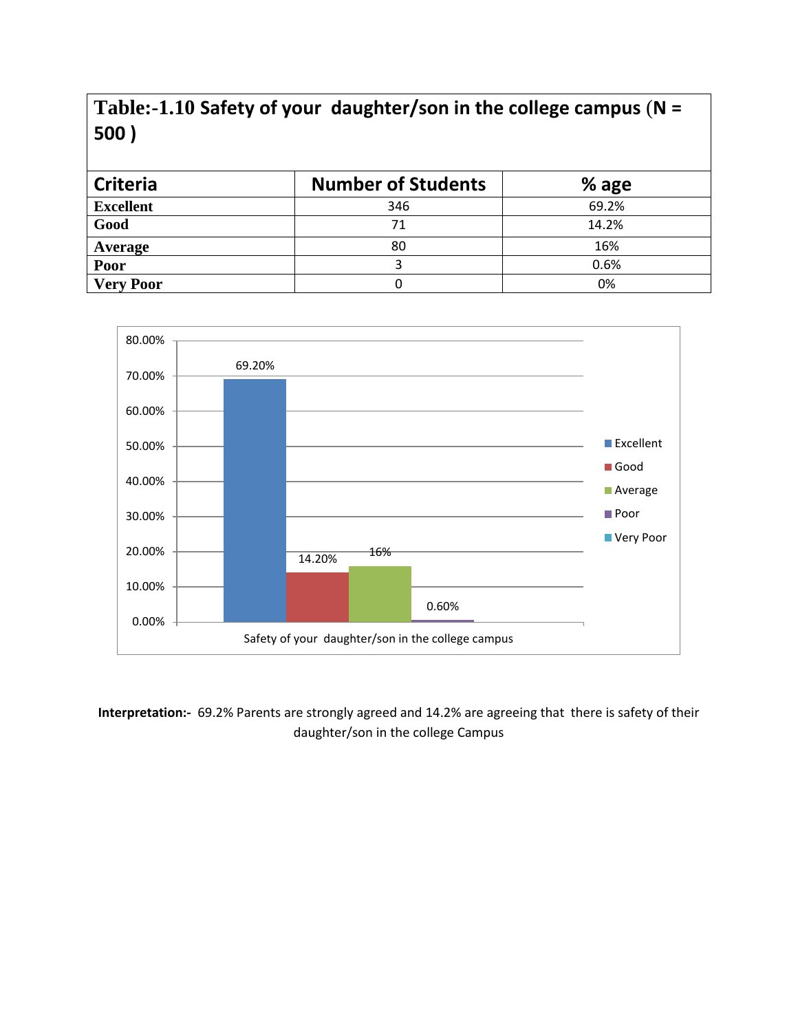## Table:-1.10 Safety of your daughter/son in the college campus (N = 500 )

| Criteria | Number of Students | % age |
|---|---|---|
| **Excellent** | 346 | 69.2% |
| **Good** | 71 | 14.2% |
| **Average** | 80 | 16% |
| **Poor** | 3 | 0.6% |
| **Very Poor** | 0 | 0% |

**Interpretation:-** 69.2% Parents are strongly agreed and 14.2% are agreeing that there is safety of their daughter/son in the college Campus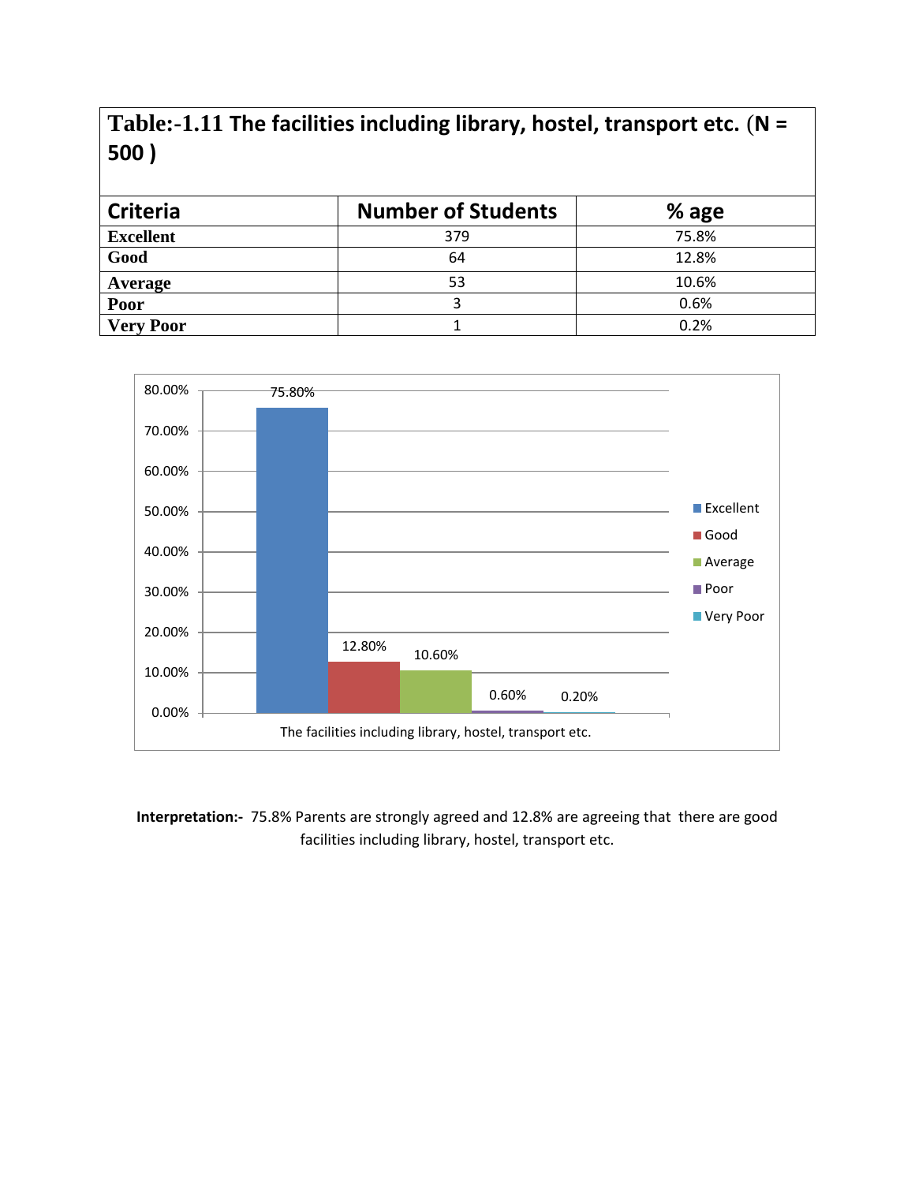**Table:-1.11 The facilities including library, hostel, transport etc. (N = 500 )**

| Criteria | Number of Students | % age |
|---|---|---|
| **Excellent** | 379 | 75.8% |
| **Good** | 64 | 12.8% |
| **Average** | 53 | 10.6% |
| **Poor** | 3 | 0.6% |
| **Very Poor** | 1 | 0.2% |

**Interpretation:-** 75.8% Parents are strongly agreed and 12.8% are agreeing that there are good facilities including library, hostel, transport etc.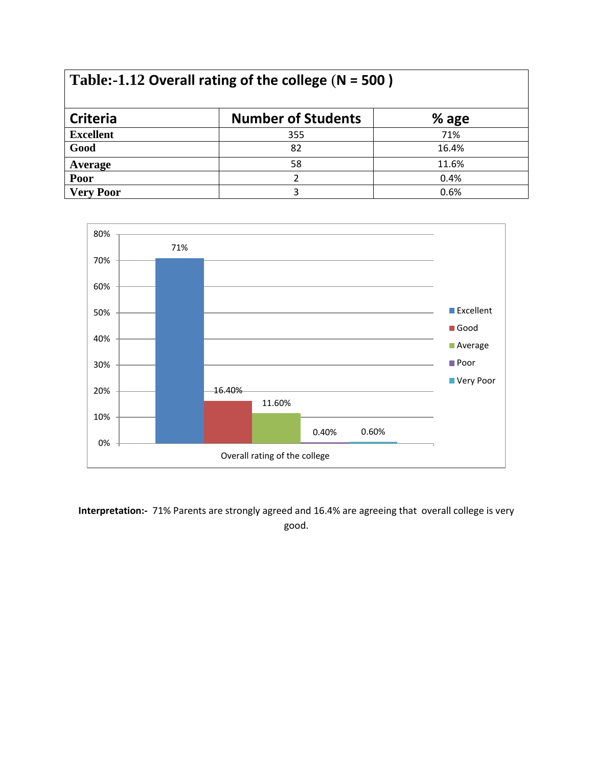**Table:-1.12 Overall rating of the college (N = 500 )**

| Criteria | Number of Students | % age |
|---|---|---|
| **Excellent** | 355 | 71% |
| **Good** | 82 | 16.4% |
| **Average** | 58 | 11.6% |
| **Poor** | 2 | 0.4% |
| **Very Poor** | 3 | 0.6% |

**Interpretation:-** 71% Parents are strongly agreed and 16.4% are agreeing that overall college is very good.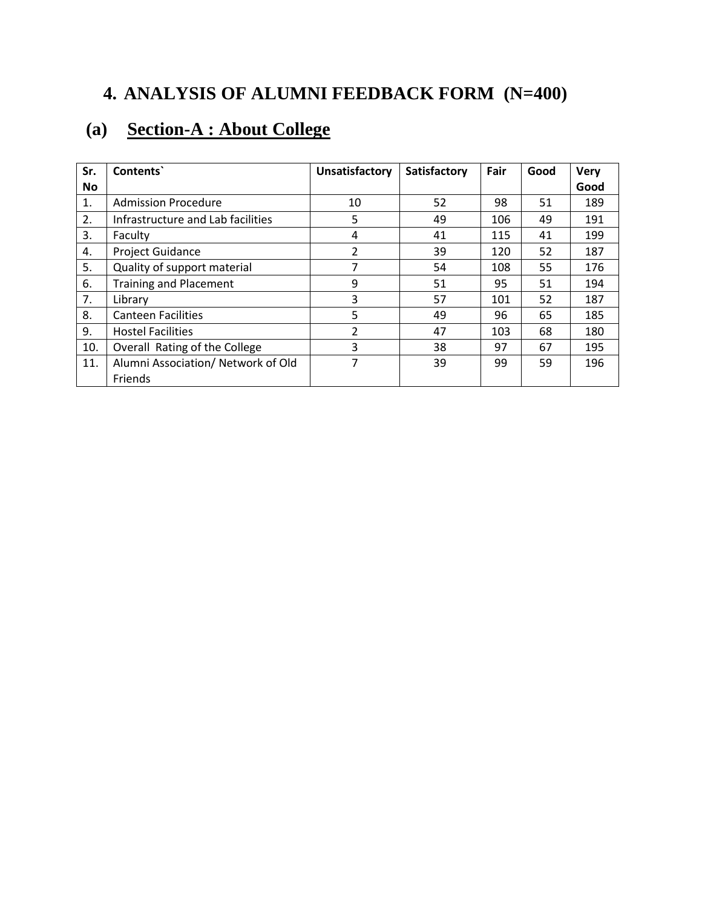## 4. ANALYSIS OF ALUMNI FEEDBACK FORM (N=400)

### (a) Section-A : About College

| Sr. No | Contents` | Unsatisfactory | Satisfactory | Fair | Good | Very Good |
|---|---|---|---|---|---|---|
| 1. | Admission Procedure | 10 | 52 | 98 | 51 | 189 |
| 2. | Infrastructure and Lab facilities | 5 | 49 | 106 | 49 | 191 |
| 3. | Faculty | 4 | 41 | 115 | 41 | 199 |
| 4. | Project Guidance | 2 | 39 | 120 | 52 | 187 |
| 5. | Quality of support material | 7 | 54 | 108 | 55 | 176 |
| 6. | Training and Placement | 9 | 51 | 95 | 51 | 194 |
| 7. | Library | 3 | 57 | 101 | 52 | 187 |
| 8. | Canteen Facilities | 5 | 49 | 96 | 65 | 185 |
| 9. | Hostel Facilities | 2 | 47 | 103 | 68 | 180 |
| 10. | Overall Rating of the College | 3 | 38 | 97 | 67 | 195 |
| 11. | Alumni Association/ Network of Old Friends | 7 | 39 | 99 | 59 | 196 |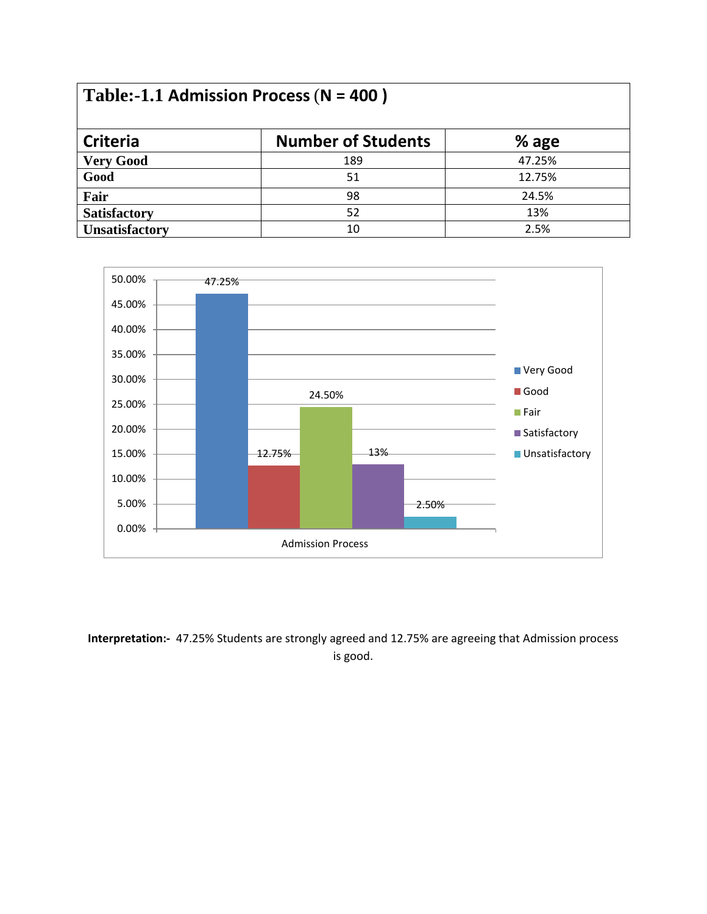**Table:-1.1 Admission Process (N = 400 )**

| Criteria | Number of Students | % age |
|---|---|---|
| Very Good | 189 | 47.25% |
| Good | 51 | 12.75% |
| Fair | 98 | 24.5% |
| Satisfactory | 52 | 13% |
| Unsatisfactory | 10 | 2.5% |

**Interpretation:-** 47.25% Students are strongly agreed and 12.75% are agreeing that Admission process is good.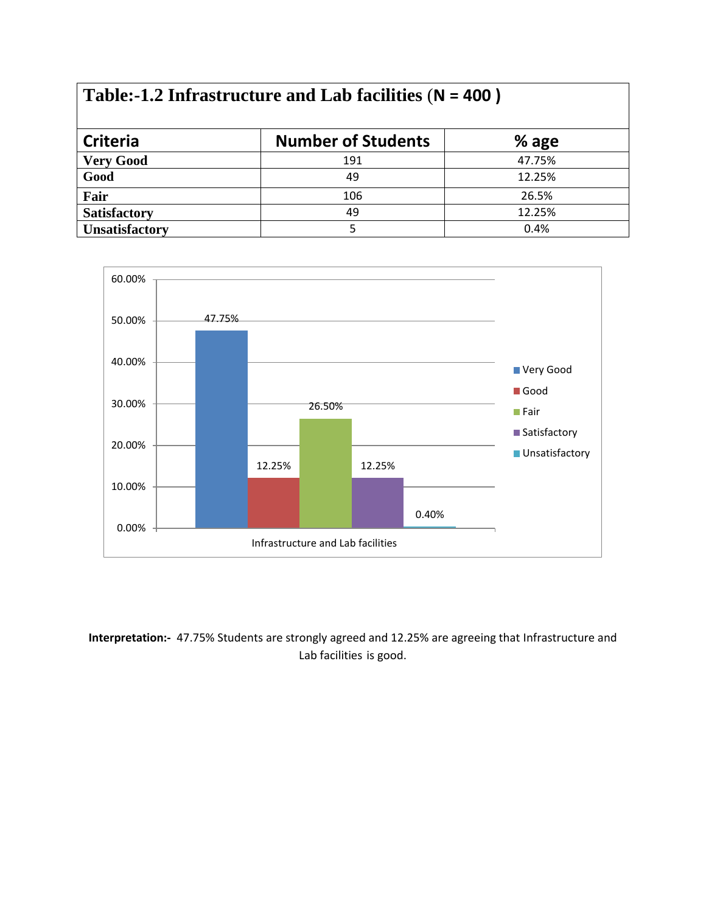| **Table:-1.2 Infrastructure and Lab facilities (N = 400 )** | | |
|---|---|---|
| **Criteria** | **Number of Students** | **% age** |
| **Very Good** | 191 | 47.75% |
| **Good** | 49 | 12.25% |
| **Fair** | 106 | 26.5% |
| **Satisfactory** | 49 | 12.25% |
| **Unsatisfactory** | 5 | 0.4% |

**Interpretation:-** 47.75% Students are strongly agreed and 12.25% are agreeing that Infrastructure and Lab facilities is good.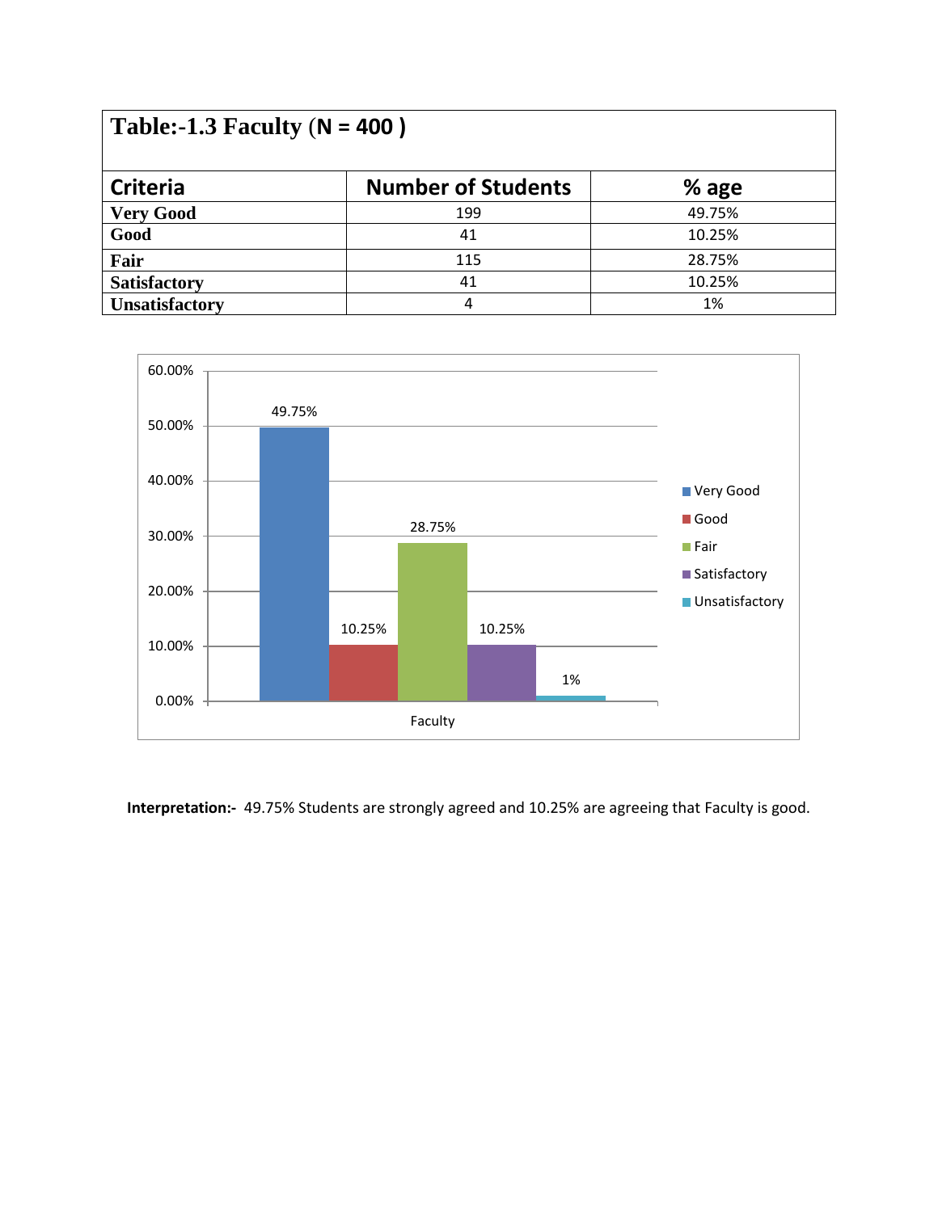| Table:-1.3 Faculty (N = 400 ) | | |
|---|---|---|
| **Criteria** | **Number of Students** | **% age** |
| **Very Good** | 199 | 49.75% |
| **Good** | 41 | 10.25% |
| **Fair** | 115 | 28.75% |
| **Satisfactory** | 41 | 10.25% |
| **Unsatisfactory** | 4 | 1% |

**Interpretation:-** 49.75% Students are strongly agreed and 10.25% are agreeing that Faculty is good.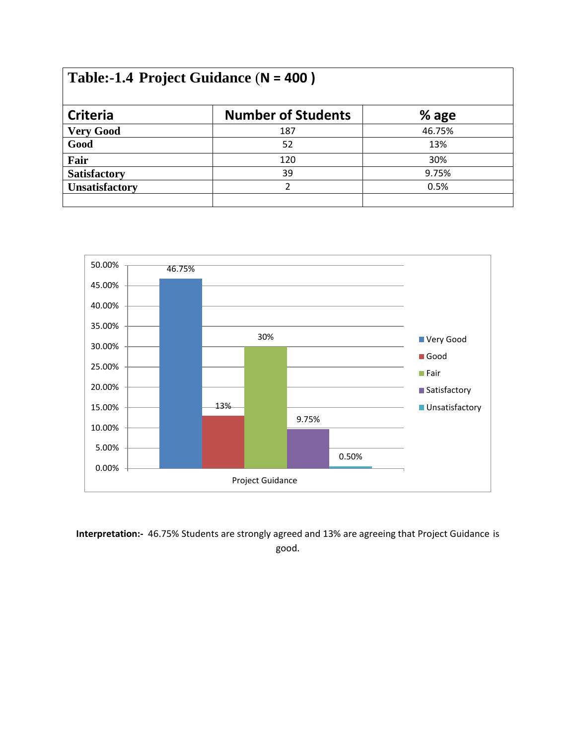**Table:-1.4 Project Guidance (N = 400 )**

| Criteria | Number of Students | % age |
|---|---|---|
| Very Good | 187 | 46.75% |
| Good | 52 | 13% |
| Fair | 120 | 30% |
| Satisfactory | 39 | 9.75% |
| Unsatisfactory | 2 | 0.5% |
| | | |

**Interpretation:-** 46.75% Students are strongly agreed and 13% are agreeing that Project Guidance is good.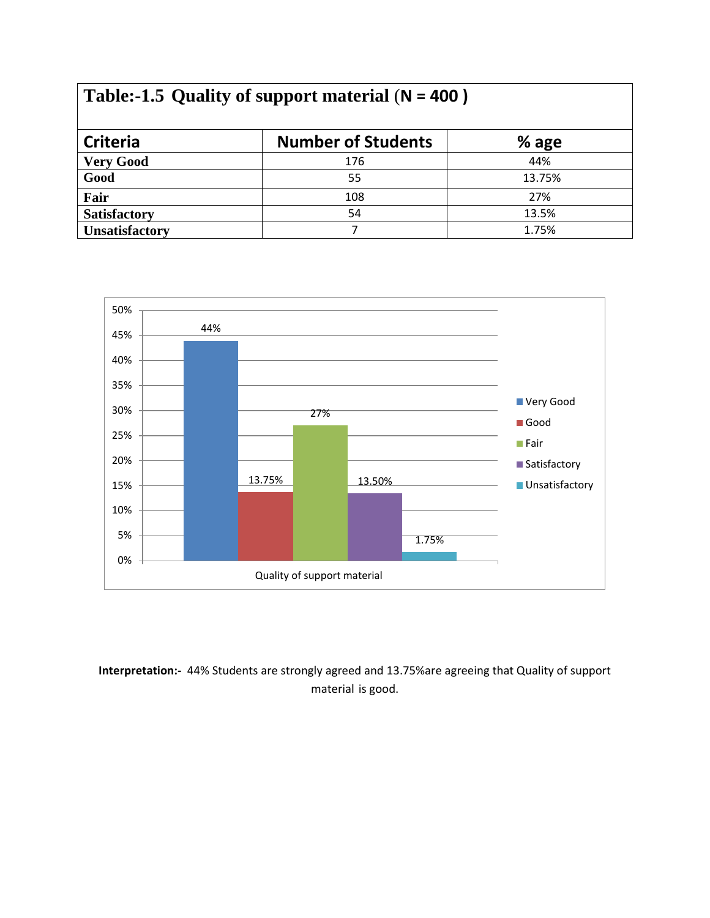| **Table:-1.5 Quality of support material (N = 400 )** | | |
|---|---|---|
| **Criteria** | **Number of Students** | **% age** |
| **Very Good** | 176 | 44% |
| **Good** | 55 | 13.75% |
| **Fair** | 108 | 27% |
| **Satisfactory** | 54 | 13.5% |
| **Unsatisfactory** | 7 | 1.75% |

**Interpretation:-** 44% Students are strongly agreed and 13.75%are agreeing that Quality of support material is good.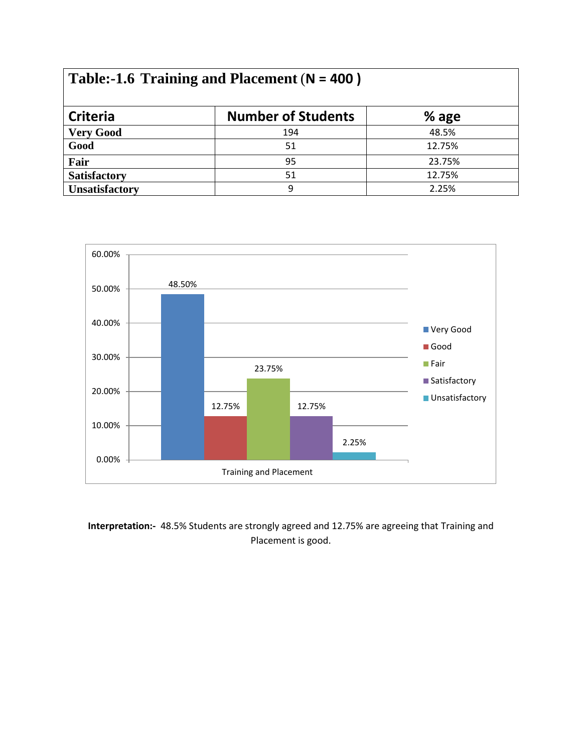| **Table:-1.6 Training and Placement (N = 400 )** | | |
|---|---|---|
| **Criteria** | **Number of Students** | **% age** |
| **Very Good** | 194 | 48.5% |
| **Good** | 51 | 12.75% |
| **Fair** | 95 | 23.75% |
| **Satisfactory** | 51 | 12.75% |
| **Unsatisfactory** | 9 | 2.25% |

**Interpretation:-** 48.5% Students are strongly agreed and 12.75% are agreeing that Training and Placement is good.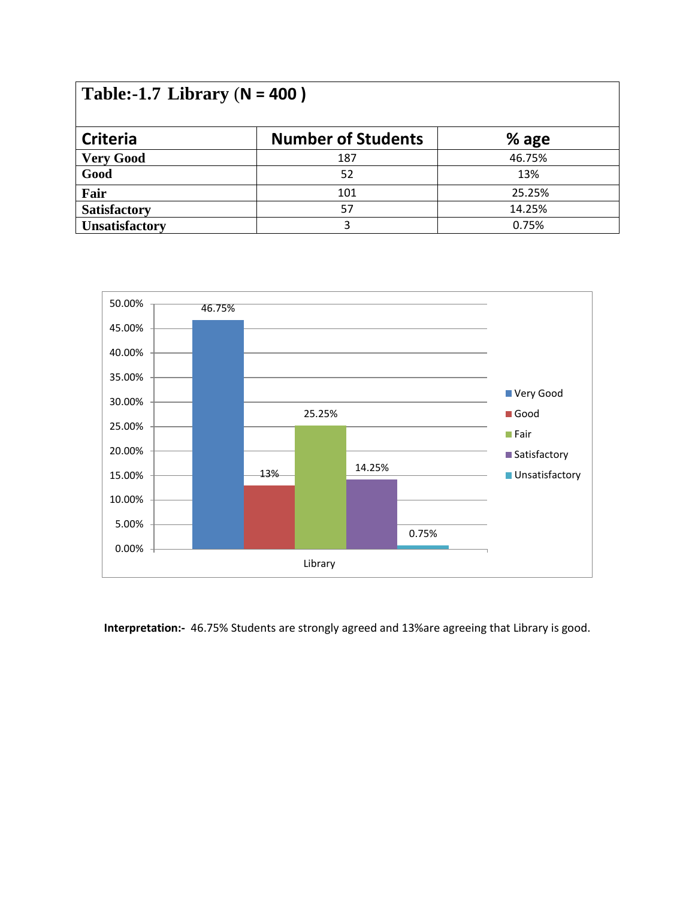| Table:-1.7 Library (N = 400 ) | | |
|---|---|---|
| **Criteria** | **Number of Students** | **% age** |
| **Very Good** | 187 | 46.75% |
| **Good** | 52 | 13% |
| **Fair** | 101 | 25.25% |
| **Satisfactory** | 57 | 14.25% |
| **Unsatisfactory** | 3 | 0.75% |

**Interpretation:-** 46.75% Students are strongly agreed and 13%are agreeing that Library is good.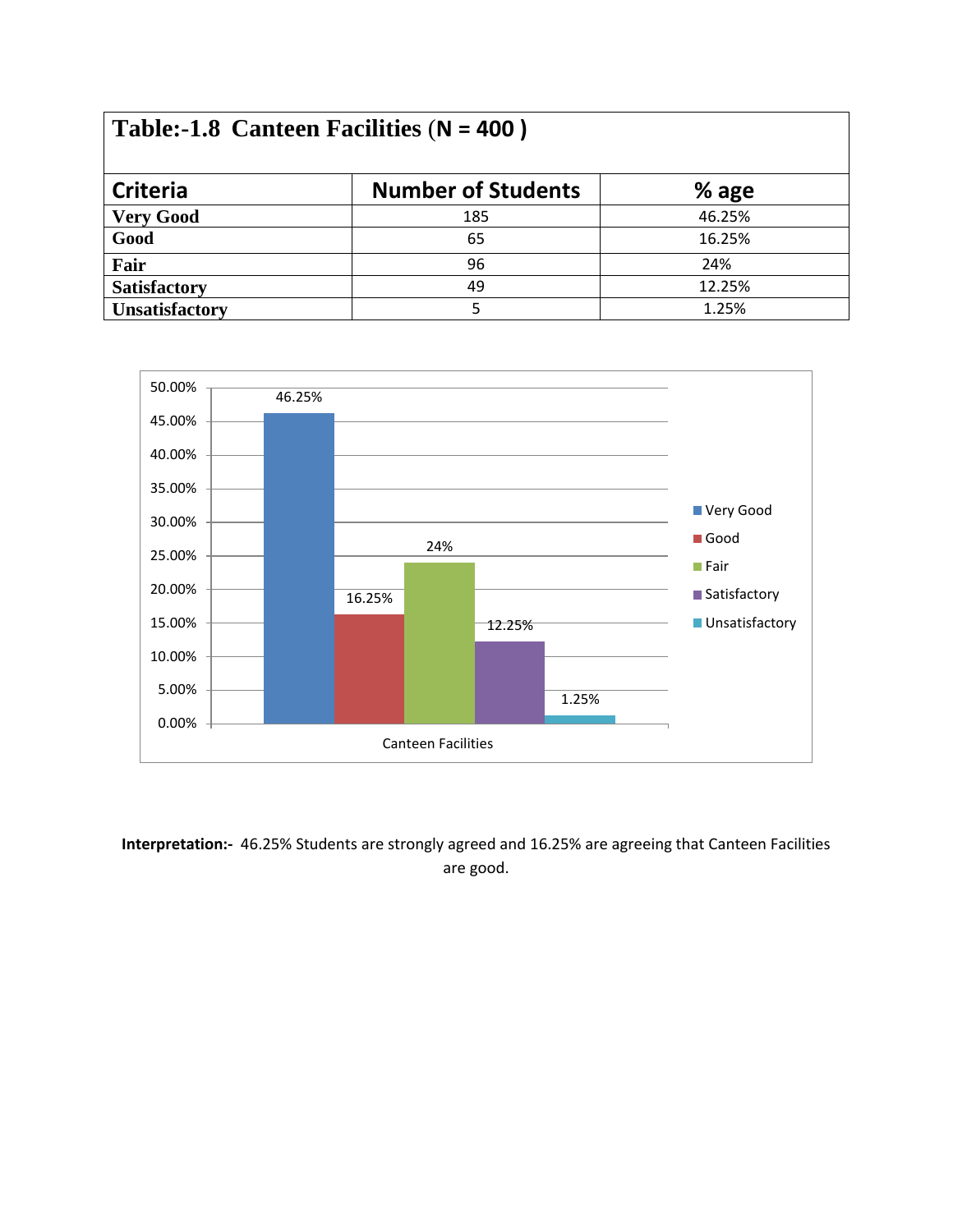## Table:-1.8 Canteen Facilities (N = 400 )

| Criteria | Number of Students | % age |
|---|---|---|
| Very Good | 185 | 46.25% |
| Good | 65 | 16.25% |
| Fair | 96 | 24% |
| Satisfactory | 49 | 12.25% |
| Unsatisfactory | 5 | 1.25% |

**Interpretation:-** 46.25% Students are strongly agreed and 16.25% are agreeing that Canteen Facilities are good.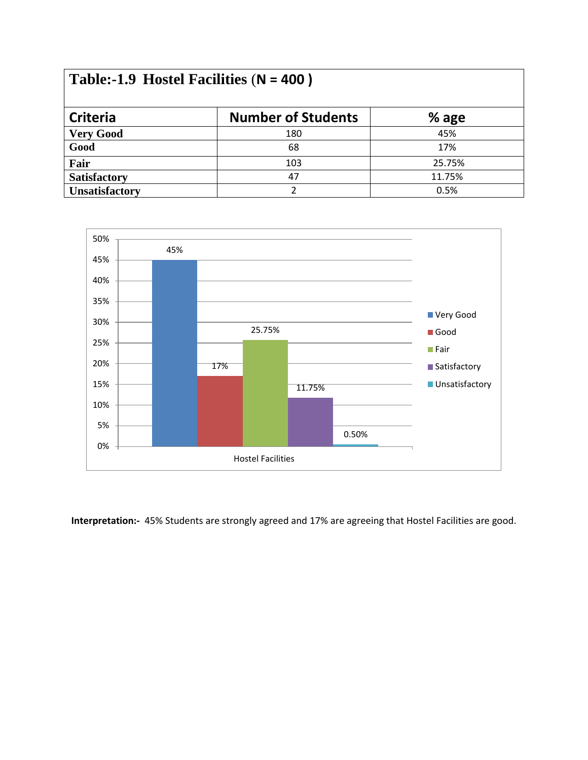| **Table:-1.9 Hostel Facilities (N = 400 )** | | |
|---|---|---|
| **Criteria** | **Number of Students** | **% age** |
| **Very Good** | 180 | 45% |
| **Good** | 68 | 17% |
| **Fair** | 103 | 25.75% |
| **Satisfactory** | 47 | 11.75% |
| **Unsatisfactory** | 2 | 0.5% |

**Interpretation:-** 45% Students are strongly agreed and 17% are agreeing that Hostel Facilities are good.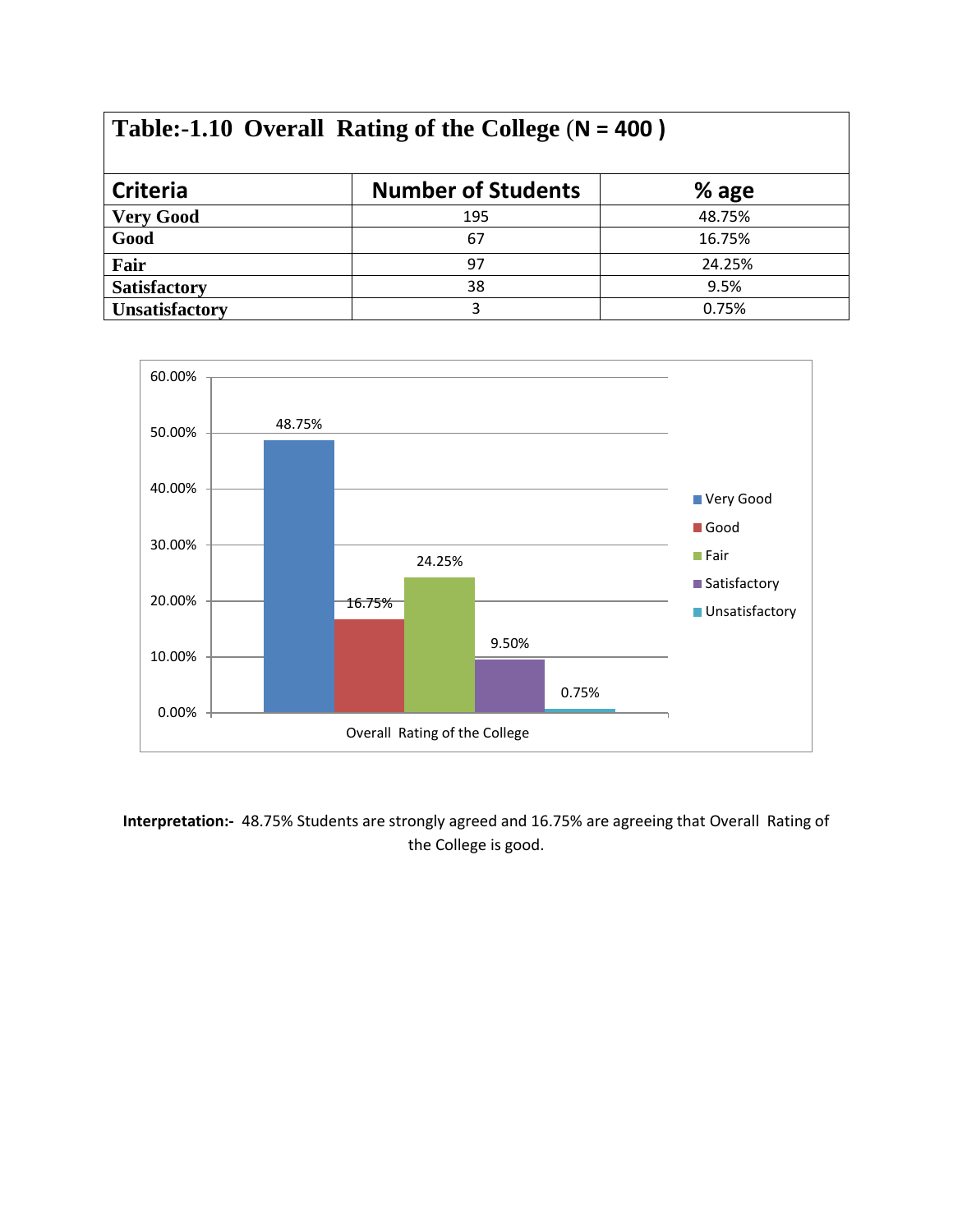## Table:-1.10 Overall Rating of the College (N = 400 )

| Criteria | Number of Students | % age |
|---|---|---|
| Very Good | 195 | 48.75% |
| Good | 67 | 16.75% |
| Fair | 97 | 24.25% |
| Satisfactory | 38 | 9.5% |
| Unsatisfactory | 3 | 0.75% |

**Interpretation:-** 48.75% Students are strongly agreed and 16.75% are agreeing that Overall Rating of the College is good.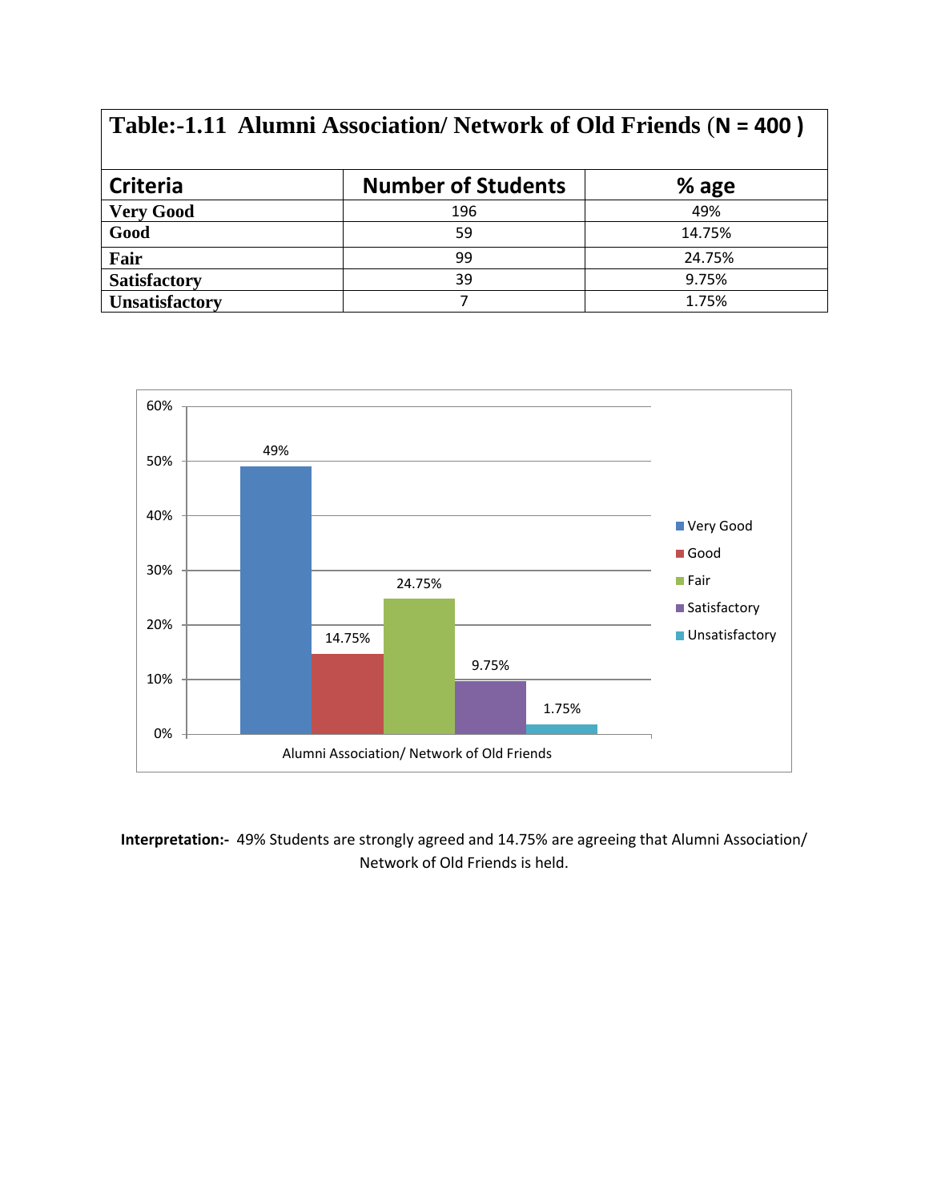**Table:-1.11 Alignment Association/ Network of Old Friends (N = 400 )**

| Criteria | Number of Students | % age |
|---|---|---|
| **Very Good** | 196 | 49% |
| **Good** | 59 | 14.75% |
| **Fair** | 99 | 24.75% |
| **Satisfactory** | 39 | 9.75% |
| **Unsatisfactory** | 7 | 1.75% |

**Interpretation:-** 49% Students are strongly agreed and 14.75% are agreeing that Alumni Association/ Network of Old Friends is held.

**Table:-1.11 Alumni Association/ Network of Old Friends (N = 400 )**

| Criteria | Number of Students | % age |
|---|---|---|
| **Very Good** | 196 | 49% |
| **Good** | 59 | 14.75% |
| **Fair** | 99 | 24.75% |
| **Satisfactory** | 39 | 9.75% |
| **Unsatisfactory** | 7 | 1.75% |

**Interpretation:-** 49% Students are strongly agreed and 14.75% are agreeing that Alumni Association/ Network of Old Friends is held.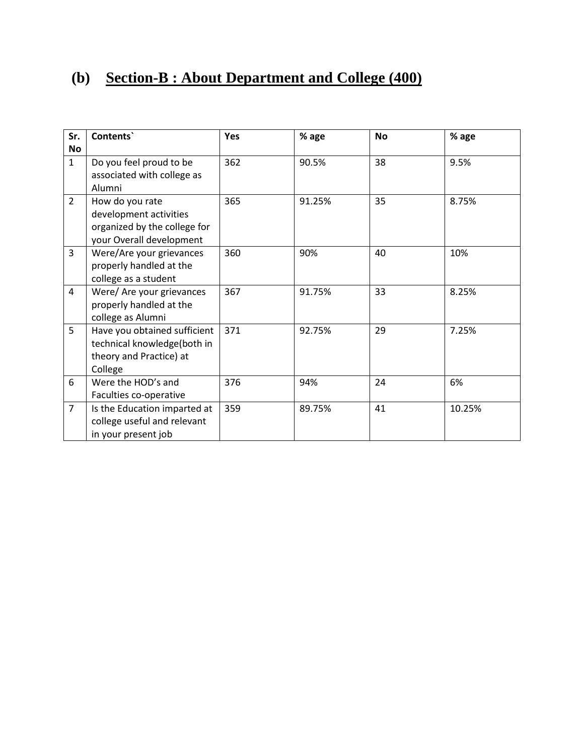## (b) Section-B : About Department and College (400)

| Sr. No | Contents` | Yes | % age | No | % age |
|---|---|---|---|---|---|
| 1 | Do you feel proud to be associated with college as Alumni | 362 | 90.5% | 38 | 9.5% |
| 2 | How do you rate development activities organized by the college for your Overall development | 365 | 91.25% | 35 | 8.75% |
| 3 | Were/Are your grievances properly handled at the college as a student | 360 | 90% | 40 | 10% |
| 4 | Were/ Are your grievances properly handled at the college as Alumni | 367 | 91.75% | 33 | 8.25% |
| 5 | Have you obtained sufficient technical knowledge(both in theory and Practice) at College | 371 | 92.75% | 29 | 7.25% |
| 6 | Were the HOD's and Faculties co-operative | 376 | 94% | 24 | 6% |
| 7 | Is the Education imparted at college useful and relevant in your present job | 359 | 89.75% | 41 | 10.25% |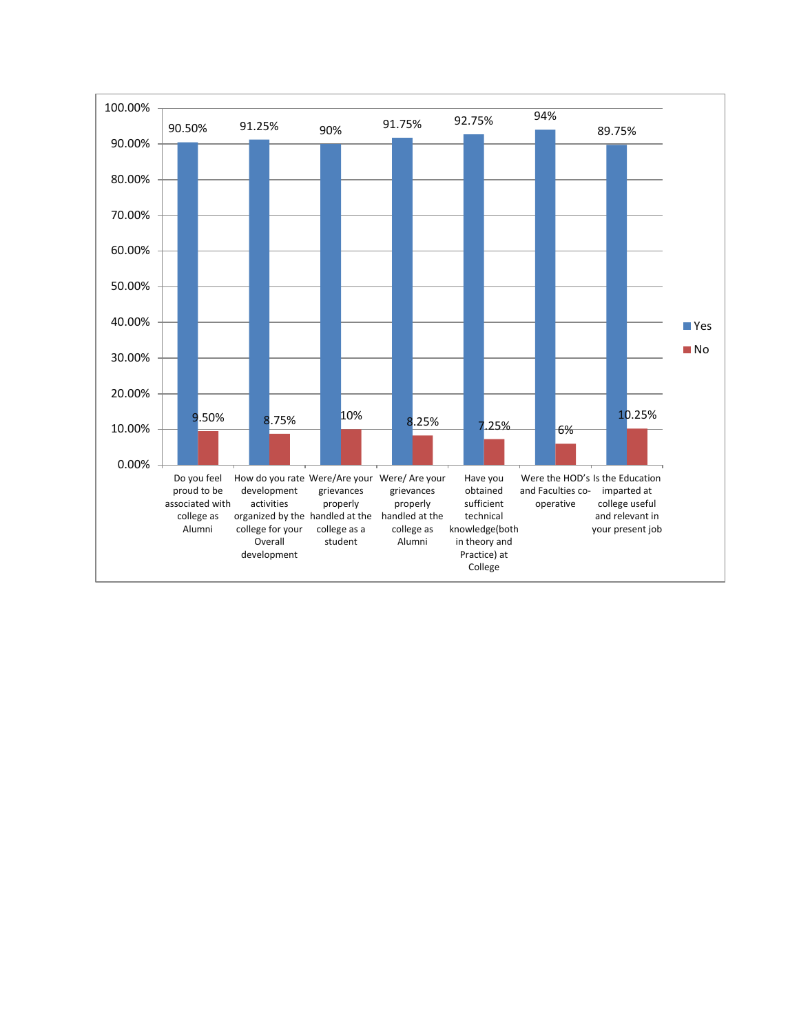| Question | Yes | No |
|---|---|---|
| Do you feel proud to be associated with college as Alumni | 90.50% | 9.50% |
| How do you rate development activities organized by the college for your Overall development | 91.25% | 8.75% |
| Were/Are your grievances properly handled at the college as a student | 90% | 10% |
| Were/ Are your grievances properly handled at the college as Alumni | 91.75% | 8.25% |
| Have you obtained sufficient technical knowledge(both in theory and Practice) at College | 92.75% | 7.25% |
| Were the HOD's and Faculties co-operative | 94% | 6% |
| Is the Education imparted at college useful and relevant in your present job | 89.75% | 10.25% |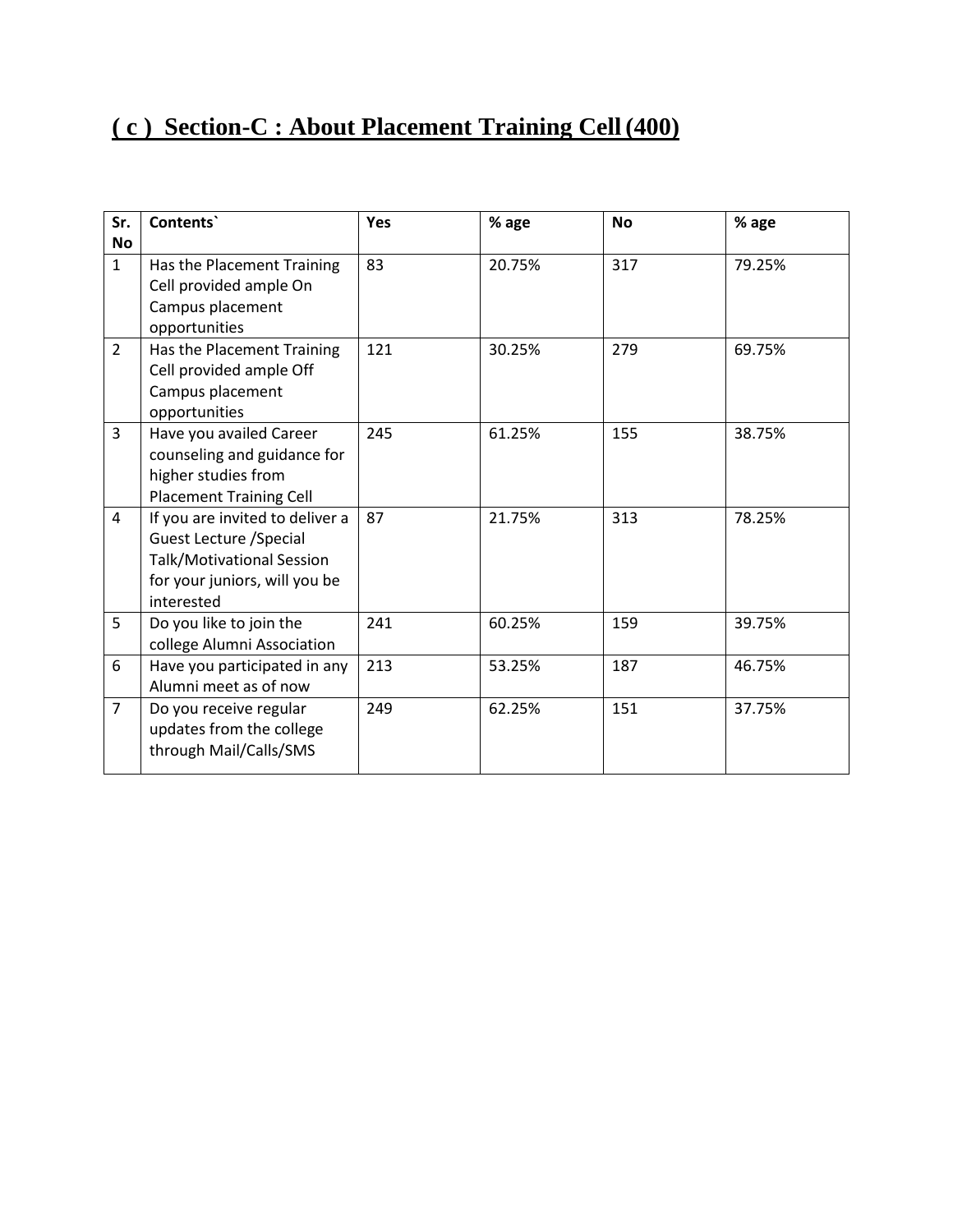## ( c ) Section-C : About Placement Training Cell (400)

| Sr. No | Contents` | Yes | % age | No | % age |
|---|---|---|---|---|---|
| 1 | Has the Placement Training Cell provided ample On Campus placement opportunities | 83 | 20.75% | 317 | 79.25% |
| 2 | Has the Placement Training Cell provided ample Off Campus placement opportunities | 121 | 30.25% | 279 | 69.75% |
| 3 | Have you availed Career counseling and guidance for higher studies from Placement Training Cell | 245 | 61.25% | 155 | 38.75% |
| 4 | If you are invited to deliver a Guest Lecture /Special Talk/Motivational Session for your juniors, will you be interested | 87 | 21.75% | 313 | 78.25% |
| 5 | Do you like to join the college Alumni Association | 241 | 60.25% | 159 | 39.75% |
| 6 | Have you participated in any Alumni meet as of now | 213 | 53.25% | 187 | 46.75% |
| 7 | Do you receive regular updates from the college through Mail/Calls/SMS | 249 | 62.25% | 151 | 37.75% |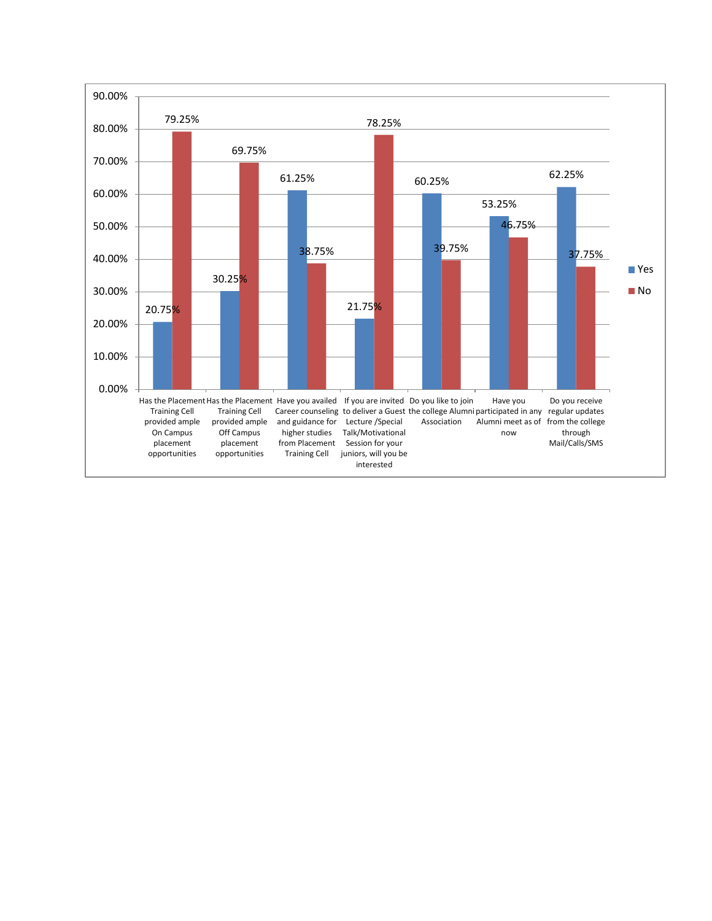90.00%
80.00%
70.00%
60.00%
50.00%
40.00%
30.00%
20.00%
10.00%
0.00%

20.75%
79.25%
30.25%
69.75%
61.25%
38.75%
21.75%
78.25%
60.25%
39.75%
53.25%
46.75%
62.25%
37.75%

Has the Placement Training Cell provided ample On Campus placement opportunities

Has the Placement Training Cell provided ample Off Campus placement opportunities

Have you availed Career counseling and guidance for higher studies from Placement Training Cell

If you are invited to deliver a Guest Lecture /Special Talk/Motivational Session for your juniors, will you be interested

Do you like to join the college Alumni Association

Have you participated in any Alumni meet as of now

Do you receive regular updates from the college through Mail/Calls/SMS

Yes
No